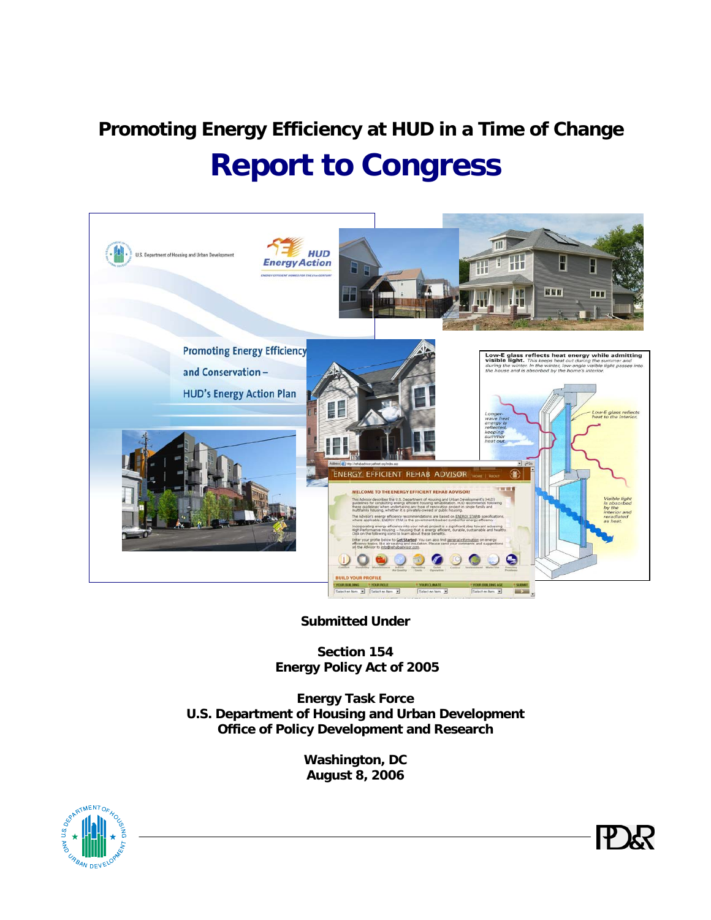# Promoting Energy Efficiency at HUD in a Time of Change

# Report to Congress

**Submitted Under**

**Section 154**
**Energy Policy Act of 2005**

**Energy Task Force**
**U.S. Department of Housing and Urban Development**
**Office of Policy Development and Research**

**Washington, DC**
**August 8, 2006**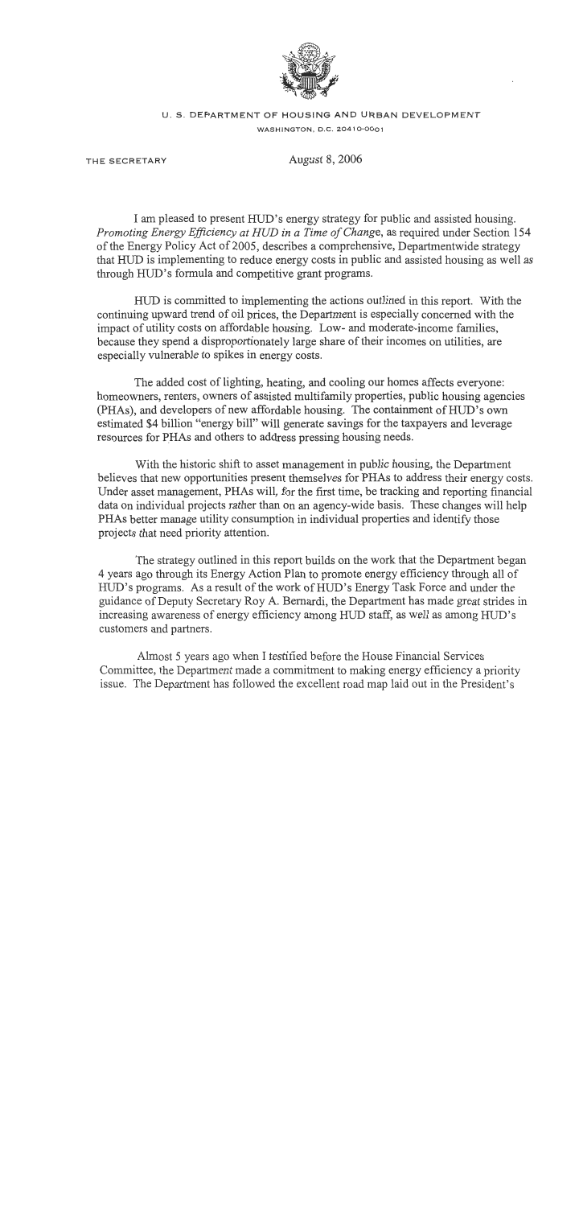U. S. DEPARTMENT OF HOUSING AND URBAN DEVELOPMENT
WASHINGTON, D.C. 20410-0001

THE SECRETARY

August 8, 2006

I am pleased to present HUD's energy strategy for public and assisted housing. *Promoting Energy Efficiency at HUD in a Time of Change*, as required under Section 154 of the Energy Policy Act of 2005, describes a comprehensive, Departmentwide strategy that HUD is implementing to reduce energy costs in public and assisted housing as well as through HUD's formula and competitive grant programs.

HUD is committed to implementing the actions outlined in this report. With the continuing upward trend of oil prices, the Department is especially concerned with the impact of utility costs on affordable housing. Low- and moderate-income families, because they spend a disproportionately large share of their incomes on utilities, are especially vulnerable to spikes in energy costs.

The added cost of lighting, heating, and cooling our homes affects everyone: homeowners, renters, owners of assisted multifamily properties, public housing agencies (PHAs), and developers of new affordable housing. The containment of HUD's own estimated $4 billion "energy bill" will generate savings for the taxpayers and leverage resources for PHAs and others to address pressing housing needs.

With the historic shift to asset management in public housing, the Department believes that new opportunities present themselves for PHAs to address their energy costs. Under asset management, PHAs will, for the first time, be tracking and reporting financial data on individual projects rather than on an agency-wide basis. These changes will help PHAs better manage utility consumption in individual properties and identify those projects that need priority attention.

The strategy outlined in this report builds on the work that the Department began 4 years ago through its Energy Action Plan to promote energy efficiency through all of HUD's programs. As a result of the work of HUD's Energy Task Force and under the guidance of Deputy Secretary Roy A. Bernardi, the Department has made great strides in increasing awareness of energy efficiency among HUD staff, as well as among HUD's customers and partners.

Almost 5 years ago when I testified before the House Financial Services Committee, the Department made a commitment to making energy efficiency a priority issue. The Department has followed the excellent road map laid out in the President's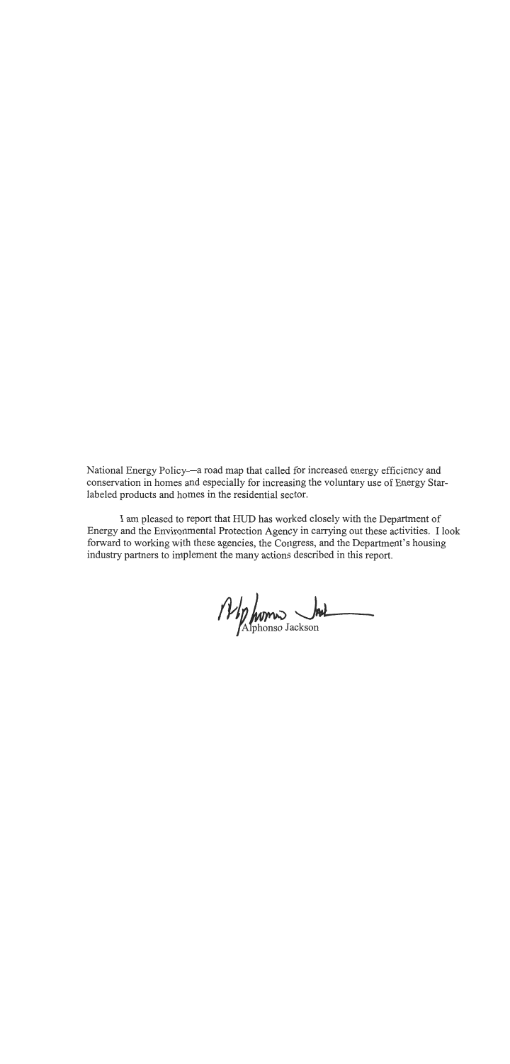National Energy Policy—a road map that called for increased energy efficiency and conservation in homes and especially for increasing the voluntary use of Energy Star-labeled products and homes in the residential sector.

I am pleased to report that HUD has worked closely with the Department of Energy and the Environmental Protection Agency in carrying out these activities. I look forward to working with these agencies, the Congress, and the Department's housing industry partners to implement the many actions described in this report.

Alphonso Jackson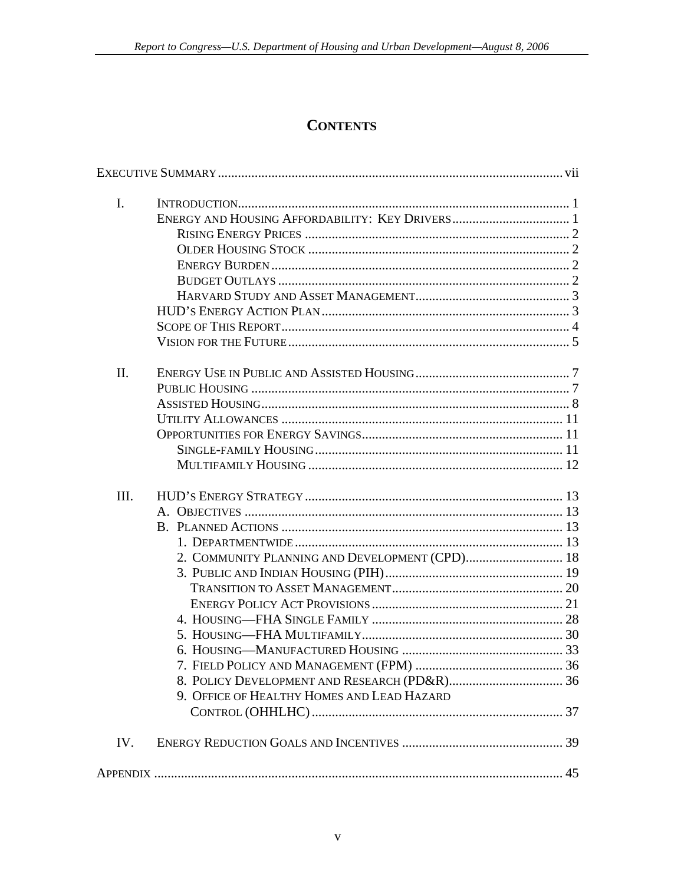# CONTENTS

| | | |
|---|---|---|
| EXECUTIVE SUMMARY | | vii |
| I. | INTRODUCTION | 1 |
| | ENERGY AND HOUSING AFFORDABILITY: KEY DRIVERS | 1 |
| | RISING ENERGY PRICES | 2 |
| | OLDER HOUSING STOCK | 2 |
| | ENERGY BURDEN | 2 |
| | BUDGET OUTLAYS | 2 |
| | HARVARD STUDY AND ASSET MANAGEMENT | 3 |
| | HUD'S ENERGY ACTION PLAN | 3 |
| | SCOPE OF THIS REPORT | 4 |
| | VISION FOR THE FUTURE | 5 |
| II. | ENERGY USE IN PUBLIC AND ASSISTED HOUSING | 7 |
| | PUBLIC HOUSING | 7 |
| | ASSISTED HOUSING | 8 |
| | UTILITY ALLOWANCES | 11 |
| | OPPORTUNITIES FOR ENERGY SAVINGS | 11 |
| | SINGLE-FAMILY HOUSING | 11 |
| | MULTIFAMILY HOUSING | 12 |
| III. | HUD'S ENERGY STRATEGY | 13 |
| | A. OBJECTIVES | 13 |
| | B. PLANNED ACTIONS | 13 |
| | 1. DEPARTMENTWIDE | 13 |
| | 2. COMMUNITY PLANNING AND DEVELOPMENT (CPD) | 18 |
| | 3. PUBLIC AND INDIAN HOUSING (PIH) | 19 |
| | TRANSITION TO ASSET MANAGEMENT | 20 |
| | ENERGY POLICY ACT PROVISIONS | 21 |
| | 4. HOUSING—FHA SINGLE FAMILY | 28 |
| | 5. HOUSING—FHA MULTIFAMILY | 30 |
| | 6. HOUSING—MANUFACTURED HOUSING | 33 |
| | 7. FIELD POLICY AND MANAGEMENT (FPM) | 36 |
| | 8. POLICY DEVELOPMENT AND RESEARCH (PD&R) | 36 |
| | 9. OFFICE OF HEALTHY HOMES AND LEAD HAZARD CONTROL (OHHLHC) | 37 |
| IV. | ENERGY REDUCTION GOALS AND INCENTIVES | 39 |
| APPENDIX | | 45 |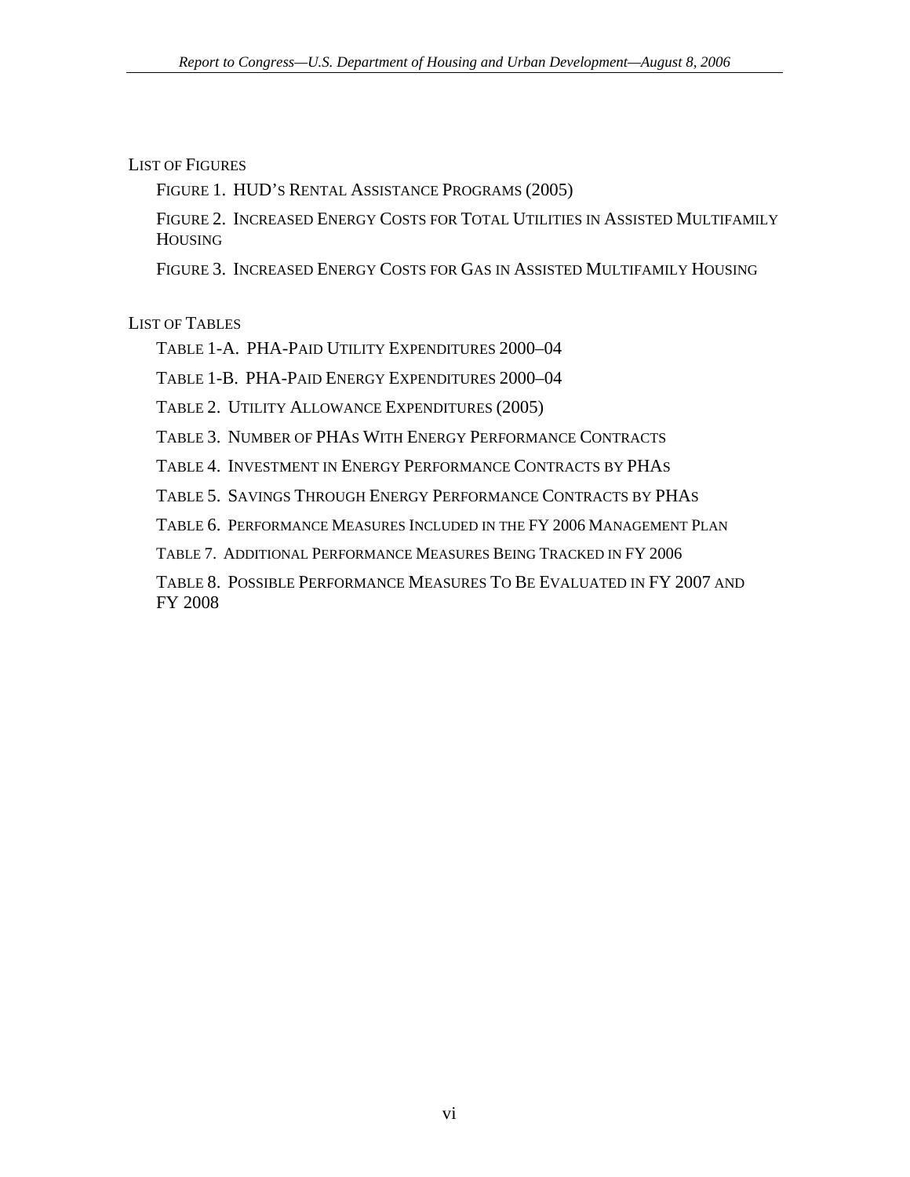## LIST OF FIGURES

FIGURE 1. HUD'S RENTAL ASSISTANCE PROGRAMS (2005)

FIGURE 2. INCREASED ENERGY COSTS FOR TOTAL UTILITIES IN ASSISTED MULTIFAMILY HOUSING

FIGURE 3. INCREASED ENERGY COSTS FOR GAS IN ASSISTED MULTIFAMILY HOUSING

## LIST OF TABLES

TABLE 1-A. PHA-PAID UTILITY EXPENDITURES 2000–04

TABLE 1-B. PHA-PAID ENERGY EXPENDITURES 2000–04

TABLE 2. UTILITY ALLOWANCE EXPENDITURES (2005)

TABLE 3. NUMBER OF PHAS WITH ENERGY PERFORMANCE CONTRACTS

TABLE 4. INVESTMENT IN ENERGY PERFORMANCE CONTRACTS BY PHAS

TABLE 5. SAVINGS THROUGH ENERGY PERFORMANCE CONTRACTS BY PHAS

TABLE 6. PERFORMANCE MEASURES INCLUDED IN THE FY 2006 MANAGEMENT PLAN

TABLE 7. ADDITIONAL PERFORMANCE MEASURES BEING TRACKED IN FY 2006

TABLE 8. POSSIBLE PERFORMANCE MEASURES TO BE EVALUATED IN FY 2007 AND FY 2008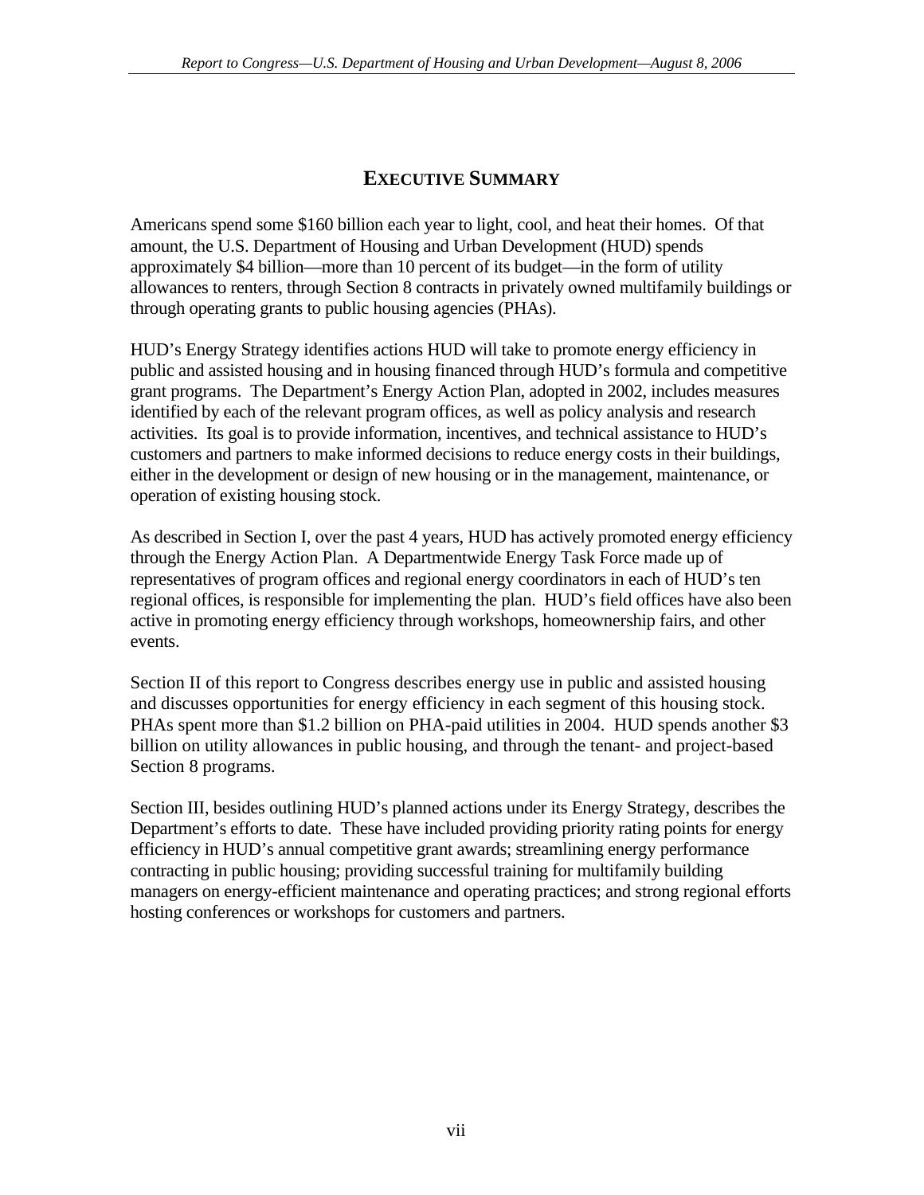## EXECUTIVE SUMMARY

Americans spend some $160 billion each year to light, cool, and heat their homes. Of that amount, the U.S. Department of Housing and Urban Development (HUD) spends approximately $4 billion—more than 10 percent of its budget—in the form of utility allowances to renters, through Section 8 contracts in privately owned multifamily buildings or through operating grants to public housing agencies (PHAs).

HUD's Energy Strategy identifies actions HUD will take to promote energy efficiency in public and assisted housing and in housing financed through HUD's formula and competitive grant programs. The Department's Energy Action Plan, adopted in 2002, includes measures identified by each of the relevant program offices, as well as policy analysis and research activities. Its goal is to provide information, incentives, and technical assistance to HUD's customers and partners to make informed decisions to reduce energy costs in their buildings, either in the development or design of new housing or in the management, maintenance, or operation of existing housing stock.

As described in Section I, over the past 4 years, HUD has actively promoted energy efficiency through the Energy Action Plan. A Departmentwide Energy Task Force made up of representatives of program offices and regional energy coordinators in each of HUD's ten regional offices, is responsible for implementing the plan. HUD's field offices have also been active in promoting energy efficiency through workshops, homeownership fairs, and other events.

Section II of this report to Congress describes energy use in public and assisted housing and discusses opportunities for energy efficiency in each segment of this housing stock. PHAs spent more than $1.2 billion on PHA-paid utilities in 2004. HUD spends another $3 billion on utility allowances in public housing, and through the tenant- and project-based Section 8 programs.

Section III, besides outlining HUD's planned actions under its Energy Strategy, describes the Department's efforts to date. These have included providing priority rating points for energy efficiency in HUD's annual competitive grant awards; streamlining energy performance contracting in public housing; providing successful training for multifamily building managers on energy-efficient maintenance and operating practices; and strong regional efforts hosting conferences or workshops for customers and partners.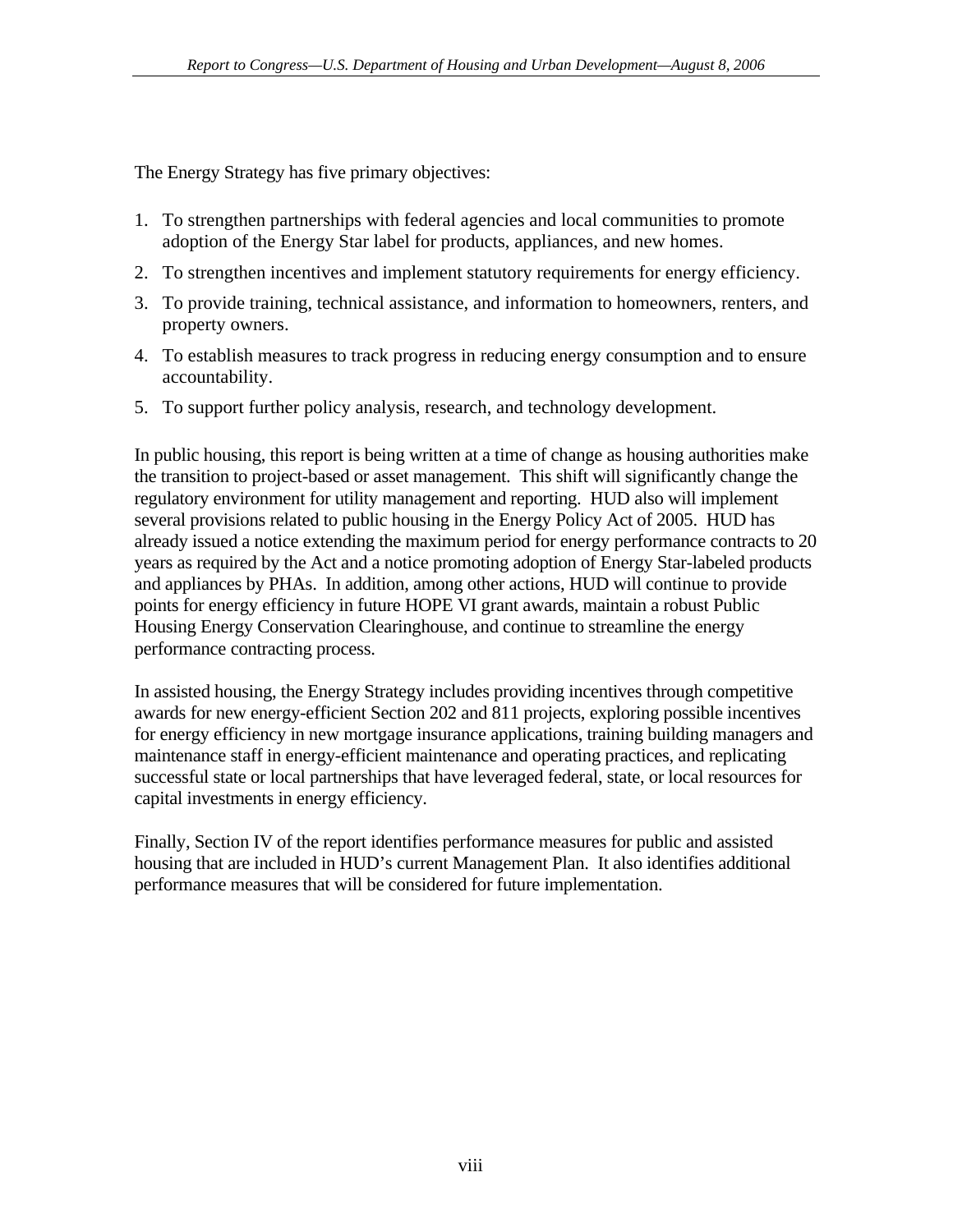The Energy Strategy has five primary objectives:

1. To strengthen partnerships with federal agencies and local communities to promote adoption of the Energy Star label for products, appliances, and new homes.
2. To strengthen incentives and implement statutory requirements for energy efficiency.
3. To provide training, technical assistance, and information to homeowners, renters, and property owners.
4. To establish measures to track progress in reducing energy consumption and to ensure accountability.
5. To support further policy analysis, research, and technology development.

In public housing, this report is being written at a time of change as housing authorities make the transition to project-based or asset management. This shift will significantly change the regulatory environment for utility management and reporting. HUD also will implement several provisions related to public housing in the Energy Policy Act of 2005. HUD has already issued a notice extending the maximum period for energy performance contracts to 20 years as required by the Act and a notice promoting adoption of Energy Star-labeled products and appliances by PHAs. In addition, among other actions, HUD will continue to provide points for energy efficiency in future HOPE VI grant awards, maintain a robust Public Housing Energy Conservation Clearinghouse, and continue to streamline the energy performance contracting process.

In assisted housing, the Energy Strategy includes providing incentives through competitive awards for new energy-efficient Section 202 and 811 projects, exploring possible incentives for energy efficiency in new mortgage insurance applications, training building managers and maintenance staff in energy-efficient maintenance and operating practices, and replicating successful state or local partnerships that have leveraged federal, state, or local resources for capital investments in energy efficiency.

Finally, Section IV of the report identifies performance measures for public and assisted housing that are included in HUD's current Management Plan. It also identifies additional performance measures that will be considered for future implementation.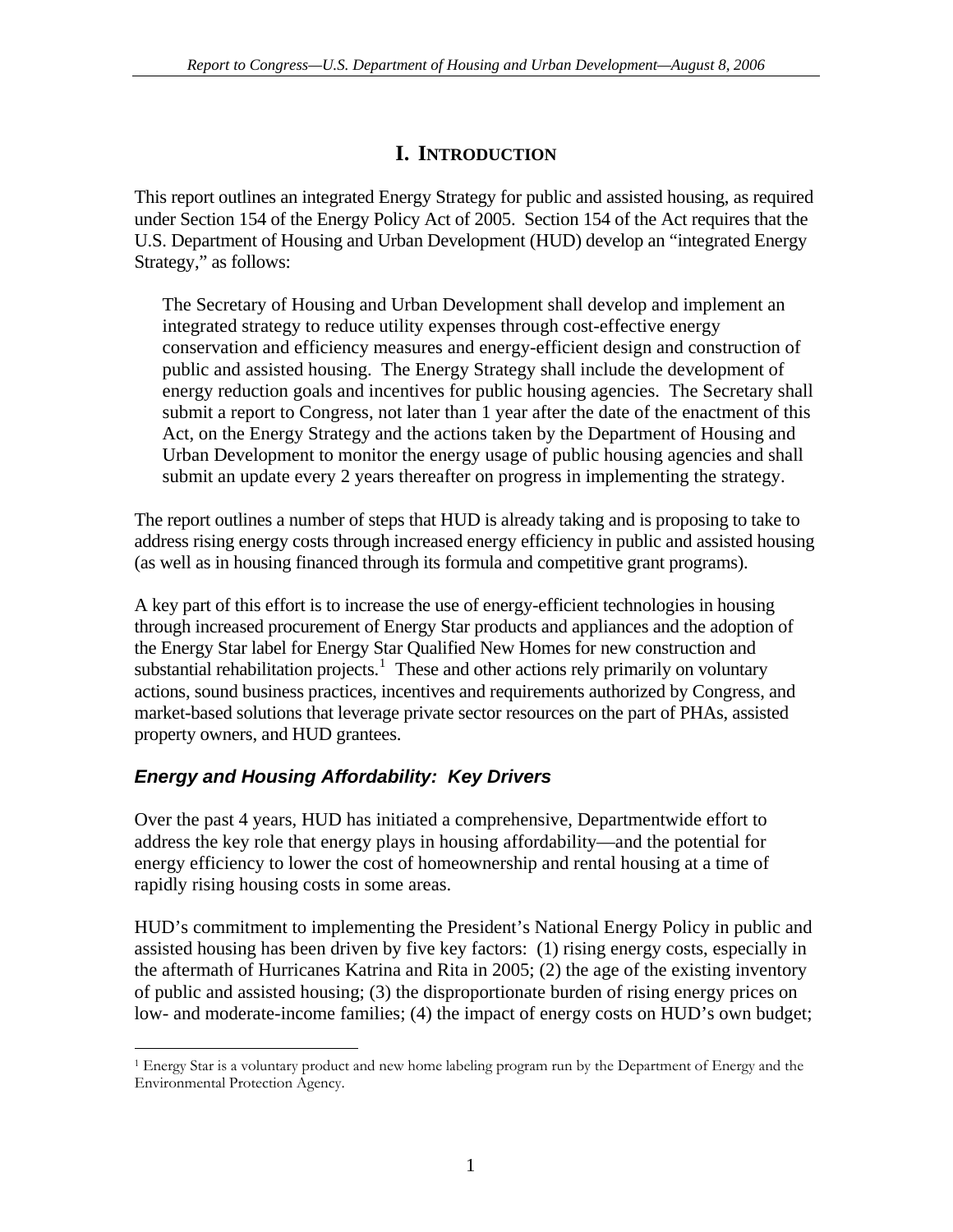# I. INTRODUCTION

This report outlines an integrated Energy Strategy for public and assisted housing, as required under Section 154 of the Energy Policy Act of 2005. Section 154 of the Act requires that the U.S. Department of Housing and Urban Development (HUD) develop an "integrated Energy Strategy," as follows:

> The Secretary of Housing and Urban Development shall develop and implement an integrated strategy to reduce utility expenses through cost-effective energy conservation and efficiency measures and energy-efficient design and construction of public and assisted housing. The Energy Strategy shall include the development of energy reduction goals and incentives for public housing agencies. The Secretary shall submit a report to Congress, not later than 1 year after the date of the enactment of this Act, on the Energy Strategy and the actions taken by the Department of Housing and Urban Development to monitor the energy usage of public housing agencies and shall submit an update every 2 years thereafter on progress in implementing the strategy.

The report outlines a number of steps that HUD is already taking and is proposing to take to address rising energy costs through increased energy efficiency in public and assisted housing (as well as in housing financed through its formula and competitive grant programs).

A key part of this effort is to increase the use of energy-efficient technologies in housing through increased procurement of Energy Star products and appliances and the adoption of the Energy Star label for Energy Star Qualified New Homes for new construction and substantial rehabilitation projects.[1] These and other actions rely primarily on voluntary actions, sound business practices, incentives and requirements authorized by Congress, and market-based solutions that leverage private sector resources on the part of PHAs, assisted property owners, and HUD grantees.

### *Energy and Housing Affordability: Key Drivers*

Over the past 4 years, HUD has initiated a comprehensive, Departmentwide effort to address the key role that energy plays in housing affordability—and the potential for energy efficiency to lower the cost of homeownership and rental housing at a time of rapidly rising housing costs in some areas.

HUD's commitment to implementing the President's National Energy Policy in public and assisted housing has been driven by five key factors: (1) rising energy costs, especially in the aftermath of Hurricanes Katrina and Rita in 2005; (2) the age of the existing inventory of public and assisted housing; (3) the disproportionate burden of rising energy prices on low- and moderate-income families; (4) the impact of energy costs on HUD's own budget;

---

[1] Energy Star is a voluntary product and new home labeling program run by the Department of Energy and the Environmental Protection Agency.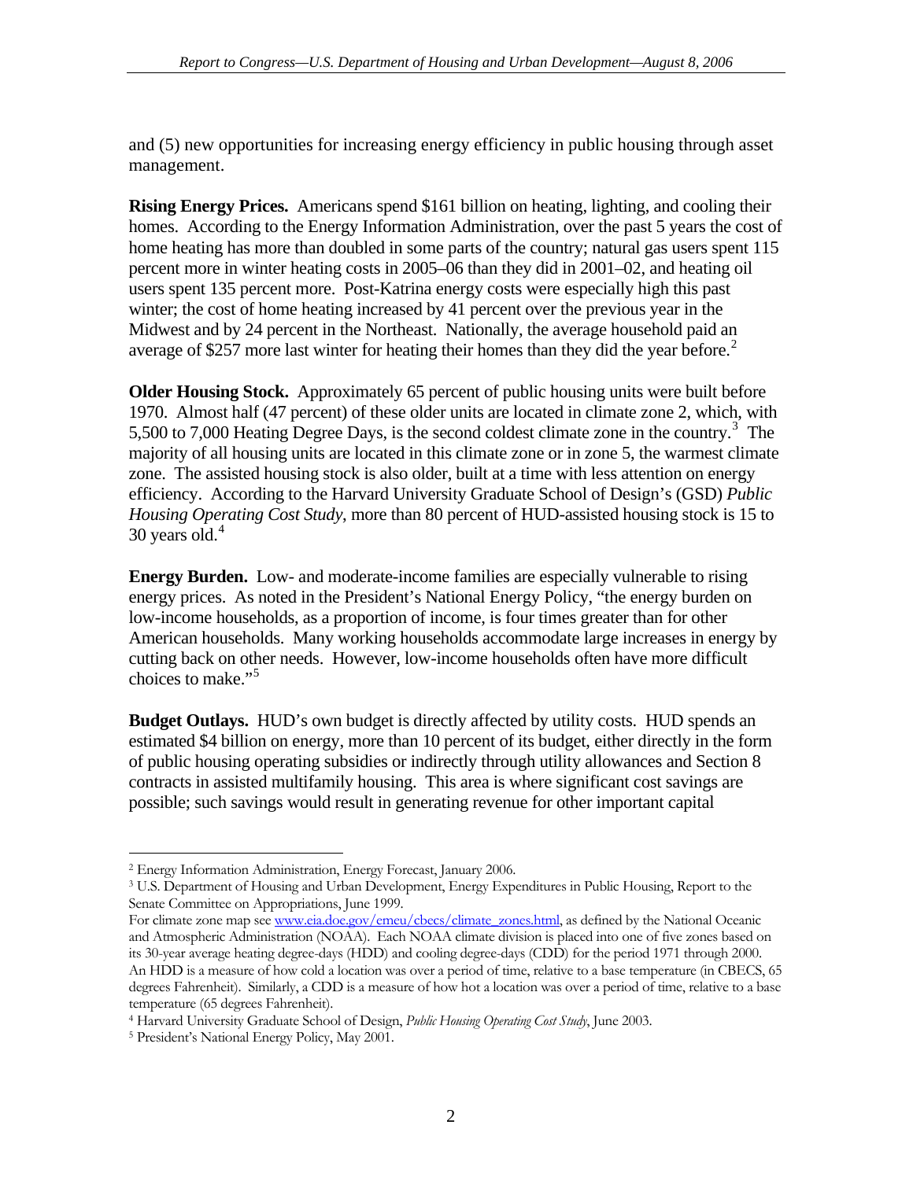and (5) new opportunities for increasing energy efficiency in public housing through asset management.

**Rising Energy Prices.** Americans spend $161 billion on heating, lighting, and cooling their homes. According to the Energy Information Administration, over the past 5 years the cost of home heating has more than doubled in some parts of the country; natural gas users spent 115 percent more in winter heating costs in 2005–06 than they did in 2001–02, and heating oil users spent 135 percent more. Post-Katrina energy costs were especially high this past winter; the cost of home heating increased by 41 percent over the previous year in the Midwest and by 24 percent in the Northeast. Nationally, the average household paid an average of $257 more last winter for heating their homes than they did the year before.[2]

**Older Housing Stock.** Approximately 65 percent of public housing units were built before 1970. Almost half (47 percent) of these older units are located in climate zone 2, which, with 5,500 to 7,000 Heating Degree Days, is the second coldest climate zone in the country.[3] The majority of all housing units are located in this climate zone or in zone 5, the warmest climate zone. The assisted housing stock is also older, built at a time with less attention on energy efficiency. According to the Harvard University Graduate School of Design's (GSD) *Public Housing Operating Cost Study*, more than 80 percent of HUD-assisted housing stock is 15 to 30 years old.[4]

**Energy Burden.** Low- and moderate-income families are especially vulnerable to rising energy prices. As noted in the President's National Energy Policy, "the energy burden on low-income households, as a proportion of income, is four times greater than for other American households. Many working households accommodate large increases in energy by cutting back on other needs. However, low-income households often have more difficult choices to make."[5]

**Budget Outlays.** HUD's own budget is directly affected by utility costs. HUD spends an estimated $4 billion on energy, more than 10 percent of its budget, either directly in the form of public housing operating subsidies or indirectly through utility allowances and Section 8 contracts in assisted multifamily housing. This area is where significant cost savings are possible; such savings would result in generating revenue for other important capital

---

[2] Energy Information Administration, Energy Forecast, January 2006.

[3] U.S. Department of Housing and Urban Development, Energy Expenditures in Public Housing, Report to the Senate Committee on Appropriations, June 1999.

For climate zone map see www.eia.doe.gov/emeu/cbecs/climate_zones.html, as defined by the National Oceanic and Atmospheric Administration (NOAA). Each NOAA climate division is placed into one of five zones based on its 30-year average heating degree-days (HDD) and cooling degree-days (CDD) for the period 1971 through 2000. An HDD is a measure of how cold a location was over a period of time, relative to a base temperature (in CBECS, 65 degrees Fahrenheit). Similarly, a CDD is a measure of how hot a location was over a period of time, relative to a base temperature (65 degrees Fahrenheit).

[4] Harvard University Graduate School of Design, *Public Housing Operating Cost Study*, June 2003.

[5] President's National Energy Policy, May 2001.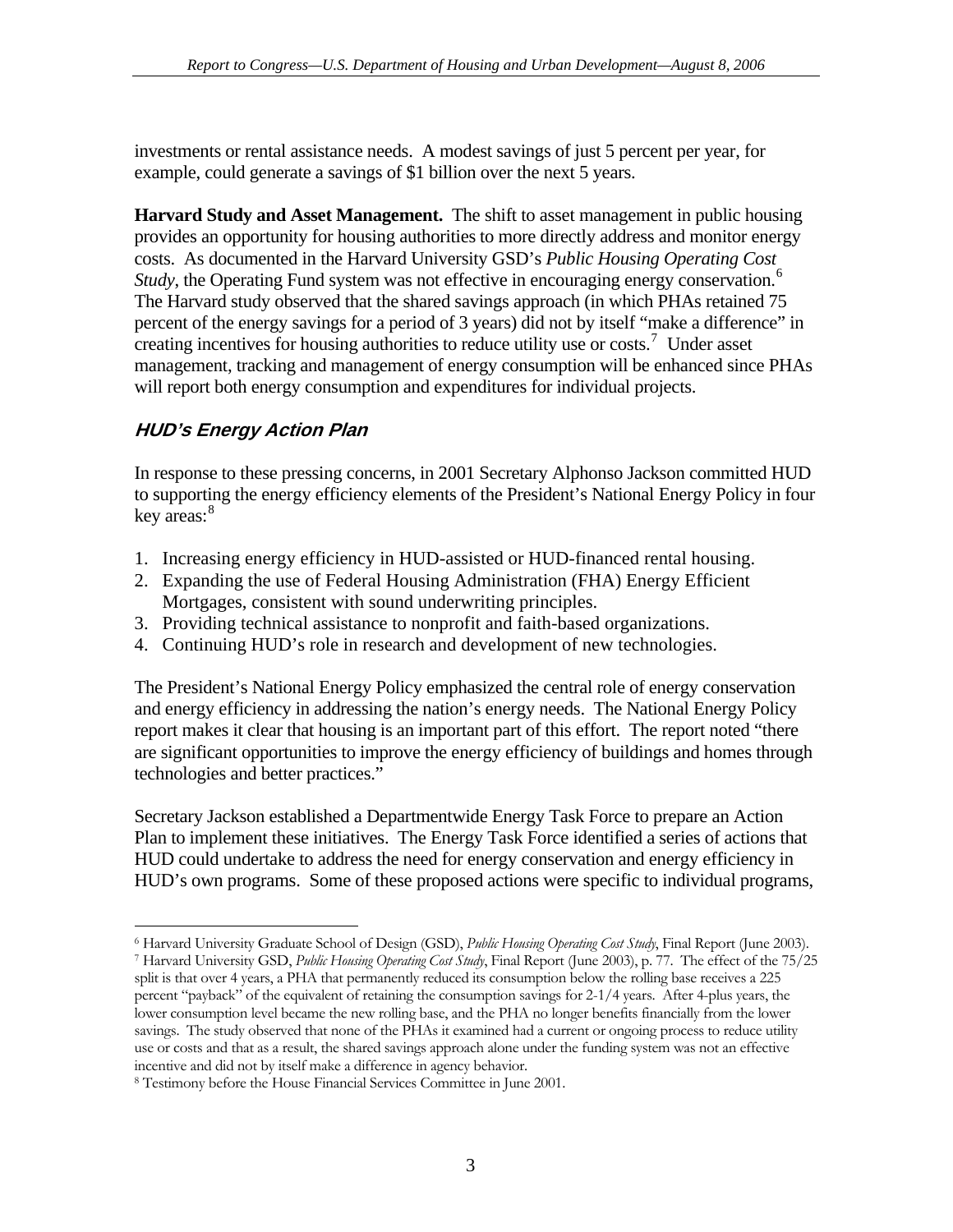investments or rental assistance needs. A modest savings of just 5 percent per year, for example, could generate a savings of $1 billion over the next 5 years.

**Harvard Study and Asset Management.** The shift to asset management in public housing provides an opportunity for housing authorities to more directly address and monitor energy costs. As documented in the Harvard University GSD's *Public Housing Operating Cost Study*, the Operating Fund system was not effective in encouraging energy conservation.[6] The Harvard study observed that the shared savings approach (in which PHAs retained 75 percent of the energy savings for a period of 3 years) did not by itself "make a difference" in creating incentives for housing authorities to reduce utility use or costs.[7] Under asset management, tracking and management of energy consumption will be enhanced since PHAs will report both energy consumption and expenditures for individual projects.

## HUD's Energy Action Plan

In response to these pressing concerns, in 2001 Secretary Alphonso Jackson committed HUD to supporting the energy efficiency elements of the President's National Energy Policy in four key areas:[8]

1. Increasing energy efficiency in HUD-assisted or HUD-financed rental housing.
2. Expanding the use of Federal Housing Administration (FHA) Energy Efficient Mortgages, consistent with sound underwriting principles.
3. Providing technical assistance to nonprofit and faith-based organizations.
4. Continuing HUD's role in research and development of new technologies.

The President's National Energy Policy emphasized the central role of energy conservation and energy efficiency in addressing the nation's energy needs. The National Energy Policy report makes it clear that housing is an important part of this effort. The report noted "there are significant opportunities to improve the energy efficiency of buildings and homes through technologies and better practices."

Secretary Jackson established a Departmentwide Energy Task Force to prepare an Action Plan to implement these initiatives. The Energy Task Force identified a series of actions that HUD could undertake to address the need for energy conservation and energy efficiency in HUD's own programs. Some of these proposed actions were specific to individual programs,

---

[6] Harvard University Graduate School of Design (GSD), *Public Housing Operating Cost Study*, Final Report (June 2003).

[7] Harvard University GSD, *Public Housing Operating Cost Study*, Final Report (June 2003), p. 77. The effect of the 75/25 split is that over 4 years, a PHA that permanently reduced its consumption below the rolling base receives a 225 percent "payback" of the equivalent of retaining the consumption savings for 2-1/4 years. After 4-plus years, the lower consumption level became the new rolling base, and the PHA no longer benefits financially from the lower savings. The study observed that none of the PHAs it examined had a current or ongoing process to reduce utility use or costs and that as a result, the shared savings approach alone under the funding system was not an effective incentive and did not by itself make a difference in agency behavior.

[8] Testimony before the House Financial Services Committee in June 2001.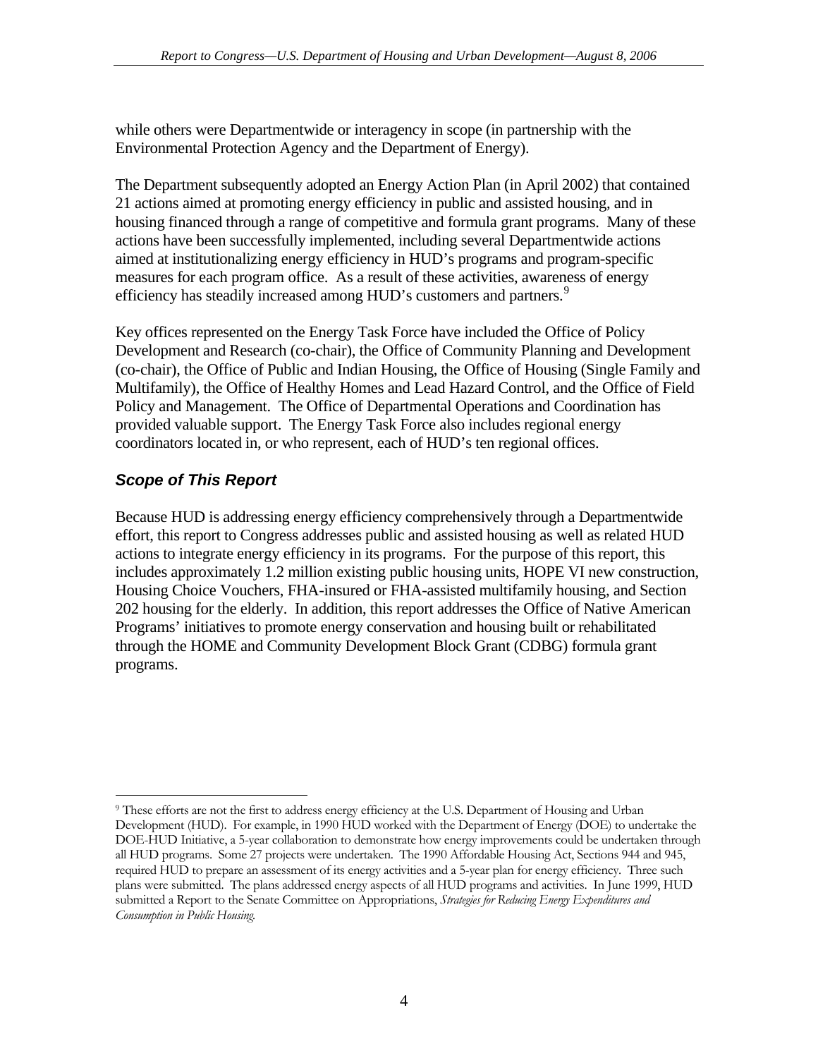while others were Departmentwide or interagency in scope (in partnership with the Environmental Protection Agency and the Department of Energy).

The Department subsequently adopted an Energy Action Plan (in April 2002) that contained 21 actions aimed at promoting energy efficiency in public and assisted housing, and in housing financed through a range of competitive and formula grant programs. Many of these actions have been successfully implemented, including several Departmentwide actions aimed at institutionalizing energy efficiency in HUD's programs and program-specific measures for each program office. As a result of these activities, awareness of energy efficiency has steadily increased among HUD's customers and partners.[9]

Key offices represented on the Energy Task Force have included the Office of Policy Development and Research (co-chair), the Office of Community Planning and Development (co-chair), the Office of Public and Indian Housing, the Office of Housing (Single Family and Multifamily), the Office of Healthy Homes and Lead Hazard Control, and the Office of Field Policy and Management. The Office of Departmental Operations and Coordination has provided valuable support. The Energy Task Force also includes regional energy coordinators located in, or who represent, each of HUD's ten regional offices.

### *Scope of This Report*

Because HUD is addressing energy efficiency comprehensively through a Departmentwide effort, this report to Congress addresses public and assisted housing as well as related HUD actions to integrate energy efficiency in its programs. For the purpose of this report, this includes approximately 1.2 million existing public housing units, HOPE VI new construction, Housing Choice Vouchers, FHA-insured or FHA-assisted multifamily housing, and Section 202 housing for the elderly. In addition, this report addresses the Office of Native American Programs' initiatives to promote energy conservation and housing built or rehabilitated through the HOME and Community Development Block Grant (CDBG) formula grant programs.

---

[9] These efforts are not the first to address energy efficiency at the U.S. Department of Housing and Urban Development (HUD). For example, in 1990 HUD worked with the Department of Energy (DOE) to undertake the DOE-HUD Initiative, a 5-year collaboration to demonstrate how energy improvements could be undertaken through all HUD programs. Some 27 projects were undertaken. The 1990 Affordable Housing Act, Sections 944 and 945, required HUD to prepare an assessment of its energy activities and a 5-year plan for energy efficiency. Three such plans were submitted. The plans addressed energy aspects of all HUD programs and activities. In June 1999, HUD submitted a Report to the Senate Committee on Appropriations, *Strategies for Reducing Energy Expenditures and Consumption in Public Housing.*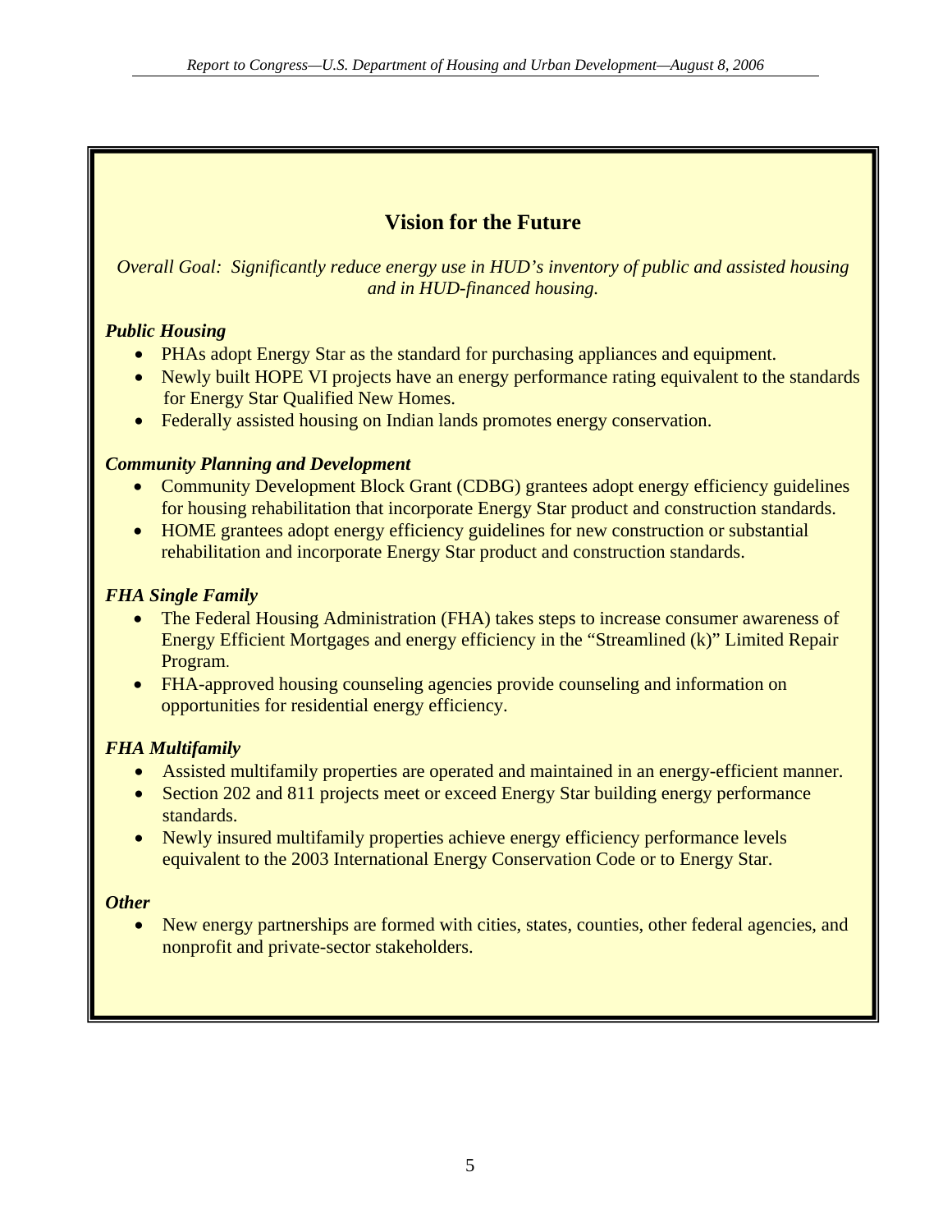## Vision for the Future

*Overall Goal: Significantly reduce energy use in HUD's inventory of public and assisted housing and in HUD-financed housing.*

***Public Housing***

- PHAs adopt Energy Star as the standard for purchasing appliances and equipment.
- Newly built HOPE VI projects have an energy performance rating equivalent to the standards for Energy Star Qualified New Homes.
- Federally assisted housing on Indian lands promotes energy conservation.

***Community Planning and Development***

- Community Development Block Grant (CDBG) grantees adopt energy efficiency guidelines for housing rehabilitation that incorporate Energy Star product and construction standards.
- HOME grantees adopt energy efficiency guidelines for new construction or substantial rehabilitation and incorporate Energy Star product and construction standards.

***FHA Single Family***

- The Federal Housing Administration (FHA) takes steps to increase consumer awareness of Energy Efficient Mortgages and energy efficiency in the "Streamlined (k)" Limited Repair Program.
- FHA-approved housing counseling agencies provide counseling and information on opportunities for residential energy efficiency.

***FHA Multifamily***

- Assisted multifamily properties are operated and maintained in an energy-efficient manner.
- Section 202 and 811 projects meet or exceed Energy Star building energy performance standards.
- Newly insured multifamily properties achieve energy efficiency performance levels equivalent to the 2003 International Energy Conservation Code or to Energy Star.

***Other***

- New energy partnerships are formed with cities, states, counties, other federal agencies, and nonprofit and private-sector stakeholders.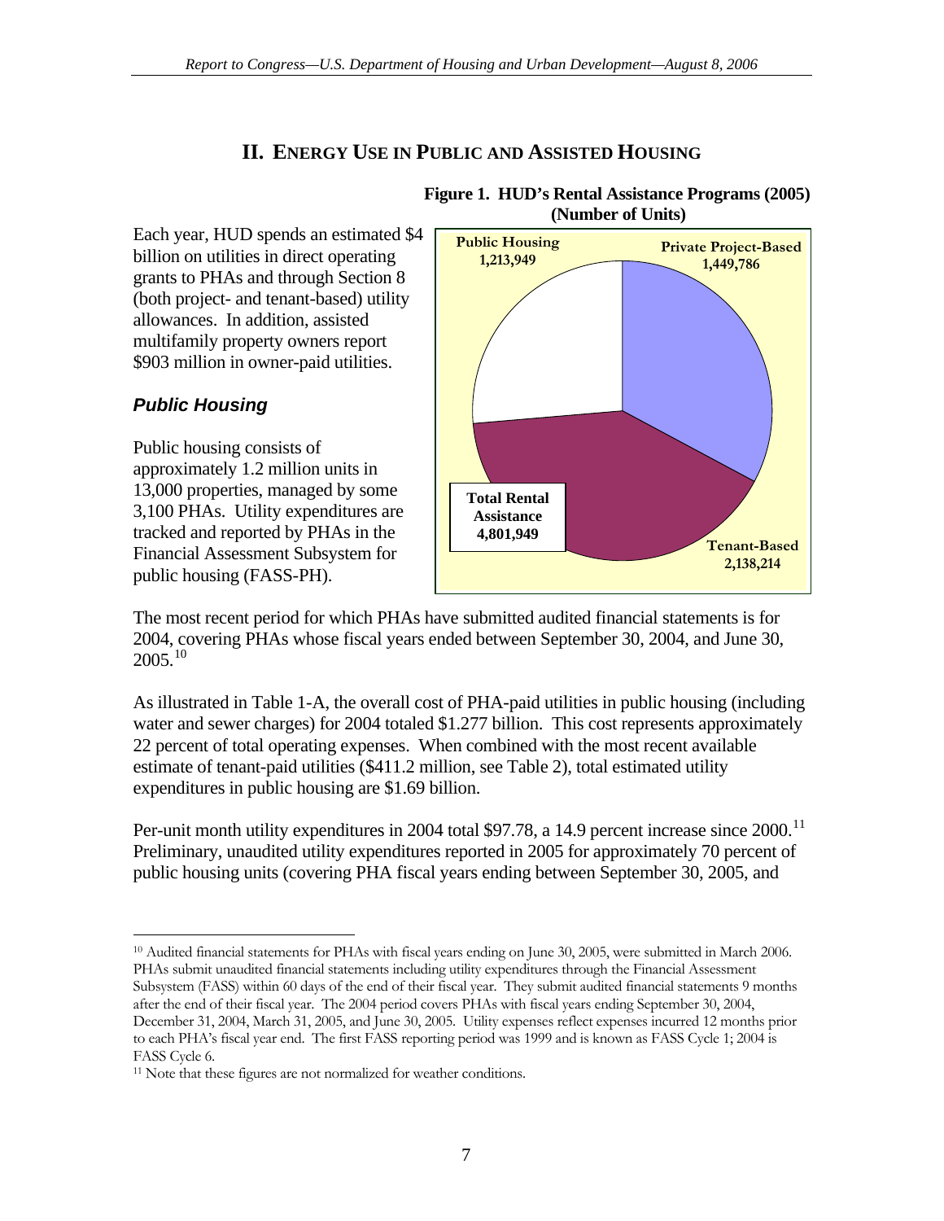## II. Energy Use in Public and Assisted Housing

Each year, HUD spends an estimated $4 billion on utilities in direct operating grants to PHAs and through Section 8 (both project- and tenant-based) utility allowances. In addition, assisted multifamily property owners report $903 million in owner-paid utilities.

**Figure 1. HUD's Rental Assistance Programs (2005) (Number of Units)**

| Program | Number of Units |
|---|---|
| Public Housing | 1,213,949 |
| Private Project-Based | 1,449,786 |
| Tenant-Based | 2,138,214 |
| Total Rental Assistance | 4,801,949 |

### *Public Housing*

Public housing consists of approximately 1.2 million units in 13,000 properties, managed by some 3,100 PHAs. Utility expenditures are tracked and reported by PHAs in the Financial Assessment Subsystem for public housing (FASS-PH).

The most recent period for which PHAs have submitted audited financial statements is for 2004, covering PHAs whose fiscal years ended between September 30, 2004, and June 30, 2005.[10]

As illustrated in Table 1-A, the overall cost of PHA-paid utilities in public housing (including water and sewer charges) for 2004 totaled $1.277 billion. This cost represents approximately 22 percent of total operating expenses. When combined with the most recent available estimate of tenant-paid utilities ($411.2 million, see Table 2), total estimated utility expenditures in public housing are $1.69 billion.

Per-unit month utility expenditures in 2004 total $97.78, a 14.9 percent increase since 2000.[11] Preliminary, unaudited utility expenditures reported in 2005 for approximately 70 percent of public housing units (covering PHA fiscal years ending between September 30, 2005, and

---

[10] Audited financial statements for PHAs with fiscal years ending on June 30, 2005, were submitted in March 2006. PHAs submit unaudited financial statements including utility expenditures through the Financial Assessment Subsystem (FASS) within 60 days of the end of their fiscal year. They submit audited financial statements 9 months after the end of their fiscal year. The 2004 period covers PHAs with fiscal years ending September 30, 2004, December 31, 2004, March 31, 2005, and June 30, 2005. Utility expenses reflect expenses incurred 12 months prior to each PHA's fiscal year end. The first FASS reporting period was 1999 and is known as FASS Cycle 1; 2004 is FASS Cycle 6.

[11] Note that these figures are not normalized for weather conditions.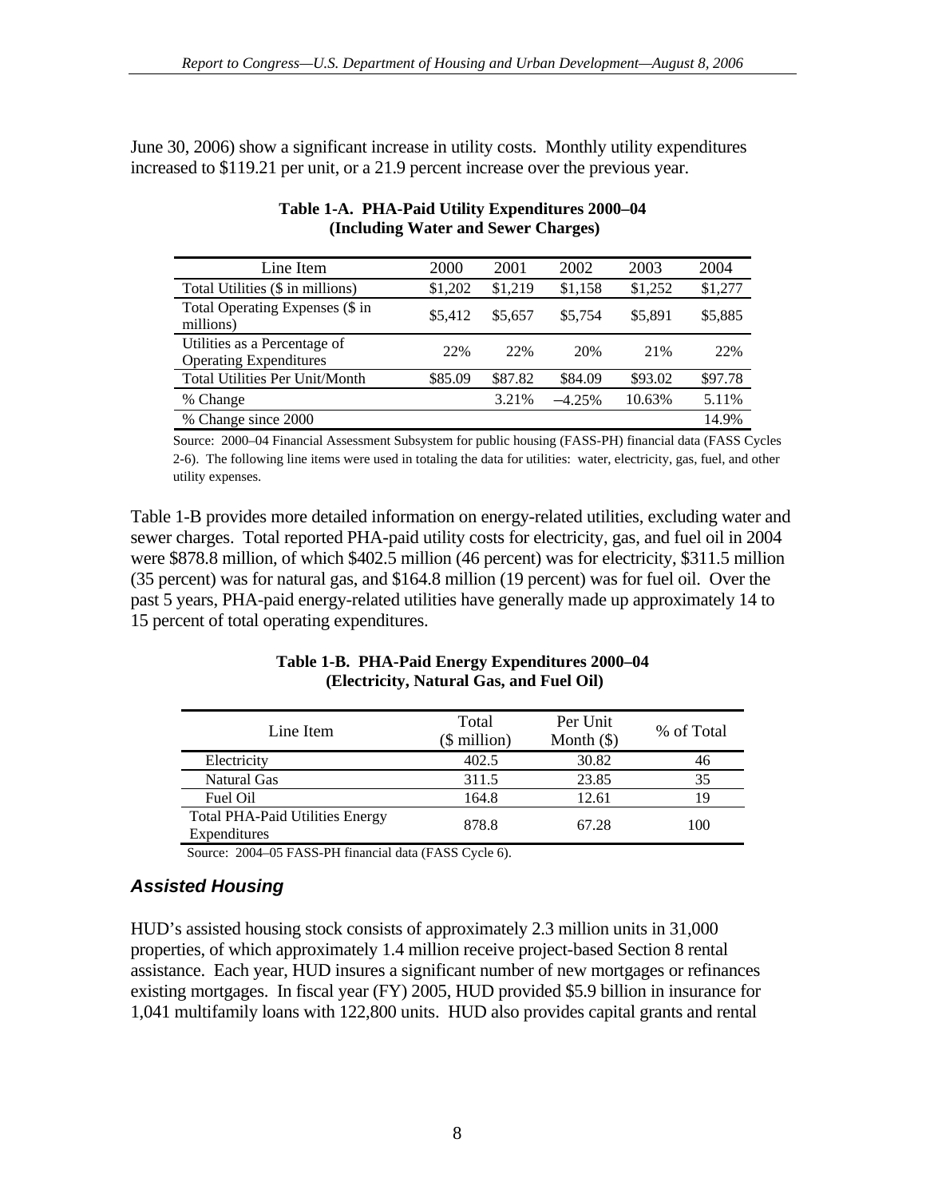June 30, 2006) show a significant increase in utility costs. Monthly utility expenditures increased to $119.21 per unit, or a 21.9 percent increase over the previous year.

**Table 1-A. PHA-Paid Utility Expenditures 2000–04 (Including Water and Sewer Charges)**

| Line Item | 2000 | 2001 | 2002 | 2003 | 2004 |
|---|---|---|---|---|---|
| Total Utilities ($ in millions) | $1,202 | $1,219 | $1,158 | $1,252 | $1,277 |
| Total Operating Expenses ($ in millions) | $5,412 | $5,657 | $5,754 | $5,891 | $5,885 |
| Utilities as a Percentage of Operating Expenditures | 22% | 22% | 20% | 21% | 22% |
| Total Utilities Per Unit/Month | $85.09 | $87.82 | $84.09 | $93.02 | $97.78 |
| % Change | | 3.21% | –4.25% | 10.63% | 5.11% |
| % Change since 2000 | | | | | 14.9% |

Source: 2000–04 Financial Assessment Subsystem for public housing (FASS-PH) financial data (FASS Cycles 2-6). The following line items were used in totaling the data for utilities: water, electricity, gas, fuel, and other utility expenses.

Table 1-B provides more detailed information on energy-related utilities, excluding water and sewer charges. Total reported PHA-paid utility costs for electricity, gas, and fuel oil in 2004 were $878.8 million, of which $402.5 million (46 percent) was for electricity, $311.5 million (35 percent) was for natural gas, and $164.8 million (19 percent) was for fuel oil. Over the past 5 years, PHA-paid energy-related utilities have generally made up approximately 14 to 15 percent of total operating expenditures.

**Table 1-B. PHA-Paid Energy Expenditures 2000–04 (Electricity, Natural Gas, and Fuel Oil)**

| Line Item | Total ($ million) | Per Unit Month ($) | % of Total |
|---|---|---|---|
| Electricity | 402.5 | 30.82 | 46 |
| Natural Gas | 311.5 | 23.85 | 35 |
| Fuel Oil | 164.8 | 12.61 | 19 |
| Total PHA-Paid Utilities Energy Expenditures | 878.8 | 67.28 | 100 |

Source: 2004–05 FASS-PH financial data (FASS Cycle 6).

### *Assisted Housing*

HUD's assisted housing stock consists of approximately 2.3 million units in 31,000 properties, of which approximately 1.4 million receive project-based Section 8 rental assistance. Each year, HUD insures a significant number of new mortgages or refinances existing mortgages. In fiscal year (FY) 2005, HUD provided $5.9 billion in insurance for 1,041 multifamily loans with 122,800 units. HUD also provides capital grants and rental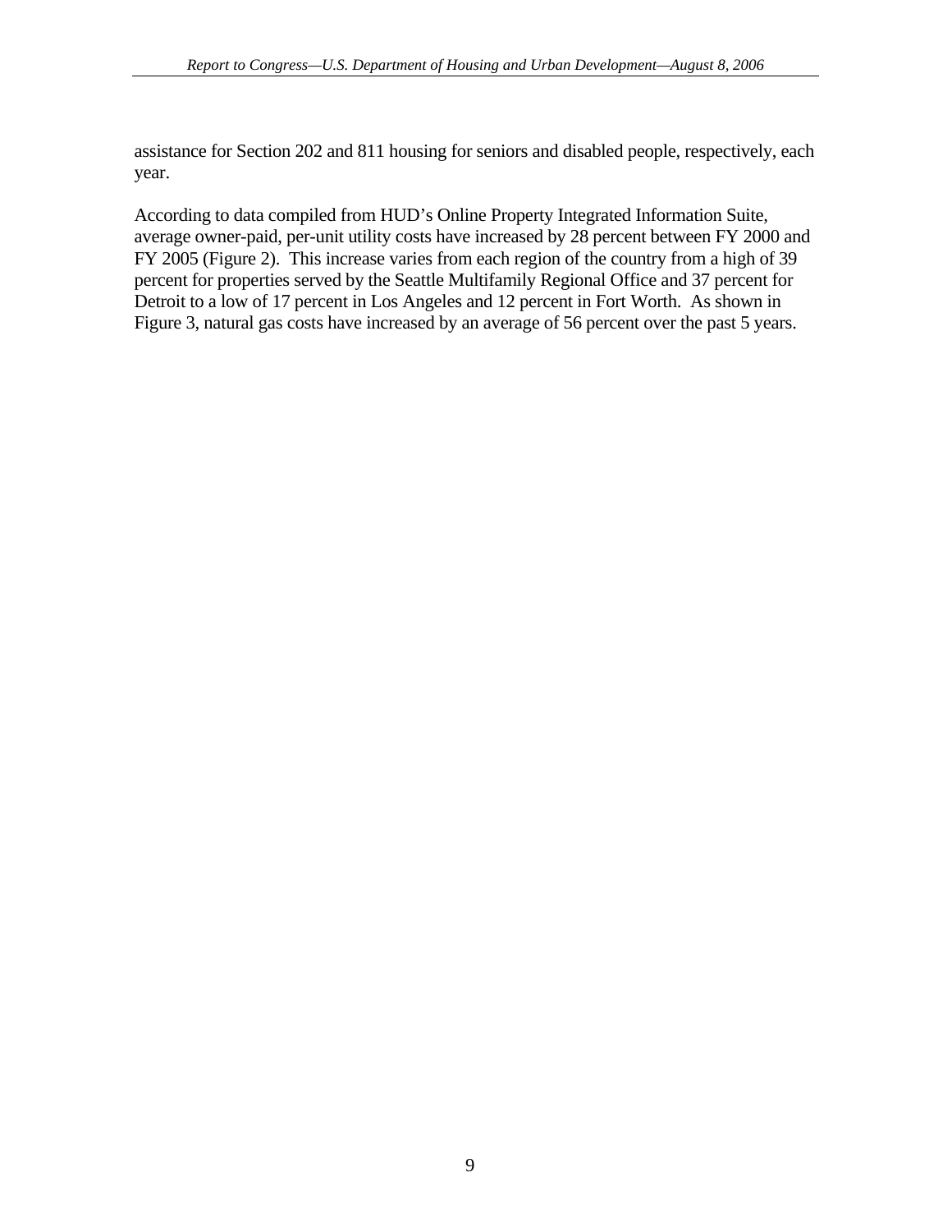assistance for Section 202 and 811 housing for seniors and disabled people, respectively, each year.

According to data compiled from HUD's Online Property Integrated Information Suite, average owner-paid, per-unit utility costs have increased by 28 percent between FY 2000 and FY 2005 (Figure 2). This increase varies from each region of the country from a high of 39 percent for properties served by the Seattle Multifamily Regional Office and 37 percent for Detroit to a low of 17 percent in Los Angeles and 12 percent in Fort Worth. As shown in Figure 3, natural gas costs have increased by an average of 56 percent over the past 5 years.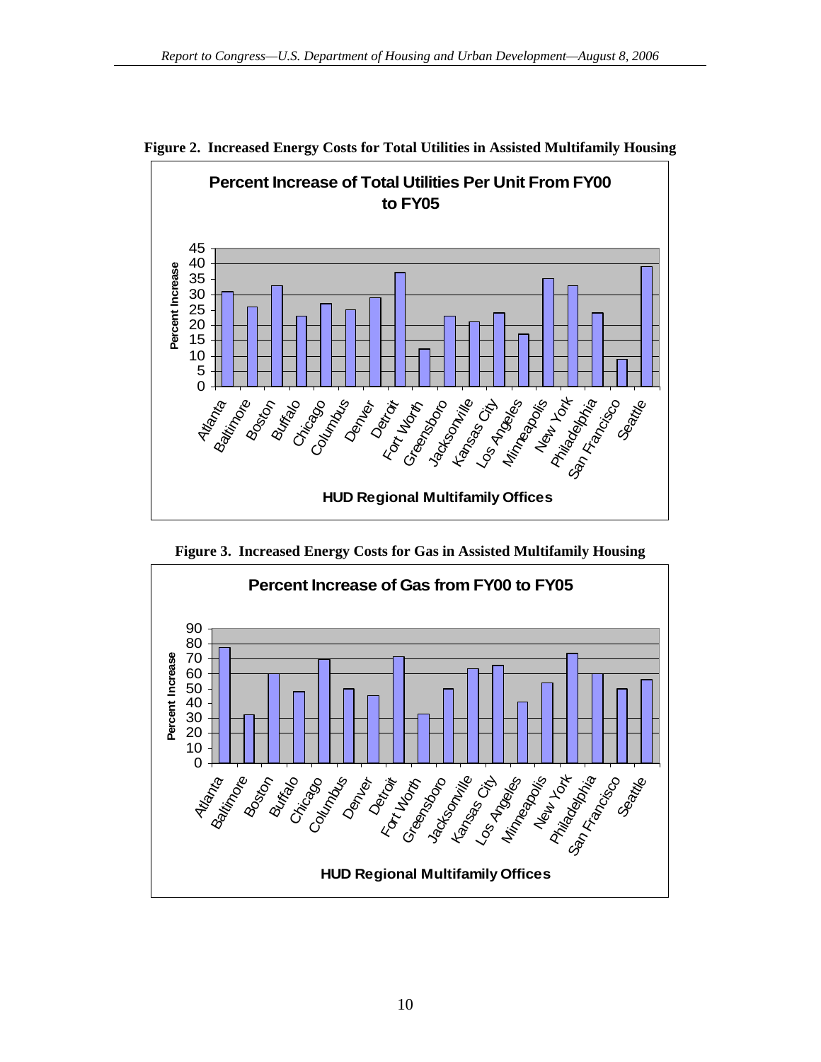**Figure 2. Increased Energy Costs for Total Utilities in Assisted Multifamily Housing**

**Figure 3. Increased Energy Costs for Gas in Assisted Multifamily Housing**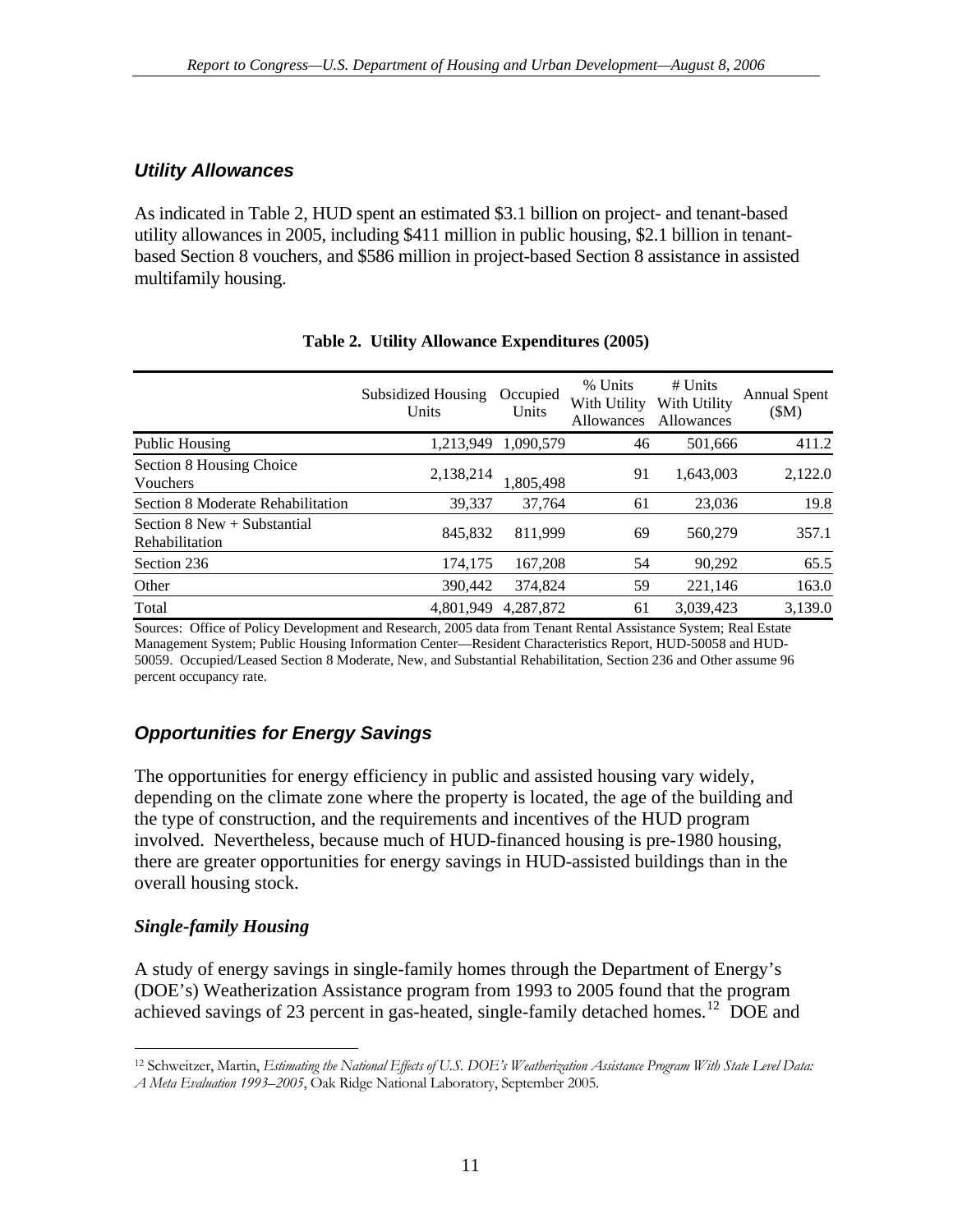### *Utility Allowances*

As indicated in Table 2, HUD spent an estimated $3.1 billion on project- and tenant-based utility allowances in 2005, including $411 million in public housing, $2.1 billion in tenant-based Section 8 vouchers, and $586 million in project-based Section 8 assistance in assisted multifamily housing.

**Table 2. Utility Allowance Expenditures (2005)**

| | Subsidized Housing Units | Occupied Units | % Units With Utility Allowances | # Units With Utility Allowances | Annual Spent ($M) |
|---|---|---|---|---|---|
| Public Housing | 1,213,949 | 1,090,579 | 46 | 501,666 | 411.2 |
| Section 8 Housing Choice Vouchers | 2,138,214 | 1,805,498 | 91 | 1,643,003 | 2,122.0 |
| Section 8 Moderate Rehabilitation | 39,337 | 37,764 | 61 | 23,036 | 19.8 |
| Section 8 New + Substantial Rehabilitation | 845,832 | 811,999 | 69 | 560,279 | 357.1 |
| Section 236 | 174,175 | 167,208 | 54 | 90,292 | 65.5 |
| Other | 390,442 | 374,824 | 59 | 221,146 | 163.0 |
| Total | 4,801,949 | 4,287,872 | 61 | 3,039,423 | 3,139.0 |

Sources: Office of Policy Development and Research, 2005 data from Tenant Rental Assistance System; Real Estate Management System; Public Housing Information Center—Resident Characteristics Report, HUD-50058 and HUD-50059. Occupied/Leased Section 8 Moderate, New, and Substantial Rehabilitation, Section 236 and Other assume 96 percent occupancy rate.

## *Opportunities for Energy Savings*

The opportunities for energy efficiency in public and assisted housing vary widely, depending on the climate zone where the property is located, the age of the building and the type of construction, and the requirements and incentives of the HUD program involved. Nevertheless, because much of HUD-financed housing is pre-1980 housing, there are greater opportunities for energy savings in HUD-assisted buildings than in the overall housing stock.

### *Single-family Housing*

A study of energy savings in single-family homes through the Department of Energy's (DOE's) Weatherization Assistance program from 1993 to 2005 found that the program achieved savings of 23 percent in gas-heated, single-family detached homes.[12] DOE and

[12] Schweitzer, Martin, *Estimating the National Effects of U.S. DOE's Weatherization Assistance Program With State Level Data: A Meta Evaluation 1993–2005*, Oak Ridge National Laboratory, September 2005.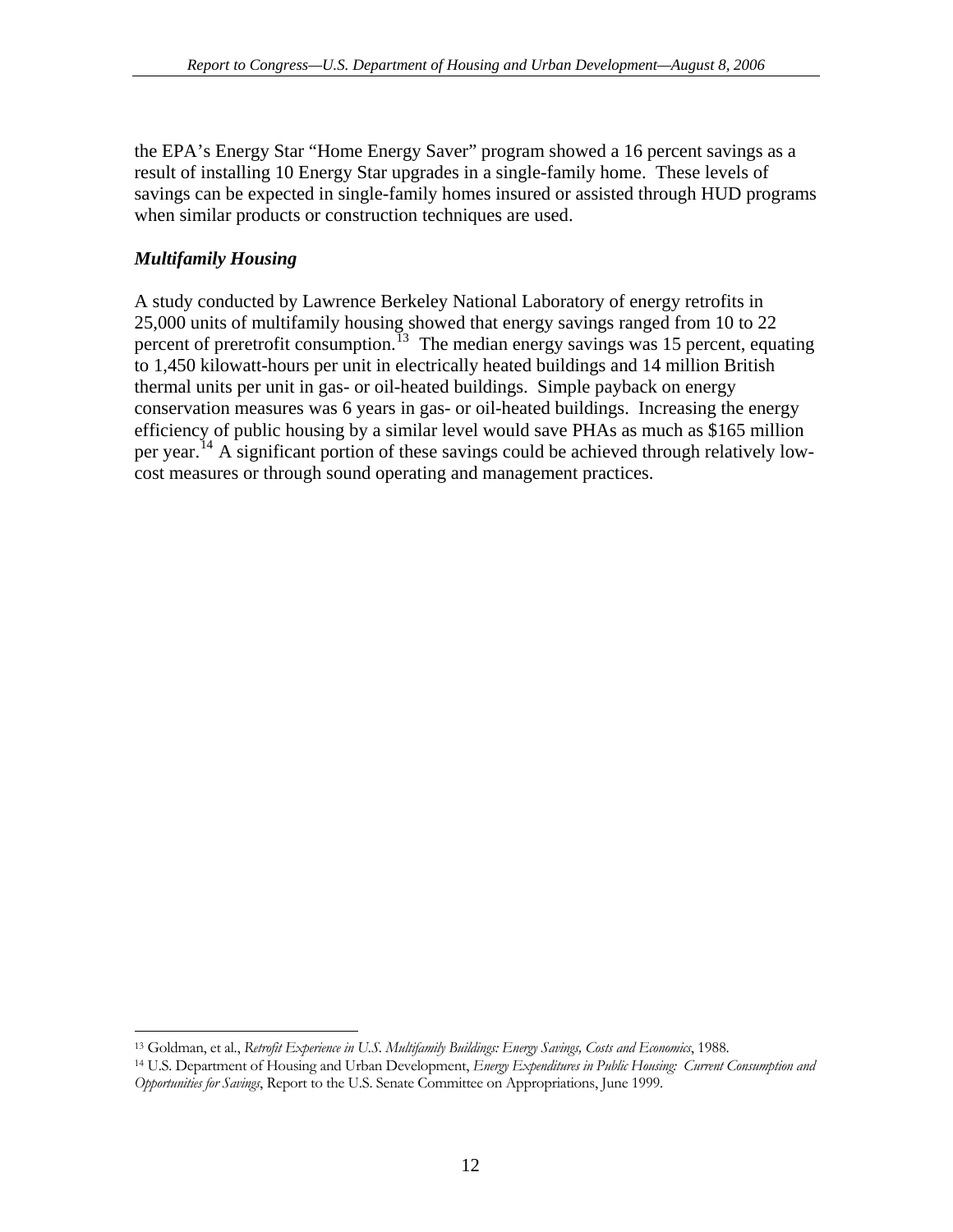the EPA's Energy Star "Home Energy Saver" program showed a 16 percent savings as a result of installing 10 Energy Star upgrades in a single-family home. These levels of savings can be expected in single-family homes insured or assisted through HUD programs when similar products or construction techniques are used.

***Multifamily Housing***

A study conducted by Lawrence Berkeley National Laboratory of energy retrofits in 25,000 units of multifamily housing showed that energy savings ranged from 10 to 22 percent of preretrofit consumption.[13] The median energy savings was 15 percent, equating to 1,450 kilowatt-hours per unit in electrically heated buildings and 14 million British thermal units per unit in gas- or oil-heated buildings. Simple payback on energy conservation measures was 6 years in gas- or oil-heated buildings. Increasing the energy efficiency of public housing by a similar level would save PHAs as much as $165 million per year.[14] A significant portion of these savings could be achieved through relatively low-cost measures or through sound operating and management practices.

---

[13] Goldman, et al., *Retrofit Experience in U.S. Multifamily Buildings: Energy Savings, Costs and Economics*, 1988.

[14] U.S. Department of Housing and Urban Development, *Energy Expenditures in Public Housing: Current Consumption and Opportunities for Savings*, Report to the U.S. Senate Committee on Appropriations, June 1999.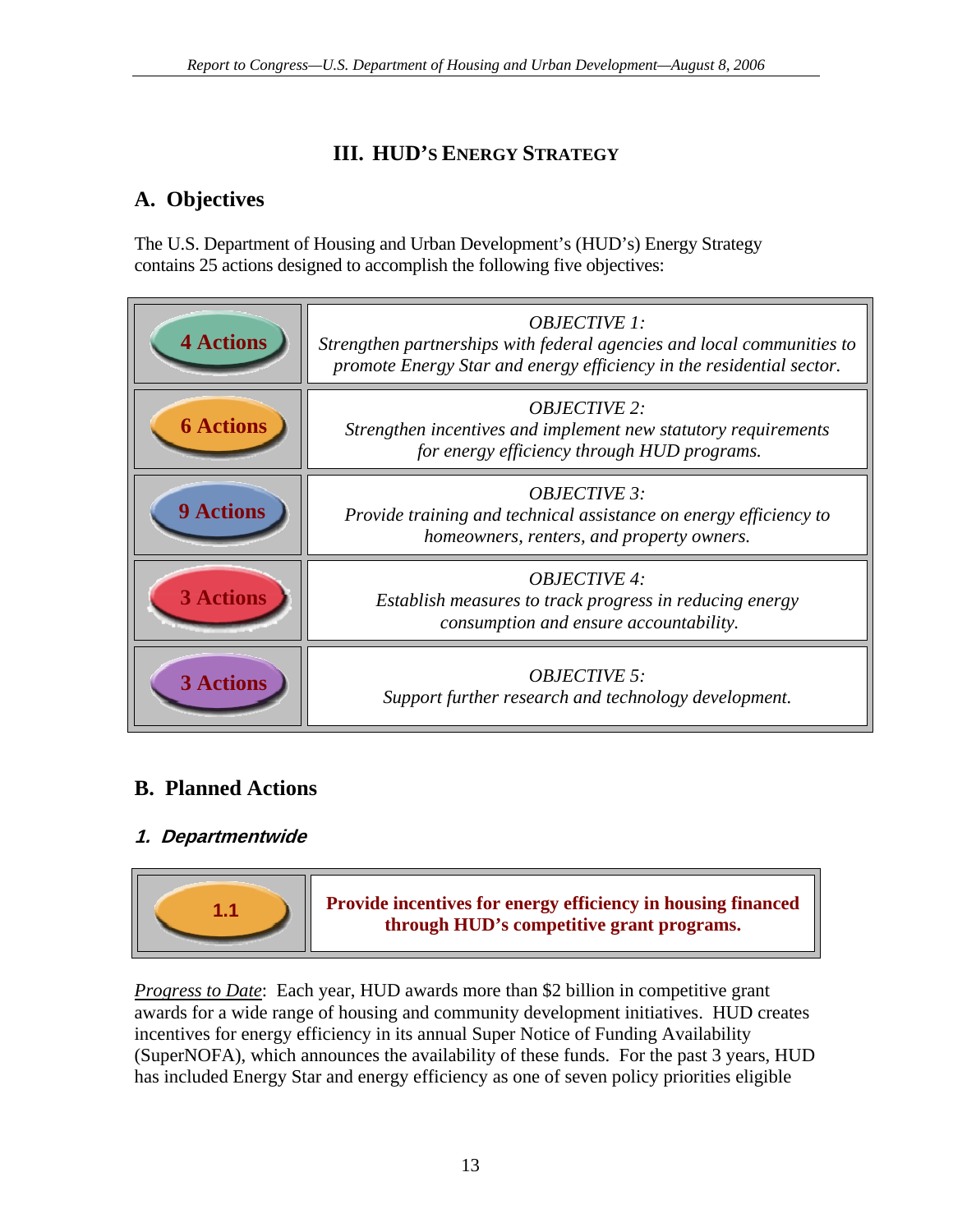# III. HUD'S ENERGY STRATEGY

## A. Objectives

The U.S. Department of Housing and Urban Development's (HUD's) Energy Strategy contains 25 actions designed to accomplish the following five objectives:

| Actions | Objective |
|---|---|
| 4 Actions | *OBJECTIVE 1: Strengthen partnerships with federal agencies and local communities to promote Energy Star and energy efficiency in the residential sector.* |
| 6 Actions | *OBJECTIVE 2: Strengthen incentives and implement new statutory requirements for energy efficiency through HUD programs.* |
| 9 Actions | *OBJECTIVE 3: Provide training and technical assistance on energy efficiency to homeowners, renters, and property owners.* |
| 3 Actions | *OBJECTIVE 4: Establish measures to track progress in reducing energy consumption and ensure accountability.* |
| 3 Actions | *OBJECTIVE 5: Support further research and technology development.* |

## B. Planned Actions

### *1. Departmentwide*

| 1.1 | **Provide incentives for energy efficiency in housing financed through HUD's competitive grant programs.** |
|---|---|

*Progress to Date*: Each year, HUD awards more than $2 billion in competitive grant awards for a wide range of housing and community development initiatives. HUD creates incentives for energy efficiency in its annual Super Notice of Funding Availability (SuperNOFA), which announces the availability of these funds. For the past 3 years, HUD has included Energy Star and energy efficiency as one of seven policy priorities eligible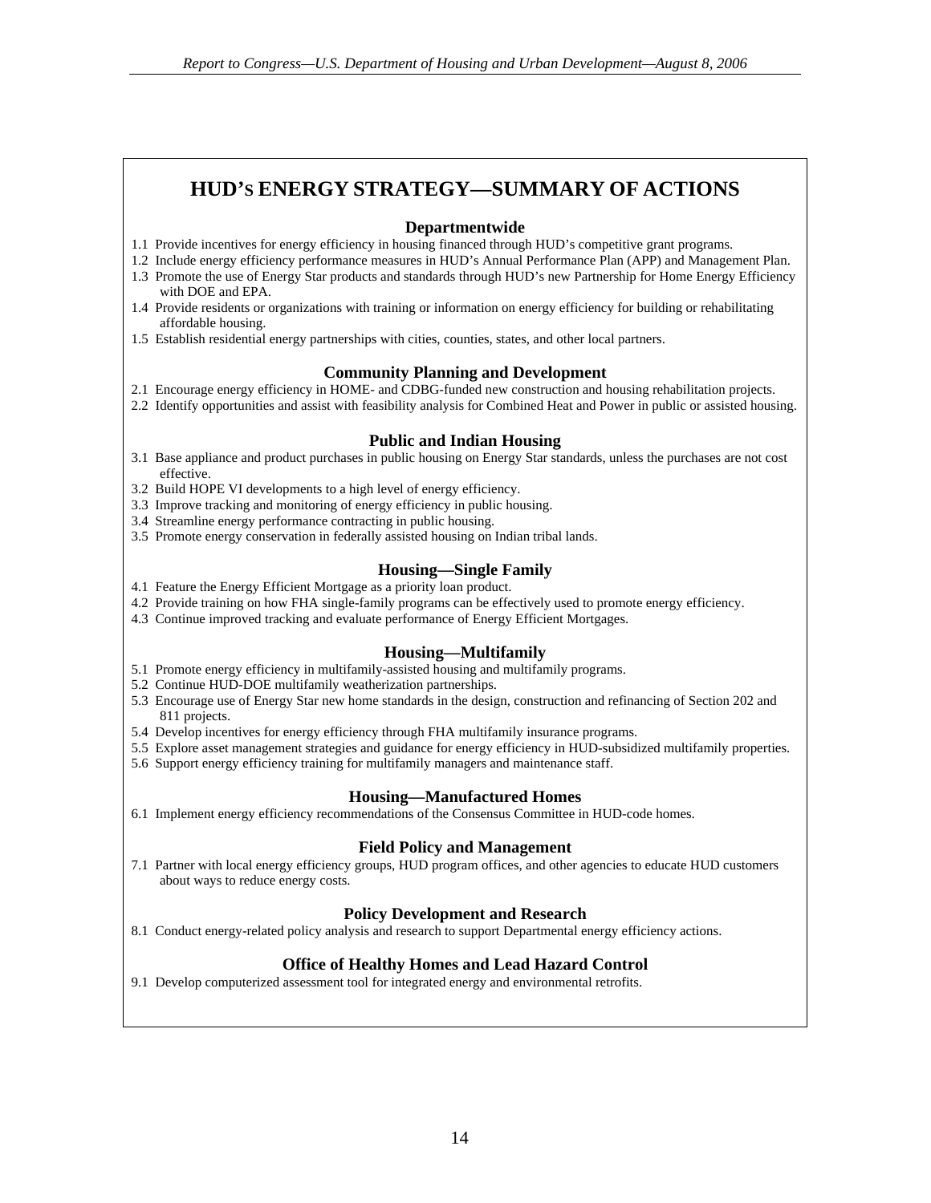# HUD's ENERGY STRATEGY—SUMMARY OF ACTIONS

### Departmentwide

1.1 Provide incentives for energy efficiency in housing financed through HUD's competitive grant programs.
1.2 Include energy efficiency performance measures in HUD's Annual Performance Plan (APP) and Management Plan.
1.3 Promote the use of Energy Star products and standards through HUD's new Partnership for Home Energy Efficiency with DOE and EPA.
1.4 Provide residents or organizations with training or information on energy efficiency for building or rehabilitating affordable housing.
1.5 Establish residential energy partnerships with cities, counties, states, and other local partners.

### Community Planning and Development

2.1 Encourage energy efficiency in HOME- and CDBG-funded new construction and housing rehabilitation projects.
2.2 Identify opportunities and assist with feasibility analysis for Combined Heat and Power in public or assisted housing.

### Public and Indian Housing

3.1 Base appliance and product purchases in public housing on Energy Star standards, unless the purchases are not cost effective.
3.2 Build HOPE VI developments to a high level of energy efficiency.
3.3 Improve tracking and monitoring of energy efficiency in public housing.
3.4 Streamline energy performance contracting in public housing.
3.5 Promote energy conservation in federally assisted housing on Indian tribal lands.

### Housing—Single Family

4.1 Feature the Energy Efficient Mortgage as a priority loan product.
4.2 Provide training on how FHA single-family programs can be effectively used to promote energy efficiency.
4.3 Continue improved tracking and evaluate performance of Energy Efficient Mortgages.

### Housing—Multifamily

5.1 Promote energy efficiency in multifamily-assisted housing and multifamily programs.
5.2 Continue HUD-DOE multifamily weatherization partnerships.
5.3 Encourage use of Energy Star new home standards in the design, construction and refinancing of Section 202 and 811 projects.
5.4 Develop incentives for energy efficiency through FHA multifamily insurance programs.
5.5 Explore asset management strategies and guidance for energy efficiency in HUD-subsidized multifamily properties.
5.6 Support energy efficiency training for multifamily managers and maintenance staff.

### Housing—Manufactured Homes

6.1 Implement energy efficiency recommendations of the Consensus Committee in HUD-code homes.

### Field Policy and Management

7.1 Partner with local energy efficiency groups, HUD program offices, and other agencies to educate HUD customers about ways to reduce energy costs.

### Policy Development and Research

8.1 Conduct energy-related policy analysis and research to support Departmental energy efficiency actions.

### Office of Healthy Homes and Lead Hazard Control

9.1 Develop computerized assessment tool for integrated energy and environmental retrofits.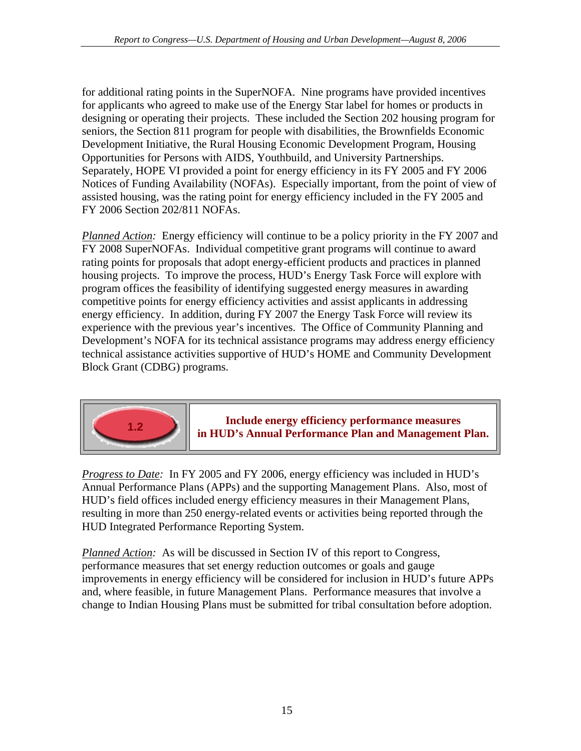for additional rating points in the SuperNOFA. Nine programs have provided incentives for applicants who agreed to make use of the Energy Star label for homes or products in designing or operating their projects. These included the Section 202 housing program for seniors, the Section 811 program for people with disabilities, the Brownfields Economic Development Initiative, the Rural Housing Economic Development Program, Housing Opportunities for Persons with AIDS, Youthbuild, and University Partnerships. Separately, HOPE VI provided a point for energy efficiency in its FY 2005 and FY 2006 Notices of Funding Availability (NOFAs). Especially important, from the point of view of assisted housing, was the rating point for energy efficiency included in the FY 2005 and FY 2006 Section 202/811 NOFAs.

*Planned Action:* Energy efficiency will continue to be a policy priority in the FY 2007 and FY 2008 SuperNOFAs. Individual competitive grant programs will continue to award rating points for proposals that adopt energy-efficient products and practices in planned housing projects. To improve the process, HUD's Energy Task Force will explore with program offices the feasibility of identifying suggested energy measures in awarding competitive points for energy efficiency activities and assist applicants in addressing energy efficiency. In addition, during FY 2007 the Energy Task Force will review its experience with the previous year's incentives. The Office of Community Planning and Development's NOFA for its technical assistance programs may address energy efficiency technical assistance activities supportive of HUD's HOME and Community Development Block Grant (CDBG) programs.

### 1.2 Include energy efficiency performance measures in HUD's Annual Performance Plan and Management Plan.

*Progress to Date:* In FY 2005 and FY 2006, energy efficiency was included in HUD's Annual Performance Plans (APPs) and the supporting Management Plans. Also, most of HUD's field offices included energy efficiency measures in their Management Plans, resulting in more than 250 energy-related events or activities being reported through the HUD Integrated Performance Reporting System.

*Planned Action:* As will be discussed in Section IV of this report to Congress, performance measures that set energy reduction outcomes or goals and gauge improvements in energy efficiency will be considered for inclusion in HUD's future APPs and, where feasible, in future Management Plans. Performance measures that involve a change to Indian Housing Plans must be submitted for tribal consultation before adoption.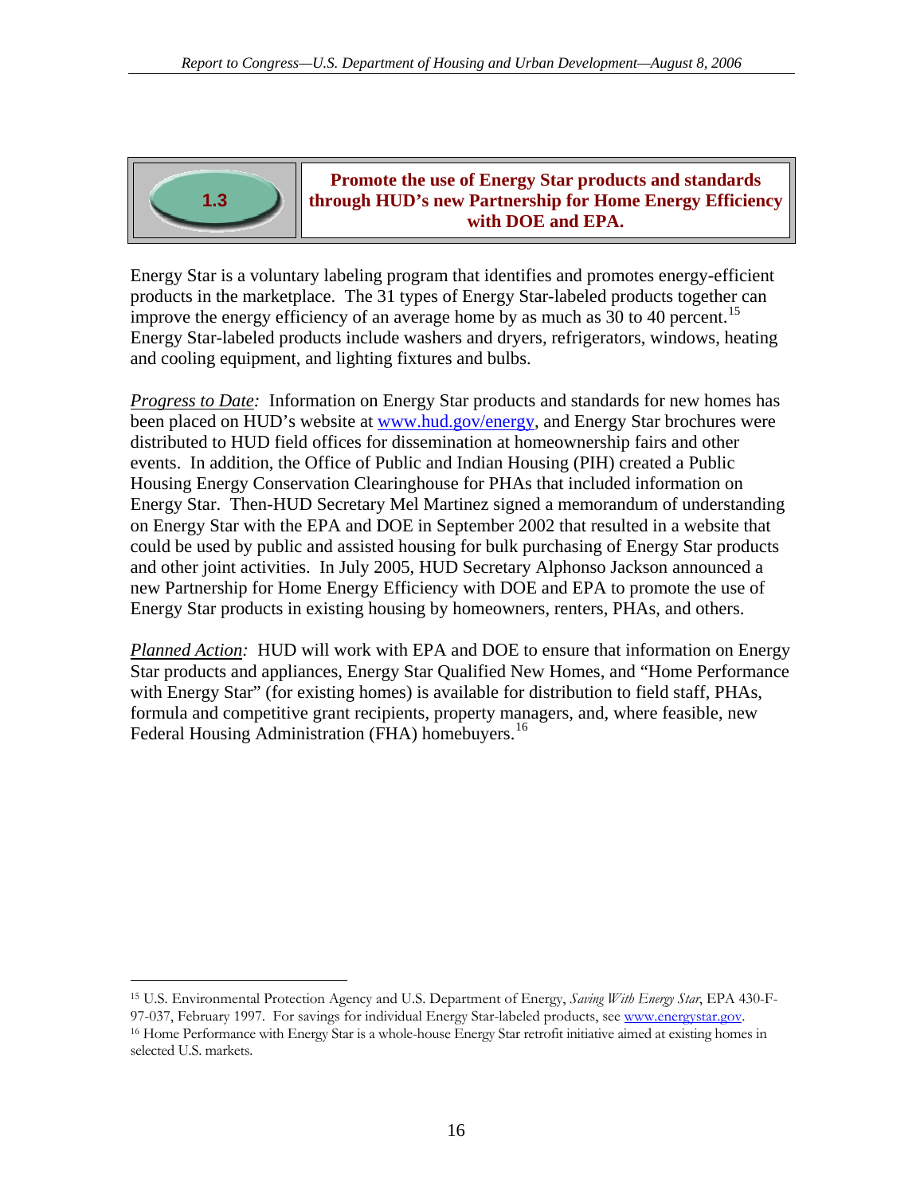**1.3** **Promote the use of Energy Star products and standards through HUD's new Partnership for Home Energy Efficiency with DOE and EPA.**

Energy Star is a voluntary labeling program that identifies and promotes energy-efficient products in the marketplace. The 31 types of Energy Star-labeled products together can improve the energy efficiency of an average home by as much as 30 to 40 percent.[15] Energy Star-labeled products include washers and dryers, refrigerators, windows, heating and cooling equipment, and lighting fixtures and bulbs.

*Progress to Date:* Information on Energy Star products and standards for new homes has been placed on HUD's website at www.hud.gov/energy, and Energy Star brochures were distributed to HUD field offices for dissemination at homeownership fairs and other events. In addition, the Office of Public and Indian Housing (PIH) created a Public Housing Energy Conservation Clearinghouse for PHAs that included information on Energy Star. Then-HUD Secretary Mel Martinez signed a memorandum of understanding on Energy Star with the EPA and DOE in September 2002 that resulted in a website that could be used by public and assisted housing for bulk purchasing of Energy Star products and other joint activities. In July 2005, HUD Secretary Alphonso Jackson announced a new Partnership for Home Energy Efficiency with DOE and EPA to promote the use of Energy Star products in existing housing by homeowners, renters, PHAs, and others.

*Planned Action:* HUD will work with EPA and DOE to ensure that information on Energy Star products and appliances, Energy Star Qualified New Homes, and "Home Performance with Energy Star" (for existing homes) is available for distribution to field staff, PHAs, formula and competitive grant recipients, property managers, and, where feasible, new Federal Housing Administration (FHA) homebuyers.[16]

---

[15] U.S. Environmental Protection Agency and U.S. Department of Energy, *Saving With Energy Star*, EPA 430-F-97-037, February 1997. For savings for individual Energy Star-labeled products, see www.energystar.gov.

[16] Home Performance with Energy Star is a whole-house Energy Star retrofit initiative aimed at existing homes in selected U.S. markets.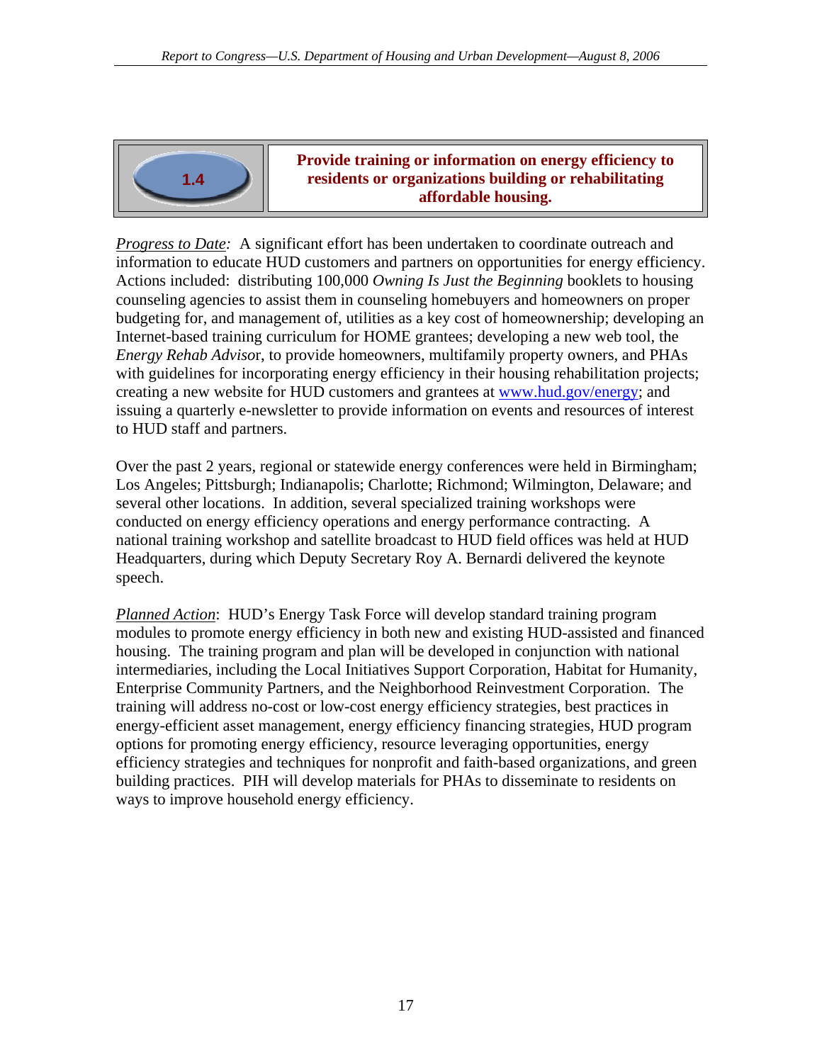## 1.4 Provide training or information on energy efficiency to residents or organizations building or rehabilitating affordable housing.

*Progress to Date:* A significant effort has been undertaken to coordinate outreach and information to educate HUD customers and partners on opportunities for energy efficiency. Actions included: distributing 100,000 *Owning Is Just the Beginning* booklets to housing counseling agencies to assist them in counseling homebuyers and homeowners on proper budgeting for, and management of, utilities as a key cost of homeownership; developing an Internet-based training curriculum for HOME grantees; developing a new web tool, the *Energy Rehab Advisor*, to provide homeowners, multifamily property owners, and PHAs with guidelines for incorporating energy efficiency in their housing rehabilitation projects; creating a new website for HUD customers and grantees at www.hud.gov/energy; and issuing a quarterly e-newsletter to provide information on events and resources of interest to HUD staff and partners.

Over the past 2 years, regional or statewide energy conferences were held in Birmingham; Los Angeles; Pittsburgh; Indianapolis; Charlotte; Richmond; Wilmington, Delaware; and several other locations. In addition, several specialized training workshops were conducted on energy efficiency operations and energy performance contracting. A national training workshop and satellite broadcast to HUD field offices was held at HUD Headquarters, during which Deputy Secretary Roy A. Bernardi delivered the keynote speech.

*Planned Action*: HUD's Energy Task Force will develop standard training program modules to promote energy efficiency in both new and existing HUD-assisted and financed housing. The training program and plan will be developed in conjunction with national intermediaries, including the Local Initiatives Support Corporation, Habitat for Humanity, Enterprise Community Partners, and the Neighborhood Reinvestment Corporation. The training will address no-cost or low-cost energy efficiency strategies, best practices in energy-efficient asset management, energy efficiency financing strategies, HUD program options for promoting energy efficiency, resource leveraging opportunities, energy efficiency strategies and techniques for nonprofit and faith-based organizations, and green building practices. PIH will develop materials for PHAs to disseminate to residents on ways to improve household energy efficiency.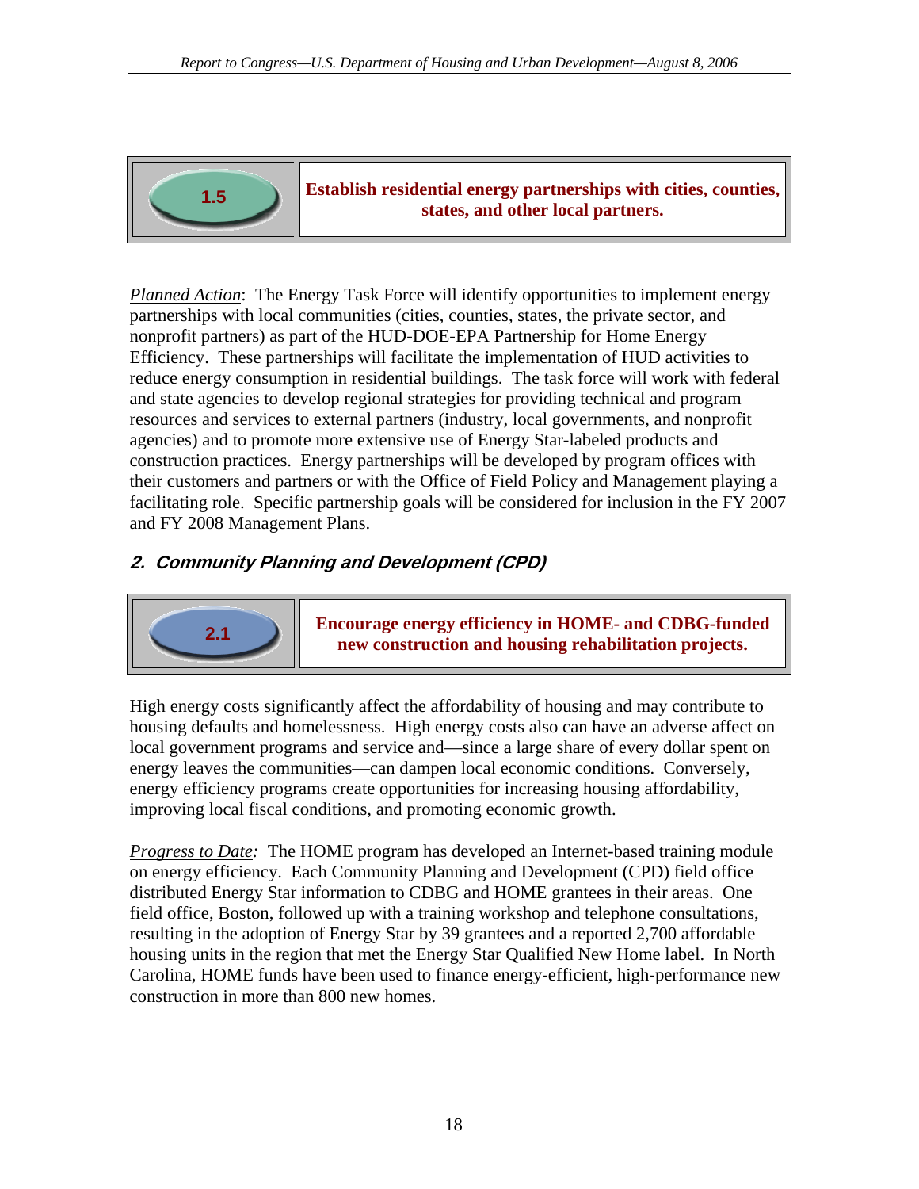| 1.5 | **Establish residential energy partnerships with cities, counties, states, and other local partners.** |
|---|---|

*Planned Action*: The Energy Task Force will identify opportunities to implement energy partnerships with local communities (cities, counties, states, the private sector, and nonprofit partners) as part of the HUD-DOE-EPA Partnership for Home Energy Efficiency. These partnerships will facilitate the implementation of HUD activities to reduce energy consumption in residential buildings. The task force will work with federal and state agencies to develop regional strategies for providing technical and program resources and services to external partners (industry, local governments, and nonprofit agencies) and to promote more extensive use of Energy Star-labeled products and construction practices. Energy partnerships will be developed by program offices with their customers and partners or with the Office of Field Policy and Management playing a facilitating role. Specific partnership goals will be considered for inclusion in the FY 2007 and FY 2008 Management Plans.

## *2. Community Planning and Development (CPD)*

| 2.1 | **Encourage energy efficiency in HOME- and CDBG-funded new construction and housing rehabilitation projects.** |
|---|---|

High energy costs significantly affect the affordability of housing and may contribute to housing defaults and homelessness. High energy costs also can have an adverse affect on local government programs and service and—since a large share of every dollar spent on energy leaves the communities—can dampen local economic conditions. Conversely, energy efficiency programs create opportunities for increasing housing affordability, improving local fiscal conditions, and promoting economic growth.

*Progress to Date:* The HOME program has developed an Internet-based training module on energy efficiency. Each Community Planning and Development (CPD) field office distributed Energy Star information to CDBG and HOME grantees in their areas. One field office, Boston, followed up with a training workshop and telephone consultations, resulting in the adoption of Energy Star by 39 grantees and a reported 2,700 affordable housing units in the region that met the Energy Star Qualified New Home label. In North Carolina, HOME funds have been used to finance energy-efficient, high-performance new construction in more than 800 new homes.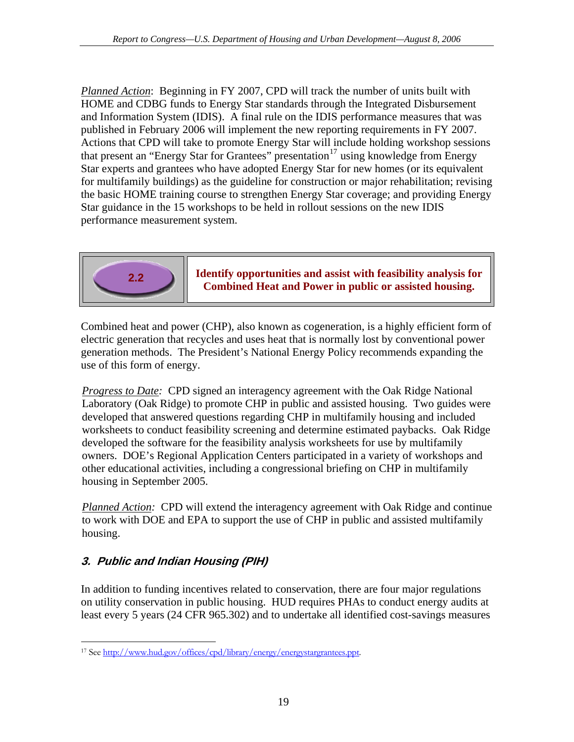*Planned Action*: Beginning in FY 2007, CPD will track the number of units built with HOME and CDBG funds to Energy Star standards through the Integrated Disbursement and Information System (IDIS). A final rule on the IDIS performance measures that was published in February 2006 will implement the new reporting requirements in FY 2007. Actions that CPD will take to promote Energy Star will include holding workshop sessions that present an "Energy Star for Grantees" presentation[17] using knowledge from Energy Star experts and grantees who have adopted Energy Star for new homes (or its equivalent for multifamily buildings) as the guideline for construction or major rehabilitation; revising the basic HOME training course to strengthen Energy Star coverage; and providing Energy Star guidance in the 15 workshops to be held in rollout sessions on the new IDIS performance measurement system.

| 2.2 | **Identify opportunities and assist with feasibility analysis for Combined Heat and Power in public or assisted housing.** |
|---|---|

Combined heat and power (CHP), also known as cogeneration, is a highly efficient form of electric generation that recycles and uses heat that is normally lost by conventional power generation methods. The President's National Energy Policy recommends expanding the use of this form of energy.

*Progress to Date:* CPD signed an interagency agreement with the Oak Ridge National Laboratory (Oak Ridge) to promote CHP in public and assisted housing. Two guides were developed that answered questions regarding CHP in multifamily housing and included worksheets to conduct feasibility screening and determine estimated paybacks. Oak Ridge developed the software for the feasibility analysis worksheets for use by multifamily owners. DOE's Regional Application Centers participated in a variety of workshops and other educational activities, including a congressional briefing on CHP in multifamily housing in September 2005.

*Planned Action:* CPD will extend the interagency agreement with Oak Ridge and continue to work with DOE and EPA to support the use of CHP in public and assisted multifamily housing.

### 3. Public and Indian Housing (PIH)

In addition to funding incentives related to conservation, there are four major regulations on utility conservation in public housing. HUD requires PHAs to conduct energy audits at least every 5 years (24 CFR 965.302) and to undertake all identified cost-savings measures

[17] See http://www.hud.gov/offices/cpd/library/energy/energystargrantees.ppt.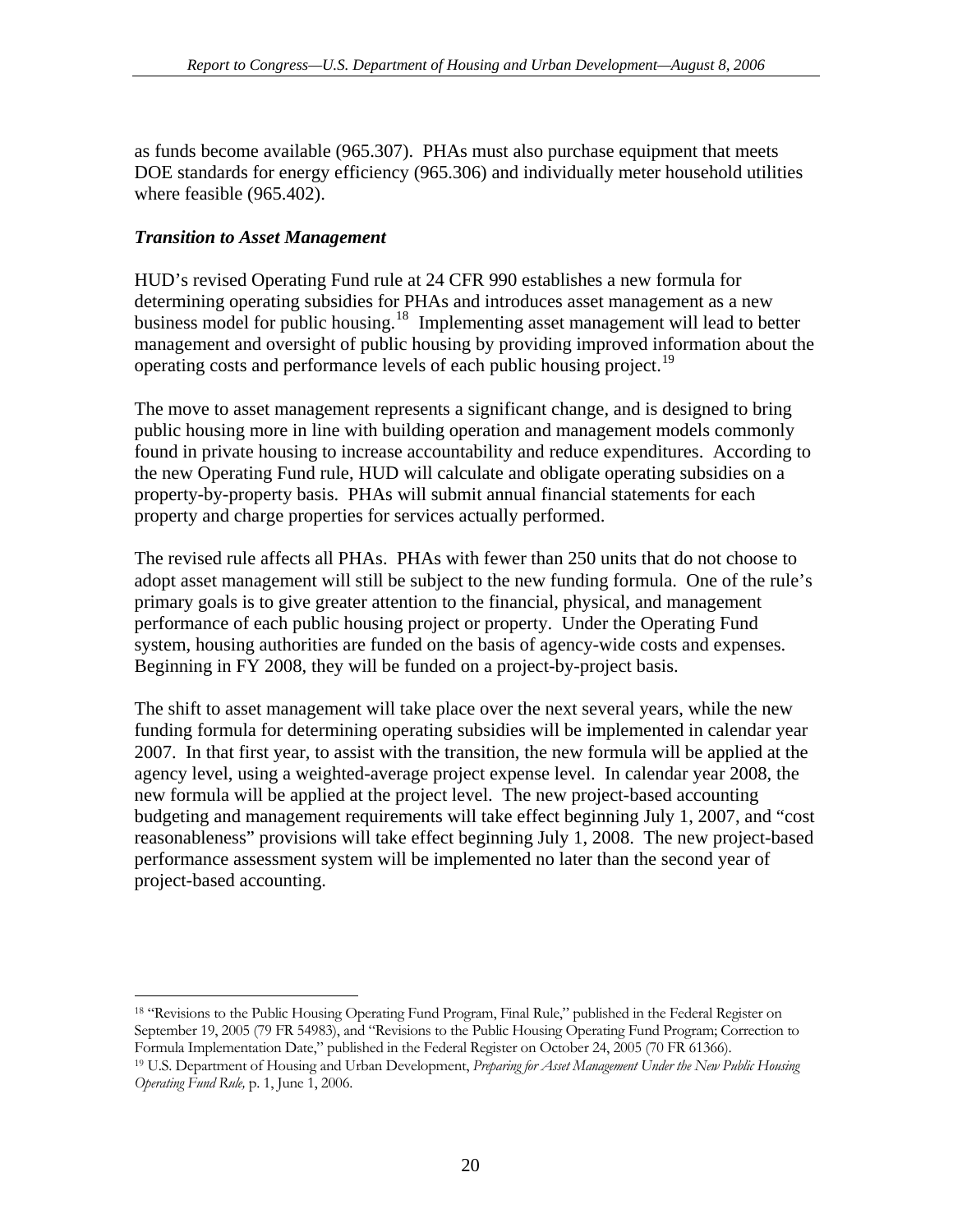as funds become available (965.307). PHAs must also purchase equipment that meets DOE standards for energy efficiency (965.306) and individually meter household utilities where feasible (965.402).

### *Transition to Asset Management*

HUD's revised Operating Fund rule at 24 CFR 990 establishes a new formula for determining operating subsidies for PHAs and introduces asset management as a new business model for public housing.[18] Implementing asset management will lead to better management and oversight of public housing by providing improved information about the operating costs and performance levels of each public housing project.[19]

The move to asset management represents a significant change, and is designed to bring public housing more in line with building operation and management models commonly found in private housing to increase accountability and reduce expenditures. According to the new Operating Fund rule, HUD will calculate and obligate operating subsidies on a property-by-property basis. PHAs will submit annual financial statements for each property and charge properties for services actually performed.

The revised rule affects all PHAs. PHAs with fewer than 250 units that do not choose to adopt asset management will still be subject to the new funding formula. One of the rule's primary goals is to give greater attention to the financial, physical, and management performance of each public housing project or property. Under the Operating Fund system, housing authorities are funded on the basis of agency-wide costs and expenses. Beginning in FY 2008, they will be funded on a project-by-project basis.

The shift to asset management will take place over the next several years, while the new funding formula for determining operating subsidies will be implemented in calendar year 2007. In that first year, to assist with the transition, the new formula will be applied at the agency level, using a weighted-average project expense level. In calendar year 2008, the new formula will be applied at the project level. The new project-based accounting budgeting and management requirements will take effect beginning July 1, 2007, and "cost reasonableness" provisions will take effect beginning July 1, 2008. The new project-based performance assessment system will be implemented no later than the second year of project-based accounting.

---

[18] "Revisions to the Public Housing Operating Fund Program, Final Rule," published in the Federal Register on September 19, 2005 (79 FR 54983), and "Revisions to the Public Housing Operating Fund Program; Correction to Formula Implementation Date," published in the Federal Register on October 24, 2005 (70 FR 61366).

[19] U.S. Department of Housing and Urban Development, *Preparing for Asset Management Under the New Public Housing Operating Fund Rule,* p. 1, June 1, 2006.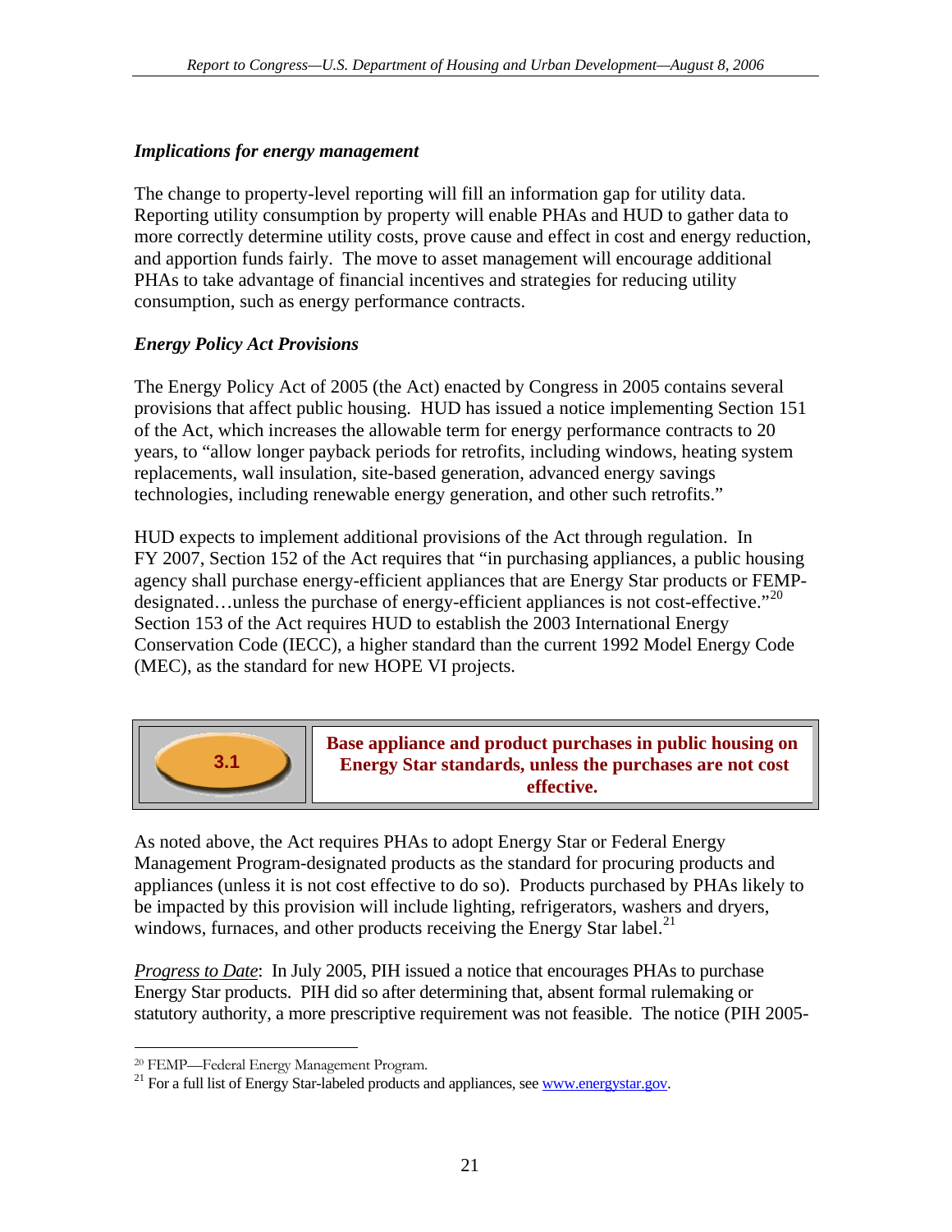### *Implications for energy management*

The change to property-level reporting will fill an information gap for utility data. Reporting utility consumption by property will enable PHAs and HUD to gather data to more correctly determine utility costs, prove cause and effect in cost and energy reduction, and apportion funds fairly. The move to asset management will encourage additional PHAs to take advantage of financial incentives and strategies for reducing utility consumption, such as energy performance contracts.

### *Energy Policy Act Provisions*

The Energy Policy Act of 2005 (the Act) enacted by Congress in 2005 contains several provisions that affect public housing. HUD has issued a notice implementing Section 151 of the Act, which increases the allowable term for energy performance contracts to 20 years, to "allow longer payback periods for retrofits, including windows, heating system replacements, wall insulation, site-based generation, advanced energy savings technologies, including renewable energy generation, and other such retrofits."

HUD expects to implement additional provisions of the Act through regulation. In FY 2007, Section 152 of the Act requires that "in purchasing appliances, a public housing agency shall purchase energy-efficient appliances that are Energy Star products or FEMP-designated…unless the purchase of energy-efficient appliances is not cost-effective."[20] Section 153 of the Act requires HUD to establish the 2003 International Energy Conservation Code (IECC), a higher standard than the current 1992 Model Energy Code (MEC), as the standard for new HOPE VI projects.

| 3.1 | **Base appliance and product purchases in public housing on Energy Star standards, unless the purchases are not cost effective.** |
|---|---|

As noted above, the Act requires PHAs to adopt Energy Star or Federal Energy Management Program-designated products as the standard for procuring products and appliances (unless it is not cost effective to do so). Products purchased by PHAs likely to be impacted by this provision will include lighting, refrigerators, washers and dryers, windows, furnaces, and other products receiving the Energy Star label.[21]

Progress to Date: In July 2005, PIH issued a notice that encourages PHAs to purchase Energy Star products. PIH did so after determining that, absent formal rulemaking or statutory authority, a more prescriptive requirement was not feasible. The notice (PIH 2005-

[20] FEMP—Federal Energy Management Program.

[21] For a full list of Energy Star-labeled products and appliances, see www.energystar.gov.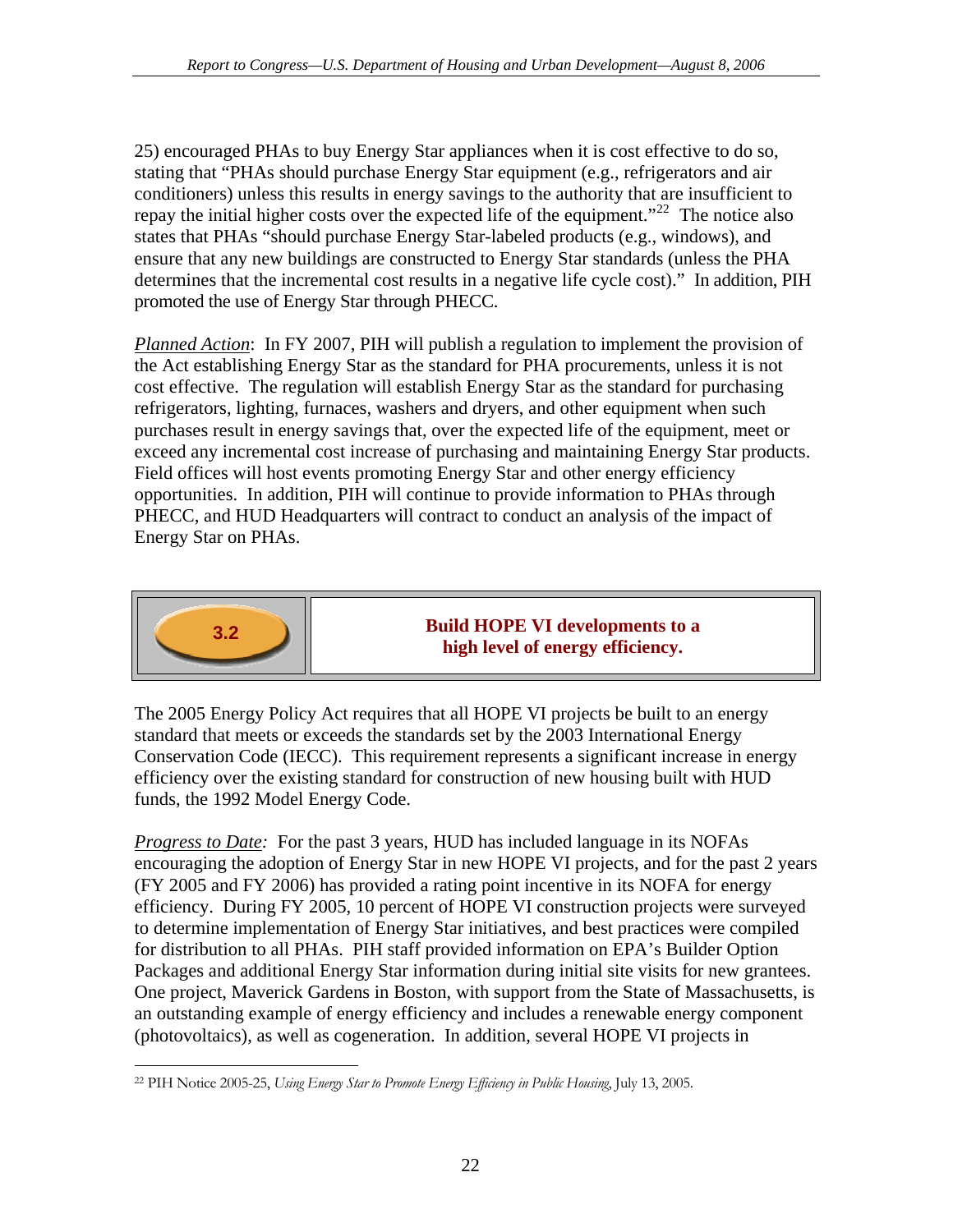25) encouraged PHAs to buy Energy Star appliances when it is cost effective to do so, stating that "PHAs should purchase Energy Star equipment (e.g., refrigerators and air conditioners) unless this results in energy savings to the authority that are insufficient to repay the initial higher costs over the expected life of the equipment."[22] The notice also states that PHAs "should purchase Energy Star-labeled products (e.g., windows), and ensure that any new buildings are constructed to Energy Star standards (unless the PHA determines that the incremental cost results in a negative life cycle cost)." In addition, PIH promoted the use of Energy Star through PHECC.

*Planned Action*: In FY 2007, PIH will publish a regulation to implement the provision of the Act establishing Energy Star as the standard for PHA procurements, unless it is not cost effective. The regulation will establish Energy Star as the standard for purchasing refrigerators, lighting, furnaces, washers and dryers, and other equipment when such purchases result in energy savings that, over the expected life of the equipment, meet or exceed any incremental cost increase of purchasing and maintaining Energy Star products. Field offices will host events promoting Energy Star and other energy efficiency opportunities. In addition, PIH will continue to provide information to PHAs through PHECC, and HUD Headquarters will contract to conduct an analysis of the impact of Energy Star on PHAs.

## 3.2 Build HOPE VI developments to a high level of energy efficiency.

The 2005 Energy Policy Act requires that all HOPE VI projects be built to an energy standard that meets or exceeds the standards set by the 2003 International Energy Conservation Code (IECC). This requirement represents a significant increase in energy efficiency over the existing standard for construction of new housing built with HUD funds, the 1992 Model Energy Code.

*Progress to Date:* For the past 3 years, HUD has included language in its NOFAs encouraging the adoption of Energy Star in new HOPE VI projects, and for the past 2 years (FY 2005 and FY 2006) has provided a rating point incentive in its NOFA for energy efficiency. During FY 2005, 10 percent of HOPE VI construction projects were surveyed to determine implementation of Energy Star initiatives, and best practices were compiled for distribution to all PHAs. PIH staff provided information on EPA's Builder Option Packages and additional Energy Star information during initial site visits for new grantees. One project, Maverick Gardens in Boston, with support from the State of Massachusetts, is an outstanding example of energy efficiency and includes a renewable energy component (photovoltaics), as well as cogeneration. In addition, several HOPE VI projects in

[22] PIH Notice 2005-25, *Using Energy Star to Promote Energy Efficiency in Public Housing*, July 13, 2005.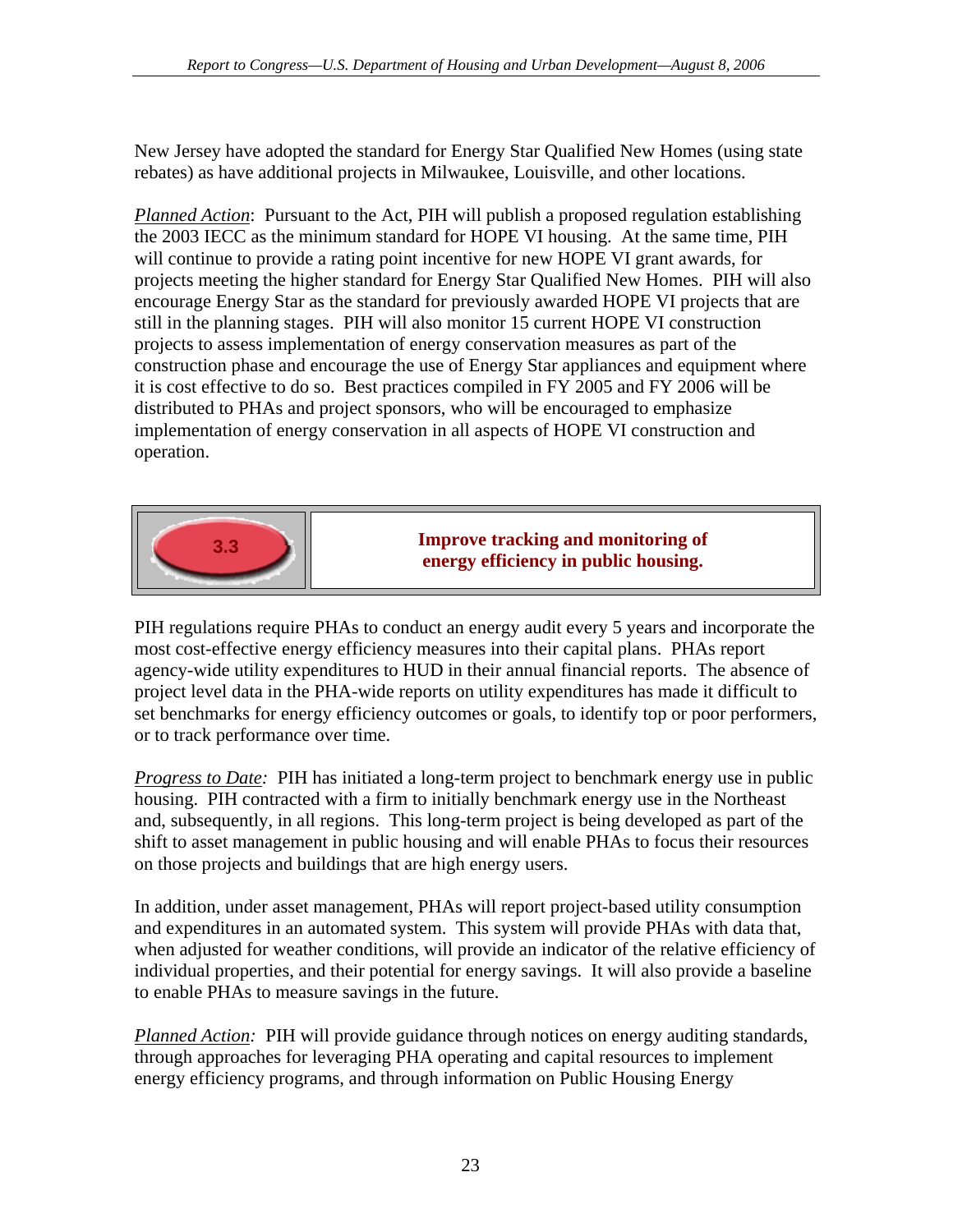New Jersey have adopted the standard for Energy Star Qualified New Homes (using state rebates) as have additional projects in Milwaukee, Louisville, and other locations.

*Planned Action*: Pursuant to the Act, PIH will publish a proposed regulation establishing the 2003 IECC as the minimum standard for HOPE VI housing. At the same time, PIH will continue to provide a rating point incentive for new HOPE VI grant awards, for projects meeting the higher standard for Energy Star Qualified New Homes. PIH will also encourage Energy Star as the standard for previously awarded HOPE VI projects that are still in the planning stages. PIH will also monitor 15 current HOPE VI construction projects to assess implementation of energy conservation measures as part of the construction phase and encourage the use of Energy Star appliances and equipment where it is cost effective to do so. Best practices compiled in FY 2005 and FY 2006 will be distributed to PHAs and project sponsors, who will be encouraged to emphasize implementation of energy conservation in all aspects of HOPE VI construction and operation.

| 3.3 | **Improve tracking and monitoring of energy efficiency in public housing.** |
|---|---|

PIH regulations require PHAs to conduct an energy audit every 5 years and incorporate the most cost-effective energy efficiency measures into their capital plans. PHAs report agency-wide utility expenditures to HUD in their annual financial reports. The absence of project level data in the PHA-wide reports on utility expenditures has made it difficult to set benchmarks for energy efficiency outcomes or goals, to identify top or poor performers, or to track performance over time.

*Progress to Date:* PIH has initiated a long-term project to benchmark energy use in public housing. PIH contracted with a firm to initially benchmark energy use in the Northeast and, subsequently, in all regions. This long-term project is being developed as part of the shift to asset management in public housing and will enable PHAs to focus their resources on those projects and buildings that are high energy users.

In addition, under asset management, PHAs will report project-based utility consumption and expenditures in an automated system. This system will provide PHAs with data that, when adjusted for weather conditions, will provide an indicator of the relative efficiency of individual properties, and their potential for energy savings. It will also provide a baseline to enable PHAs to measure savings in the future.

*Planned Action:* PIH will provide guidance through notices on energy auditing standards, through approaches for leveraging PHA operating and capital resources to implement energy efficiency programs, and through information on Public Housing Energy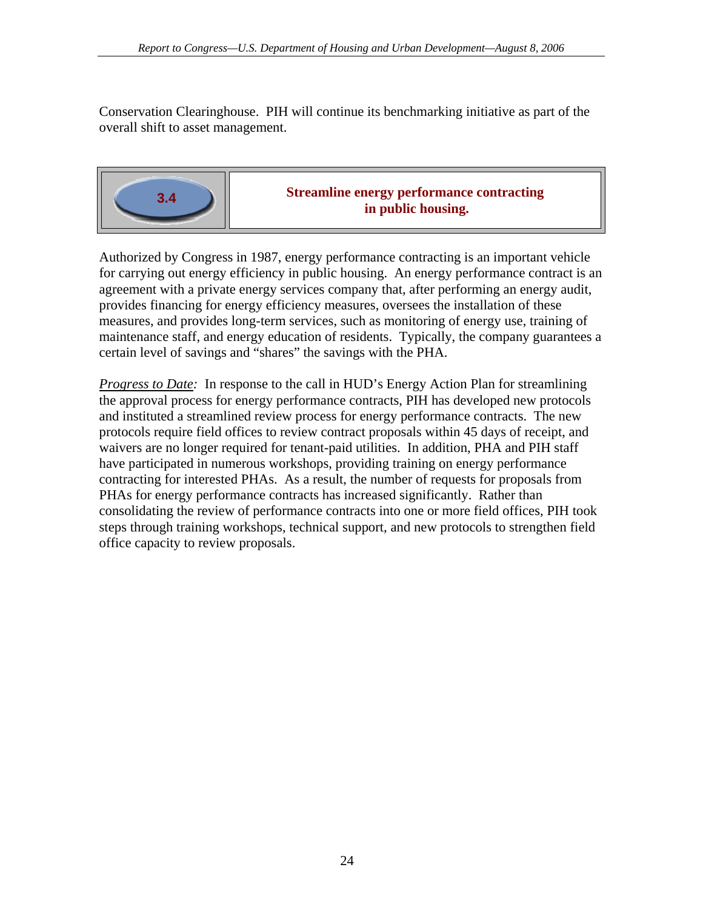Conservation Clearinghouse. PIH will continue its benchmarking initiative as part of the overall shift to asset management.

| 3.4 | **Streamline energy performance contracting in public housing.** |
|---|---|

Authorized by Congress in 1987, energy performance contracting is an important vehicle for carrying out energy efficiency in public housing. An energy performance contract is an agreement with a private energy services company that, after performing an energy audit, provides financing for energy efficiency measures, oversees the installation of these measures, and provides long-term services, such as monitoring of energy use, training of maintenance staff, and energy education of residents. Typically, the company guarantees a certain level of savings and "shares" the savings with the PHA.

*Progress to Date:* In response to the call in HUD's Energy Action Plan for streamlining the approval process for energy performance contracts, PIH has developed new protocols and instituted a streamlined review process for energy performance contracts. The new protocols require field offices to review contract proposals within 45 days of receipt, and waivers are no longer required for tenant-paid utilities. In addition, PHA and PIH staff have participated in numerous workshops, providing training on energy performance contracting for interested PHAs. As a result, the number of requests for proposals from PHAs for energy performance contracts has increased significantly. Rather than consolidating the review of performance contracts into one or more field offices, PIH took steps through training workshops, technical support, and new protocols to strengthen field office capacity to review proposals.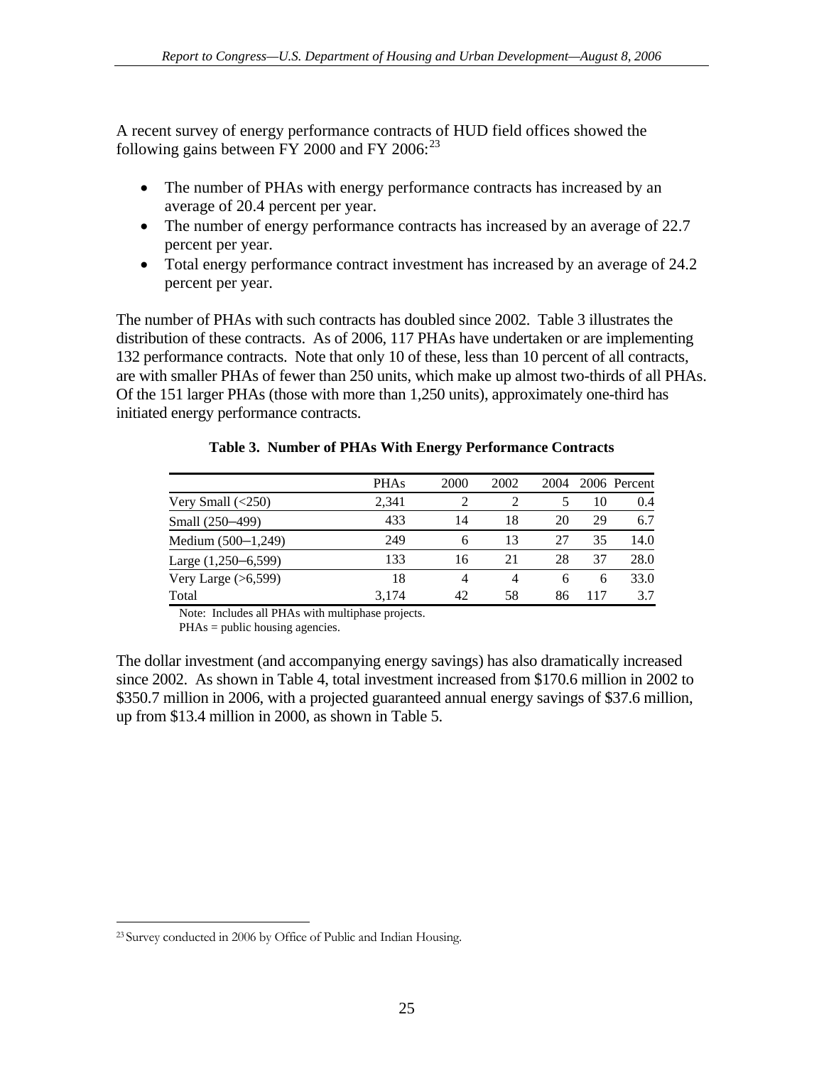A recent survey of energy performance contracts of HUD field offices showed the following gains between FY 2000 and FY 2006:[23]

- The number of PHAs with energy performance contracts has increased by an average of 20.4 percent per year.
- The number of energy performance contracts has increased by an average of 22.7 percent per year.
- Total energy performance contract investment has increased by an average of 24.2 percent per year.

The number of PHAs with such contracts has doubled since 2002. Table 3 illustrates the distribution of these contracts. As of 2006, 117 PHAs have undertaken or are implementing 132 performance contracts. Note that only 10 of these, less than 10 percent of all contracts, are with smaller PHAs of fewer than 250 units, which make up almost two-thirds of all PHAs. Of the 151 larger PHAs (those with more than 1,250 units), approximately one-third has initiated energy performance contracts.

**Table 3. Number of PHAs With Energy Performance Contracts**

| | PHAs | 2000 | 2002 | 2004 | 2006 | Percent |
|---|---|---|---|---|---|---|
| Very Small (<250) | 2,341 | 2 | 2 | 5 | 10 | 0.4 |
| Small (250–499) | 433 | 14 | 18 | 20 | 29 | 6.7 |
| Medium (500–1,249) | 249 | 6 | 13 | 27 | 35 | 14.0 |
| Large (1,250–6,599) | 133 | 16 | 21 | 28 | 37 | 28.0 |
| Very Large (>6,599) | 18 | 4 | 4 | 6 | 6 | 33.0 |
| Total | 3,174 | 42 | 58 | 86 | 117 | 3.7 |

Note: Includes all PHAs with multiphase projects.
PHAs = public housing agencies.

The dollar investment (and accompanying energy savings) has also dramatically increased since 2002. As shown in Table 4, total investment increased from $170.6 million in 2002 to $350.7 million in 2006, with a projected guaranteed annual energy savings of $37.6 million, up from $13.4 million in 2000, as shown in Table 5.

[23] Survey conducted in 2006 by Office of Public and Indian Housing.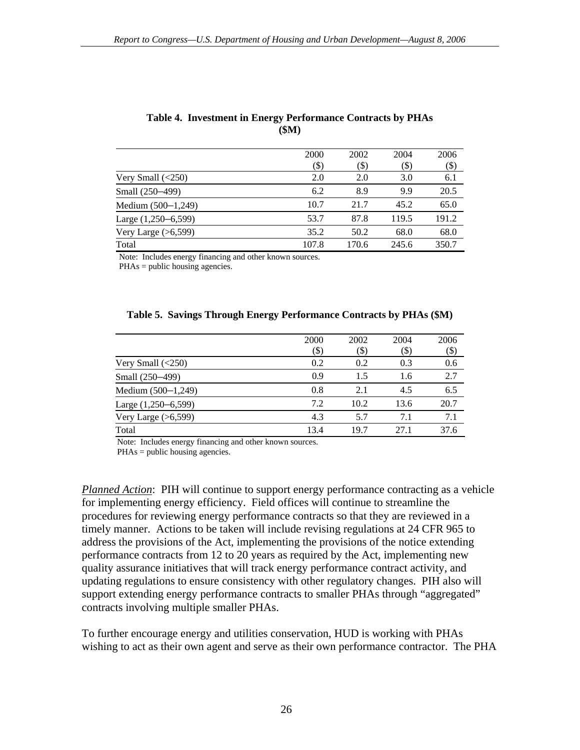**Table 4. Investment in Energy Performance Contracts by PHAs ($M)**

| | 2000 ($) | 2002 ($) | 2004 ($) | 2006 ($) |
|---|---|---|---|---|
| Very Small (<250) | 2.0 | 2.0 | 3.0 | 6.1 |
| Small (250–499) | 6.2 | 8.9 | 9.9 | 20.5 |
| Medium (500–1,249) | 10.7 | 21.7 | 45.2 | 65.0 |
| Large (1,250–6,599) | 53.7 | 87.8 | 119.5 | 191.2 |
| Very Large (>6,599) | 35.2 | 50.2 | 68.0 | 68.0 |
| Total | 107.8 | 170.6 | 245.6 | 350.7 |

Note: Includes energy financing and other known sources.
PHAs = public housing agencies.

**Table 5. Savings Through Energy Performance Contracts by PHAs ($M)**

| | 2000 ($) | 2002 ($) | 2004 ($) | 2006 ($) |
|---|---|---|---|---|
| Very Small (<250) | 0.2 | 0.2 | 0.3 | 0.6 |
| Small (250–499) | 0.9 | 1.5 | 1.6 | 2.7 |
| Medium (500–1,249) | 0.8 | 2.1 | 4.5 | 6.5 |
| Large (1,250–6,599) | 7.2 | 10.2 | 13.6 | 20.7 |
| Very Large (>6,599) | 4.3 | 5.7 | 7.1 | 7.1 |
| Total | 13.4 | 19.7 | 27.1 | 37.6 |

Note: Includes energy financing and other known sources.
PHAs = public housing agencies.

*Planned Action*: PIH will continue to support energy performance contracting as a vehicle for implementing energy efficiency. Field offices will continue to streamline the procedures for reviewing energy performance contracts so that they are reviewed in a timely manner. Actions to be taken will include revising regulations at 24 CFR 965 to address the provisions of the Act, implementing the provisions of the notice extending performance contracts from 12 to 20 years as required by the Act, implementing new quality assurance initiatives that will track energy performance contract activity, and updating regulations to ensure consistency with other regulatory changes. PIH also will support extending energy performance contracts to smaller PHAs through "aggregated" contracts involving multiple smaller PHAs.

To further encourage energy and utilities conservation, HUD is working with PHAs wishing to act as their own agent and serve as their own performance contractor. The PHA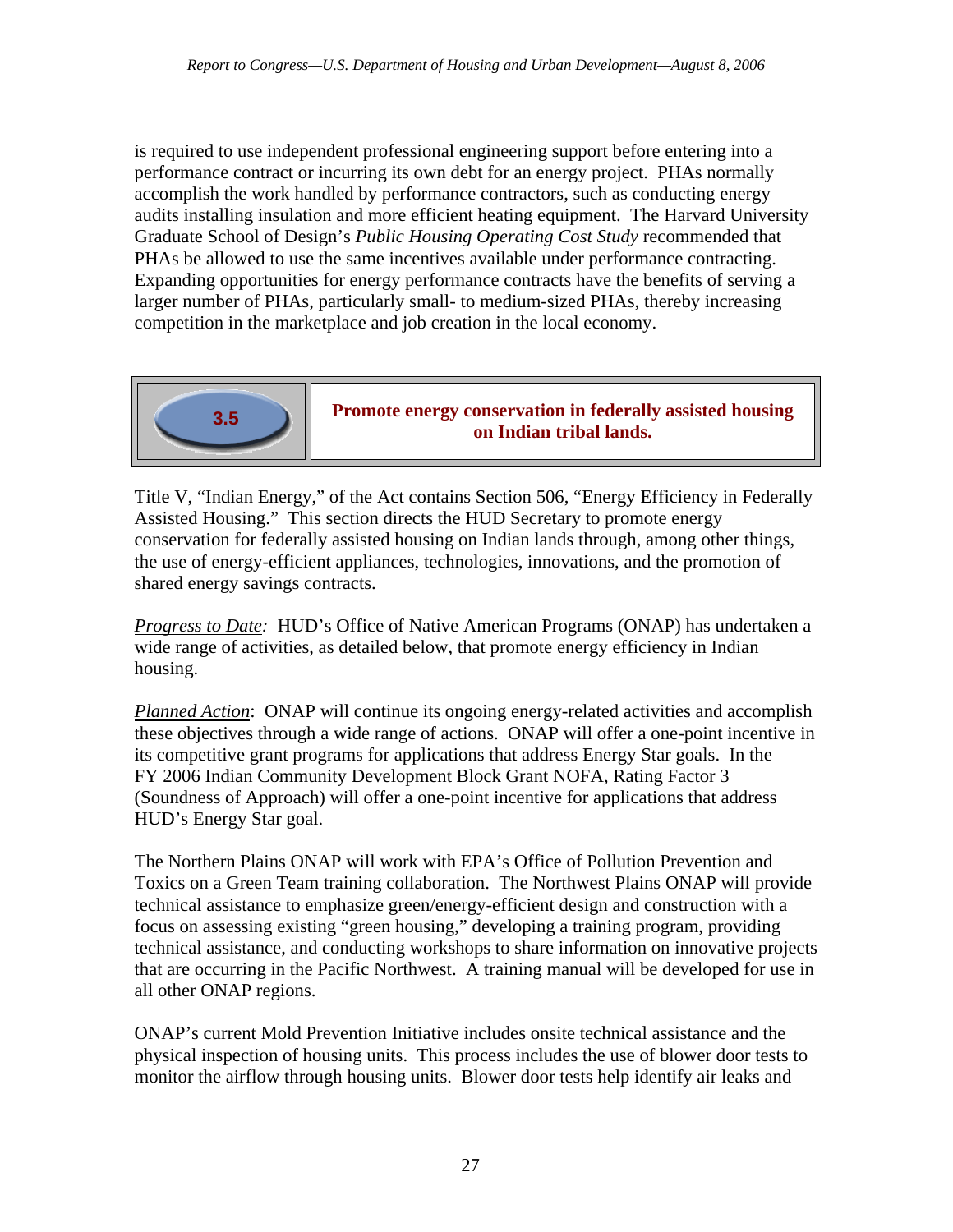is required to use independent professional engineering support before entering into a performance contract or incurring its own debt for an energy project. PHAs normally accomplish the work handled by performance contractors, such as conducting energy audits installing insulation and more efficient heating equipment. The Harvard University Graduate School of Design's *Public Housing Operating Cost Study* recommended that PHAs be allowed to use the same incentives available under performance contracting. Expanding opportunities for energy performance contracts have the benefits of serving a larger number of PHAs, particularly small- to medium-sized PHAs, thereby increasing competition in the marketplace and job creation in the local economy.

### 3.5 Promote energy conservation in federally assisted housing on Indian tribal lands.

Title V, "Indian Energy," of the Act contains Section 506, "Energy Efficiency in Federally Assisted Housing." This section directs the HUD Secretary to promote energy conservation for federally assisted housing on Indian lands through, among other things, the use of energy-efficient appliances, technologies, innovations, and the promotion of shared energy savings contracts.

*Progress to Date:* HUD's Office of Native American Programs (ONAP) has undertaken a wide range of activities, as detailed below, that promote energy efficiency in Indian housing.

*Planned Action*: ONAP will continue its ongoing energy-related activities and accomplish these objectives through a wide range of actions. ONAP will offer a one-point incentive in its competitive grant programs for applications that address Energy Star goals. In the FY 2006 Indian Community Development Block Grant NOFA, Rating Factor 3 (Soundness of Approach) will offer a one-point incentive for applications that address HUD's Energy Star goal.

The Northern Plains ONAP will work with EPA's Office of Pollution Prevention and Toxics on a Green Team training collaboration. The Northwest Plains ONAP will provide technical assistance to emphasize green/energy-efficient design and construction with a focus on assessing existing "green housing," developing a training program, providing technical assistance, and conducting workshops to share information on innovative projects that are occurring in the Pacific Northwest. A training manual will be developed for use in all other ONAP regions.

ONAP's current Mold Prevention Initiative includes onsite technical assistance and the physical inspection of housing units. This process includes the use of blower door tests to monitor the airflow through housing units. Blower door tests help identify air leaks and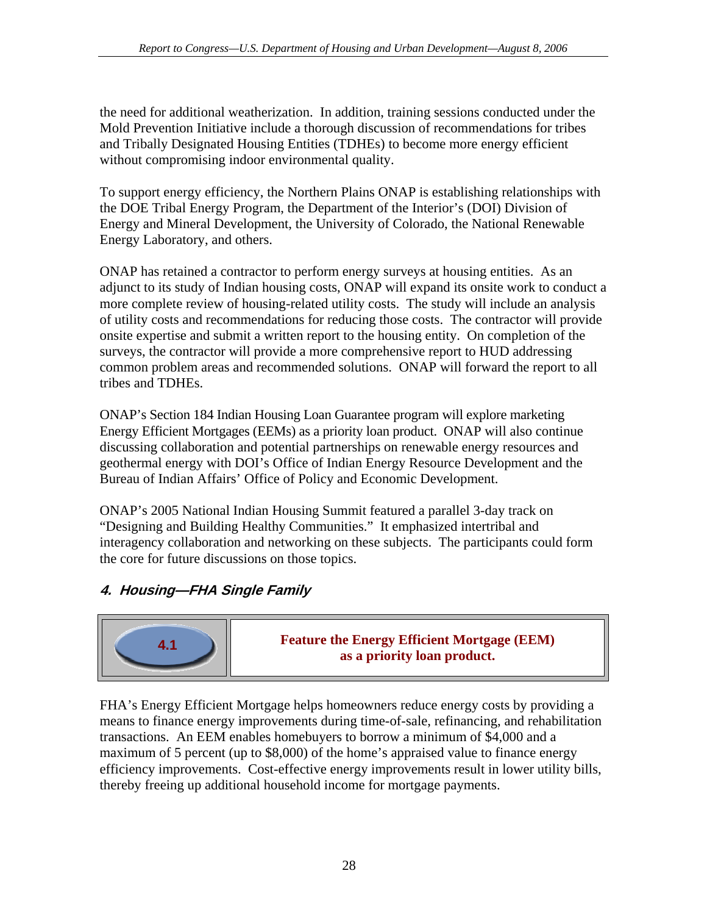the need for additional weatherization. In addition, training sessions conducted under the Mold Prevention Initiative include a thorough discussion of recommendations for tribes and Tribally Designated Housing Entities (TDHEs) to become more energy efficient without compromising indoor environmental quality.

To support energy efficiency, the Northern Plains ONAP is establishing relationships with the DOE Tribal Energy Program, the Department of the Interior's (DOI) Division of Energy and Mineral Development, the University of Colorado, the National Renewable Energy Laboratory, and others.

ONAP has retained a contractor to perform energy surveys at housing entities. As an adjunct to its study of Indian housing costs, ONAP will expand its onsite work to conduct a more complete review of housing-related utility costs. The study will include an analysis of utility costs and recommendations for reducing those costs. The contractor will provide onsite expertise and submit a written report to the housing entity. On completion of the surveys, the contractor will provide a more comprehensive report to HUD addressing common problem areas and recommended solutions. ONAP will forward the report to all tribes and TDHEs.

ONAP's Section 184 Indian Housing Loan Guarantee program will explore marketing Energy Efficient Mortgages (EEMs) as a priority loan product. ONAP will also continue discussing collaboration and potential partnerships on renewable energy resources and geothermal energy with DOI's Office of Indian Energy Resource Development and the Bureau of Indian Affairs' Office of Policy and Economic Development.

ONAP's 2005 National Indian Housing Summit featured a parallel 3-day track on "Designing and Building Healthy Communities." It emphasized intertribal and interagency collaboration and networking on these subjects. The participants could form the core for future discussions on those topics.

### *4. Housing—FHA Single Family*

| 4.1 | **Feature the Energy Efficient Mortgage (EEM) as a priority loan product.** |
|---|---|

FHA's Energy Efficient Mortgage helps homeowners reduce energy costs by providing a means to finance energy improvements during time-of-sale, refinancing, and rehabilitation transactions. An EEM enables homebuyers to borrow a minimum of $4,000 and a maximum of 5 percent (up to $8,000) of the home's appraised value to finance energy efficiency improvements. Cost-effective energy improvements result in lower utility bills, thereby freeing up additional household income for mortgage payments.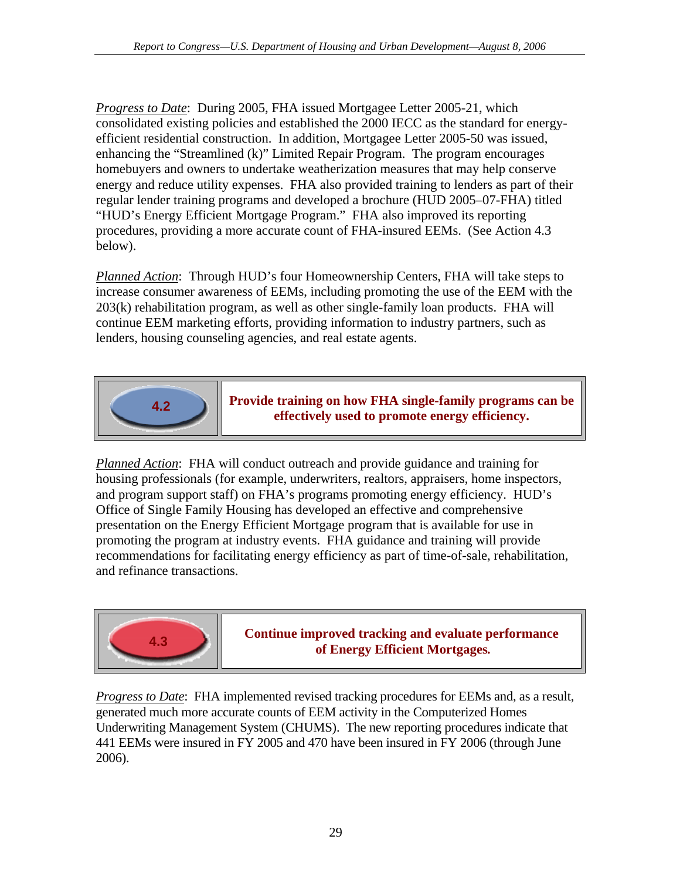*Progress to Date*: During 2005, FHA issued Mortgagee Letter 2005-21, which consolidated existing policies and established the 2000 IECC as the standard for energy-efficient residential construction. In addition, Mortgagee Letter 2005-50 was issued, enhancing the "Streamlined (k)" Limited Repair Program. The program encourages homebuyers and owners to undertake weatherization measures that may help conserve energy and reduce utility expenses. FHA also provided training to lenders as part of their regular lender training programs and developed a brochure (HUD 2005–07-FHA) titled "HUD's Energy Efficient Mortgage Program." FHA also improved its reporting procedures, providing a more accurate count of FHA-insured EEMs. (See Action 4.3 below).

*Planned Action*: Through HUD's four Homeownership Centers, FHA will take steps to increase consumer awareness of EEMs, including promoting the use of the EEM with the 203(k) rehabilitation program, as well as other single-family loan products. FHA will continue EEM marketing efforts, providing information to industry partners, such as lenders, housing counseling agencies, and real estate agents.

| 4.2 | **Provide training on how FHA single-family programs can be effectively used to promote energy efficiency.** |
|---|---|

*Planned Action*: FHA will conduct outreach and provide guidance and training for housing professionals (for example, underwriters, realtors, appraisers, home inspectors, and program support staff) on FHA's programs promoting energy efficiency. HUD's Office of Single Family Housing has developed an effective and comprehensive presentation on the Energy Efficient Mortgage program that is available for use in promoting the program at industry events. FHA guidance and training will provide recommendations for facilitating energy efficiency as part of time-of-sale, rehabilitation, and refinance transactions.

| 4.3 | **Continue improved tracking and evaluate performance of Energy Efficient Mortgages.** |
|---|---|

*Progress to Date*: FHA implemented revised tracking procedures for EEMs and, as a result, generated much more accurate counts of EEM activity in the Computerized Homes Underwriting Management System (CHUMS). The new reporting procedures indicate that 441 EEMs were insured in FY 2005 and 470 have been insured in FY 2006 (through June 2006).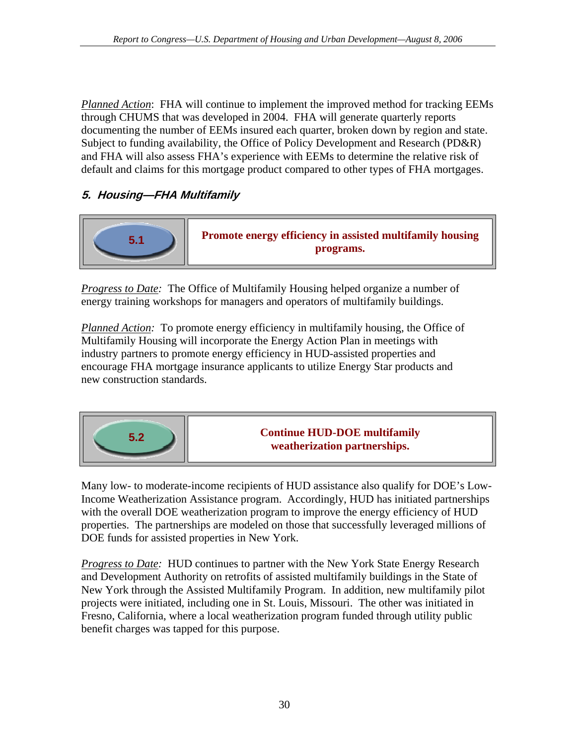*Planned Action*: FHA will continue to implement the improved method for tracking EEMs through CHUMS that was developed in 2004. FHA will generate quarterly reports documenting the number of EEMs insured each quarter, broken down by region and state. Subject to funding availability, the Office of Policy Development and Research (PD&R) and FHA will also assess FHA's experience with EEMs to determine the relative risk of default and claims for this mortgage product compared to other types of FHA mortgages.

### 5. Housing—FHA Multifamily

| 5.1 | **Promote energy efficiency in assisted multifamily housing programs.** |
|---|---|

*Progress to Date:* The Office of Multifamily Housing helped organize a number of energy training workshops for managers and operators of multifamily buildings.

*Planned Action:* To promote energy efficiency in multifamily housing, the Office of Multifamily Housing will incorporate the Energy Action Plan in meetings with industry partners to promote energy efficiency in HUD-assisted properties and encourage FHA mortgage insurance applicants to utilize Energy Star products and new construction standards.

| 5.2 | **Continue HUD-DOE multifamily weatherization partnerships.** |
|---|---|

Many low- to moderate-income recipients of HUD assistance also qualify for DOE's Low-Income Weatherization Assistance program. Accordingly, HUD has initiated partnerships with the overall DOE weatherization program to improve the energy efficiency of HUD properties. The partnerships are modeled on those that successfully leveraged millions of DOE funds for assisted properties in New York.

*Progress to Date:* HUD continues to partner with the New York State Energy Research and Development Authority on retrofits of assisted multifamily buildings in the State of New York through the Assisted Multifamily Program. In addition, new multifamily pilot projects were initiated, including one in St. Louis, Missouri. The other was initiated in Fresno, California, where a local weatherization program funded through utility public benefit charges was tapped for this purpose.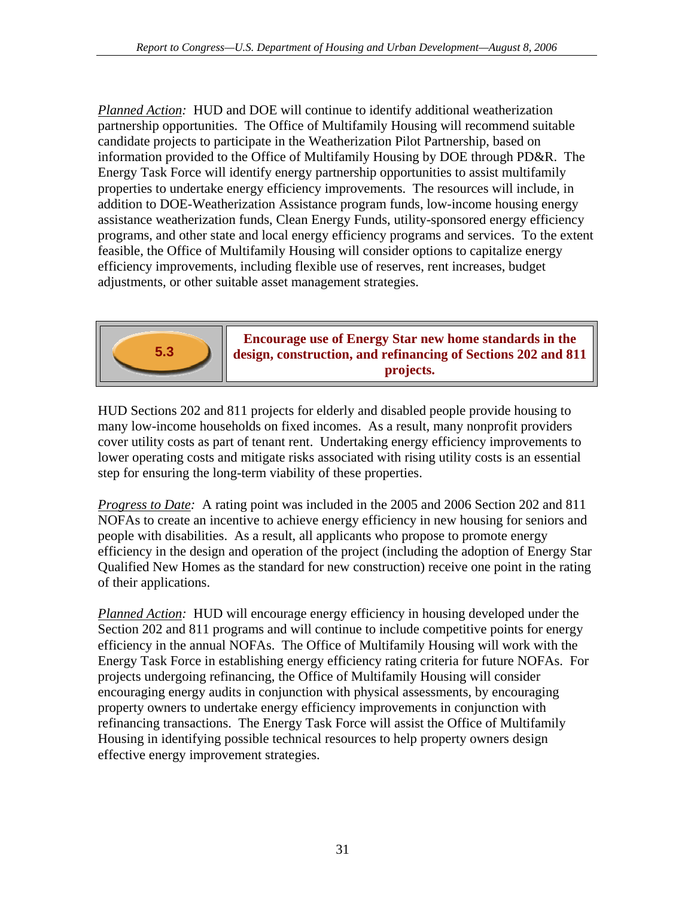*Planned Action:* HUD and DOE will continue to identify additional weatherization partnership opportunities. The Office of Multifamily Housing will recommend suitable candidate projects to participate in the Weatherization Pilot Partnership, based on information provided to the Office of Multifamily Housing by DOE through PD&R. The Energy Task Force will identify energy partnership opportunities to assist multifamily properties to undertake energy efficiency improvements. The resources will include, in addition to DOE-Weatherization Assistance program funds, low-income housing energy assistance weatherization funds, Clean Energy Funds, utility-sponsored energy efficiency programs, and other state and local energy efficiency programs and services. To the extent feasible, the Office of Multifamily Housing will consider options to capitalize energy efficiency improvements, including flexible use of reserves, rent increases, budget adjustments, or other suitable asset management strategies.

| 5.3 | **Encourage use of Energy Star new home standards in the design, construction, and refinancing of Sections 202 and 811 projects.** |
|---|---|

HUD Sections 202 and 811 projects for elderly and disabled people provide housing to many low-income households on fixed incomes. As a result, many nonprofit providers cover utility costs as part of tenant rent. Undertaking energy efficiency improvements to lower operating costs and mitigate risks associated with rising utility costs is an essential step for ensuring the long-term viability of these properties.

*Progress to Date:* A rating point was included in the 2005 and 2006 Section 202 and 811 NOFAs to create an incentive to achieve energy efficiency in new housing for seniors and people with disabilities. As a result, all applicants who propose to promote energy efficiency in the design and operation of the project (including the adoption of Energy Star Qualified New Homes as the standard for new construction) receive one point in the rating of their applications.

*Planned Action:* HUD will encourage energy efficiency in housing developed under the Section 202 and 811 programs and will continue to include competitive points for energy efficiency in the annual NOFAs. The Office of Multifamily Housing will work with the Energy Task Force in establishing energy efficiency rating criteria for future NOFAs. For projects undergoing refinancing, the Office of Multifamily Housing will consider encouraging energy audits in conjunction with physical assessments, by encouraging property owners to undertake energy efficiency improvements in conjunction with refinancing transactions. The Energy Task Force will assist the Office of Multifamily Housing in identifying possible technical resources to help property owners design effective energy improvement strategies.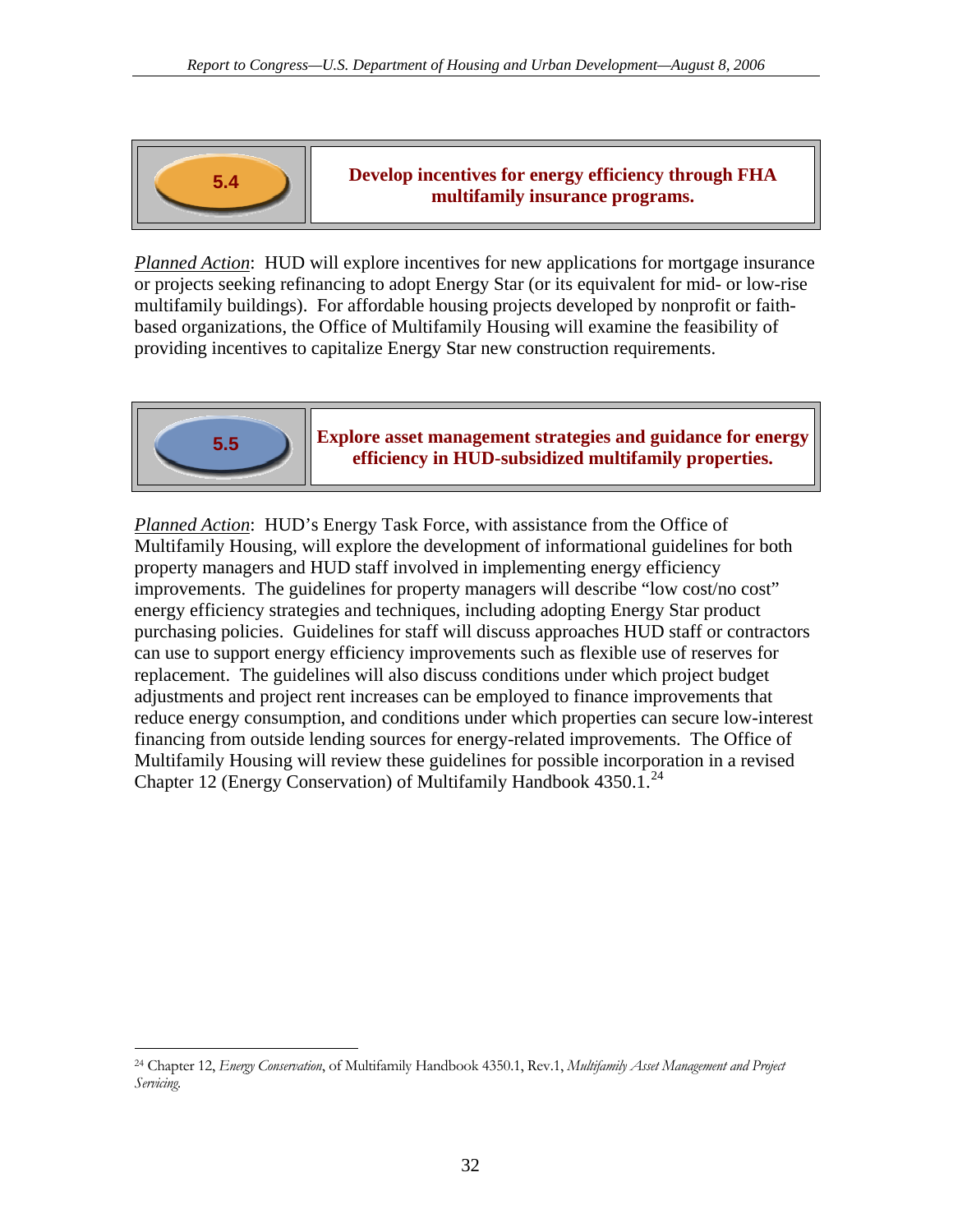| 5.4 | **Develop incentives for energy efficiency through FHA multifamily insurance programs.** |
|---|---|

*Planned Action*: HUD will explore incentives for new applications for mortgage insurance or projects seeking refinancing to adopt Energy Star (or its equivalent for mid- or low-rise multifamily buildings). For affordable housing projects developed by nonprofit or faith-based organizations, the Office of Multifamily Housing will examine the feasibility of providing incentives to capitalize Energy Star new construction requirements.

| 5.5 | **Explore asset management strategies and guidance for energy efficiency in HUD-subsidized multifamily properties.** |
|---|---|

*Planned Action*: HUD's Energy Task Force, with assistance from the Office of Multifamily Housing, will explore the development of informational guidelines for both property managers and HUD staff involved in implementing energy efficiency improvements. The guidelines for property managers will describe "low cost/no cost" energy efficiency strategies and techniques, including adopting Energy Star product purchasing policies. Guidelines for staff will discuss approaches HUD staff or contractors can use to support energy efficiency improvements such as flexible use of reserves for replacement. The guidelines will also discuss conditions under which project budget adjustments and project rent increases can be employed to finance improvements that reduce energy consumption, and conditions under which properties can secure low-interest financing from outside lending sources for energy-related improvements. The Office of Multifamily Housing will review these guidelines for possible incorporation in a revised Chapter 12 (Energy Conservation) of Multifamily Handbook 4350.1.[24]

[24] Chapter 12, *Energy Conservation*, of Multifamily Handbook 4350.1, Rev.1, *Multifamily Asset Management and Project Servicing*.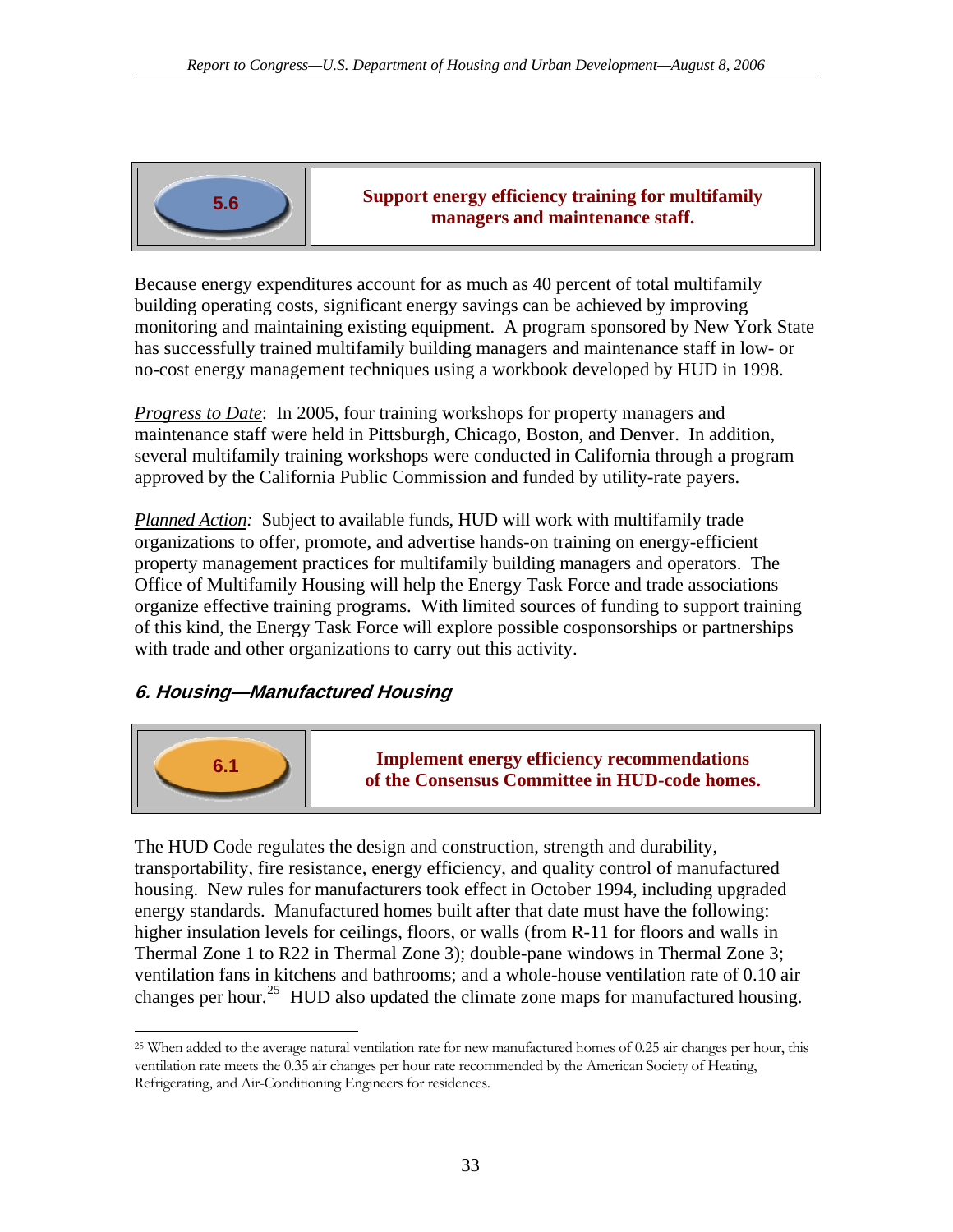| 5.6 | **Support energy efficiency training for multifamily managers and maintenance staff.** |
|---|---|

Because energy expenditures account for as much as 40 percent of total multifamily building operating costs, significant energy savings can be achieved by improving monitoring and maintaining existing equipment. A program sponsored by New York State has successfully trained multifamily building managers and maintenance staff in low- or no-cost energy management techniques using a workbook developed by HUD in 1998.

*Progress to Date*: In 2005, four training workshops for property managers and maintenance staff were held in Pittsburgh, Chicago, Boston, and Denver. In addition, several multifamily training workshops were conducted in California through a program approved by the California Public Commission and funded by utility-rate payers.

*Planned Action:* Subject to available funds, HUD will work with multifamily trade organizations to offer, promote, and advertise hands-on training on energy-efficient property management practices for multifamily building managers and operators. The Office of Multifamily Housing will help the Energy Task Force and trade associations organize effective training programs. With limited sources of funding to support training of this kind, the Energy Task Force will explore possible cosponsorships or partnerships with trade and other organizations to carry out this activity.

### 6. Housing—Manufactured Housing

| 6.1 | **Implement energy efficiency recommendations of the Consensus Committee in HUD-code homes.** |
|---|---|

The HUD Code regulates the design and construction, strength and durability, transportability, fire resistance, energy efficiency, and quality control of manufactured housing. New rules for manufacturers took effect in October 1994, including upgraded energy standards. Manufactured homes built after that date must have the following: higher insulation levels for ceilings, floors, or walls (from R-11 for floors and walls in Thermal Zone 1 to R22 in Thermal Zone 3); double-pane windows in Thermal Zone 3; ventilation fans in kitchens and bathrooms; and a whole-house ventilation rate of 0.10 air changes per hour.[25] HUD also updated the climate zone maps for manufactured housing.

---

[25] When added to the average natural ventilation rate for new manufactured homes of 0.25 air changes per hour, this ventilation rate meets the 0.35 air changes per hour rate recommended by the American Society of Heating, Refrigerating, and Air-Conditioning Engineers for residences.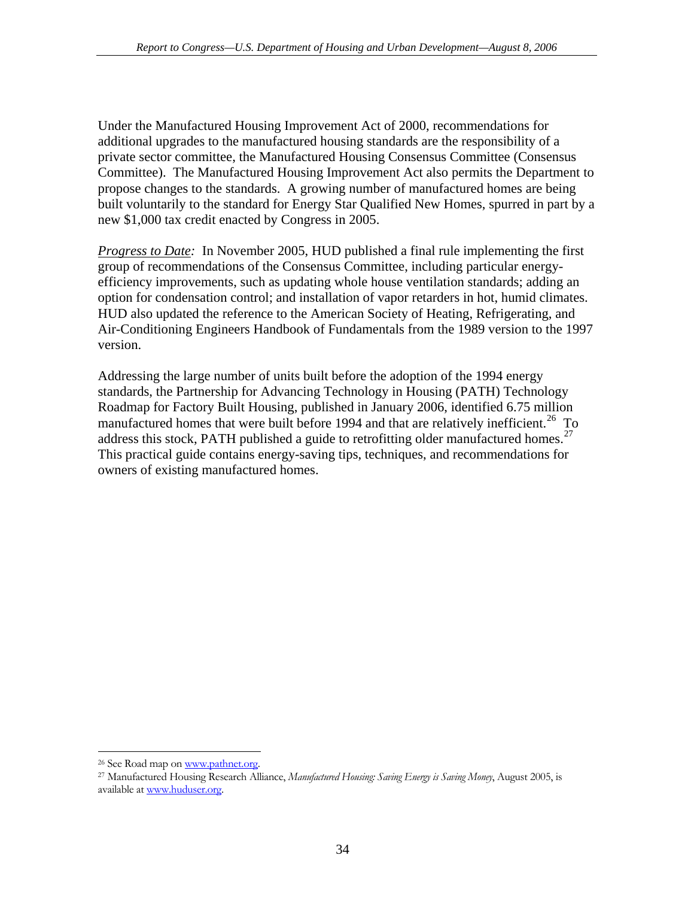Under the Manufactured Housing Improvement Act of 2000, recommendations for additional upgrades to the manufactured housing standards are the responsibility of a private sector committee, the Manufactured Housing Consensus Committee (Consensus Committee). The Manufactured Housing Improvement Act also permits the Department to propose changes to the standards. A growing number of manufactured homes are being built voluntarily to the standard for Energy Star Qualified New Homes, spurred in part by a new $1,000 tax credit enacted by Congress in 2005.

*Progress to Date:* In November 2005, HUD published a final rule implementing the first group of recommendations of the Consensus Committee, including particular energy-efficiency improvements, such as updating whole house ventilation standards; adding an option for condensation control; and installation of vapor retarders in hot, humid climates. HUD also updated the reference to the American Society of Heating, Refrigerating, and Air-Conditioning Engineers Handbook of Fundamentals from the 1989 version to the 1997 version.

Addressing the large number of units built before the adoption of the 1994 energy standards, the Partnership for Advancing Technology in Housing (PATH) Technology Roadmap for Factory Built Housing, published in January 2006, identified 6.75 million manufactured homes that were built before 1994 and that are relatively inefficient.[26] To address this stock, PATH published a guide to retrofitting older manufactured homes.[27] This practical guide contains energy-saving tips, techniques, and recommendations for owners of existing manufactured homes.

---

[26] See Road map on www.pathnet.org.

[27] Manufactured Housing Research Alliance, *Manufactured Housing: Saving Energy is Saving Money*, August 2005, is available at www.huduser.org.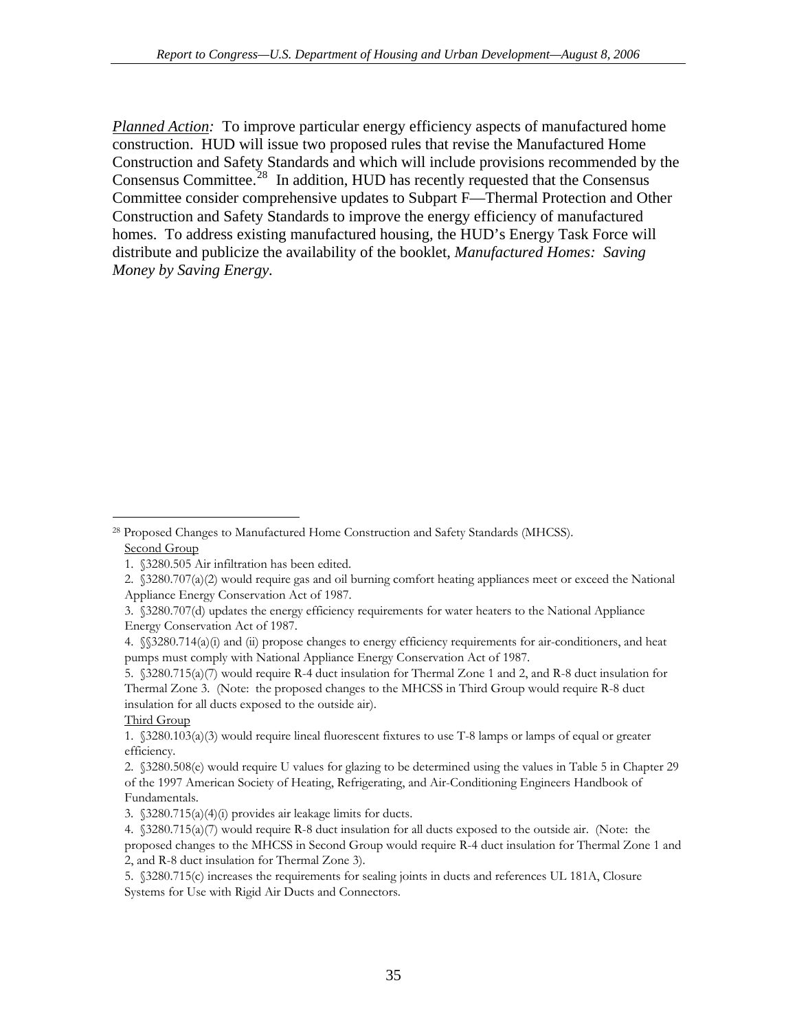*Planned Action:* To improve particular energy efficiency aspects of manufactured home construction. HUD will issue two proposed rules that revise the Manufactured Home Construction and Safety Standards and which will include provisions recommended by the Consensus Committee.[28] In addition, HUD has recently requested that the Consensus Committee consider comprehensive updates to Subpart F—Thermal Protection and Other Construction and Safety Standards to improve the energy efficiency of manufactured homes. To address existing manufactured housing, the HUD's Energy Task Force will distribute and publicize the availability of the booklet, *Manufactured Homes: Saving Money by Saving Energy*.

---

[28] Proposed Changes to Manufactured Home Construction and Safety Standards (MHCSS).

Second Group

1. §3280.505 Air infiltration has been edited.
2. §3280.707(a)(2) would require gas and oil burning comfort heating appliances meet or exceed the National Appliance Energy Conservation Act of 1987.
3. §3280.707(d) updates the energy efficiency requirements for water heaters to the National Appliance Energy Conservation Act of 1987.
4. §§3280.714(a)(i) and (ii) propose changes to energy efficiency requirements for air-conditioners, and heat pumps must comply with National Appliance Energy Conservation Act of 1987.
5. §3280.715(a)(7) would require R-4 duct insulation for Thermal Zone 1 and 2, and R-8 duct insulation for Thermal Zone 3. (Note: the proposed changes to the MHCSS in Third Group would require R-8 duct insulation for all ducts exposed to the outside air).

Third Group

1. §3280.103(a)(3) would require lineal fluorescent fixtures to use T-8 lamps or lamps of equal or greater efficiency.
2. §3280.508(e) would require U values for glazing to be determined using the values in Table 5 in Chapter 29 of the 1997 American Society of Heating, Refrigerating, and Air-Conditioning Engineers Handbook of Fundamentals.
3. §3280.715(a)(4)(i) provides air leakage limits for ducts.
4. §3280.715(a)(7) would require R-8 duct insulation for all ducts exposed to the outside air. (Note: the proposed changes to the MHCSS in Second Group would require R-4 duct insulation for Thermal Zone 1 and 2, and R-8 duct insulation for Thermal Zone 3).
5. §3280.715(c) increases the requirements for sealing joints in ducts and references UL 181A, Closure Systems for Use with Rigid Air Ducts and Connectors.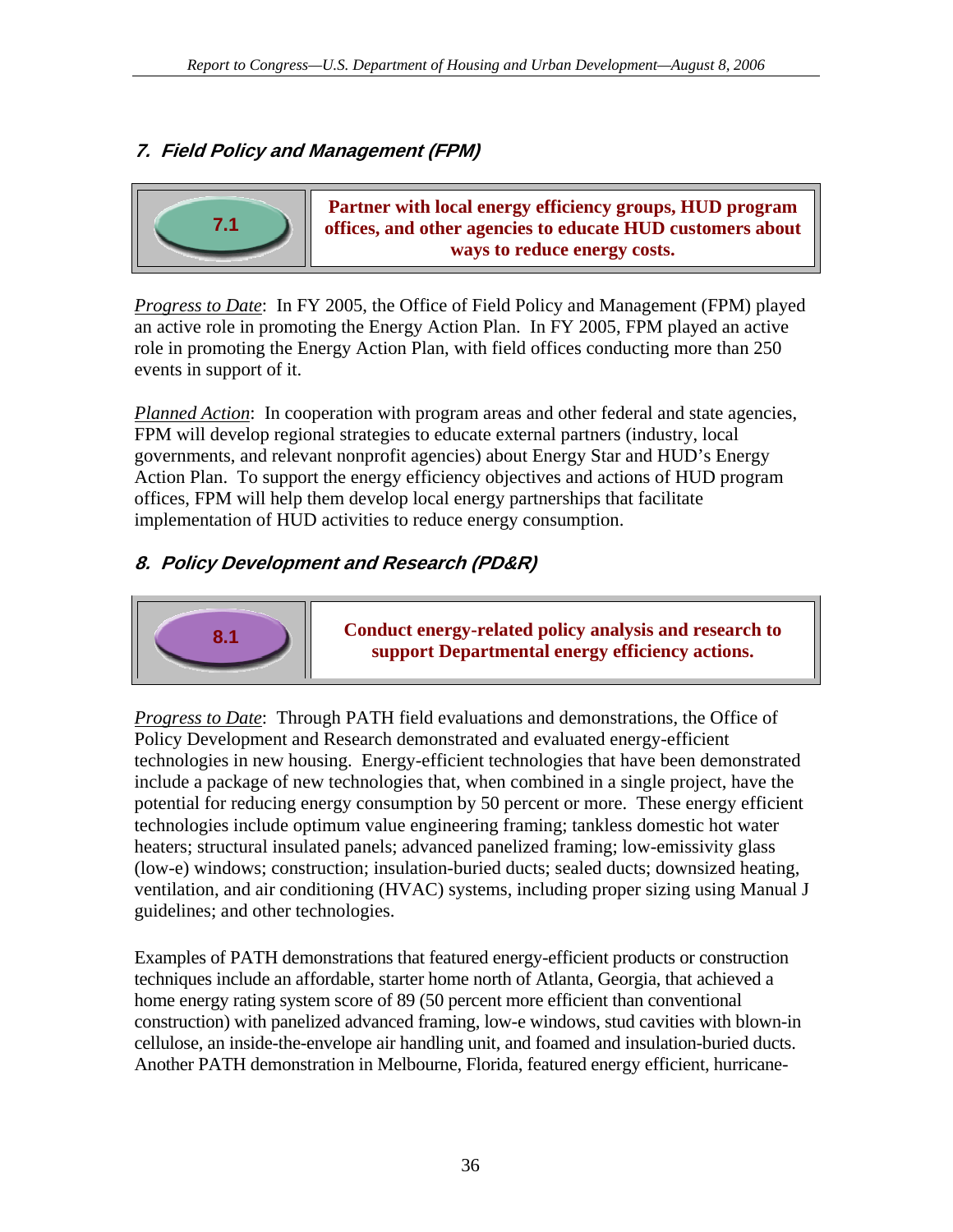## 7. Field Policy and Management (FPM)

| 7.1 | **Partner with local energy efficiency groups, HUD program offices, and other agencies to educate HUD customers about ways to reduce energy costs.** |
|---|---|

*Progress to Date*: In FY 2005, the Office of Field Policy and Management (FPM) played an active role in promoting the Energy Action Plan. In FY 2005, FPM played an active role in promoting the Energy Action Plan, with field offices conducting more than 250 events in support of it.

*Planned Action*: In cooperation with program areas and other federal and state agencies, FPM will develop regional strategies to educate external partners (industry, local governments, and relevant nonprofit agencies) about Energy Star and HUD's Energy Action Plan. To support the energy efficiency objectives and actions of HUD program offices, FPM will help them develop local energy partnerships that facilitate implementation of HUD activities to reduce energy consumption.

## 8. Policy Development and Research (PD&R)

| 8.1 | **Conduct energy-related policy analysis and research to support Departmental energy efficiency actions.** |
|---|---|

*Progress to Date*: Through PATH field evaluations and demonstrations, the Office of Policy Development and Research demonstrated and evaluated energy-efficient technologies in new housing. Energy-efficient technologies that have been demonstrated include a package of new technologies that, when combined in a single project, have the potential for reducing energy consumption by 50 percent or more. These energy efficient technologies include optimum value engineering framing; tankless domestic hot water heaters; structural insulated panels; advanced panelized framing; low-emissivity glass (low-e) windows; construction; insulation-buried ducts; sealed ducts; downsized heating, ventilation, and air conditioning (HVAC) systems, including proper sizing using Manual J guidelines; and other technologies.

Examples of PATH demonstrations that featured energy-efficient products or construction techniques include an affordable, starter home north of Atlanta, Georgia, that achieved a home energy rating system score of 89 (50 percent more efficient than conventional construction) with panelized advanced framing, low-e windows, stud cavities with blown-in cellulose, an inside-the-envelope air handling unit, and foamed and insulation-buried ducts. Another PATH demonstration in Melbourne, Florida, featured energy efficient, hurricane-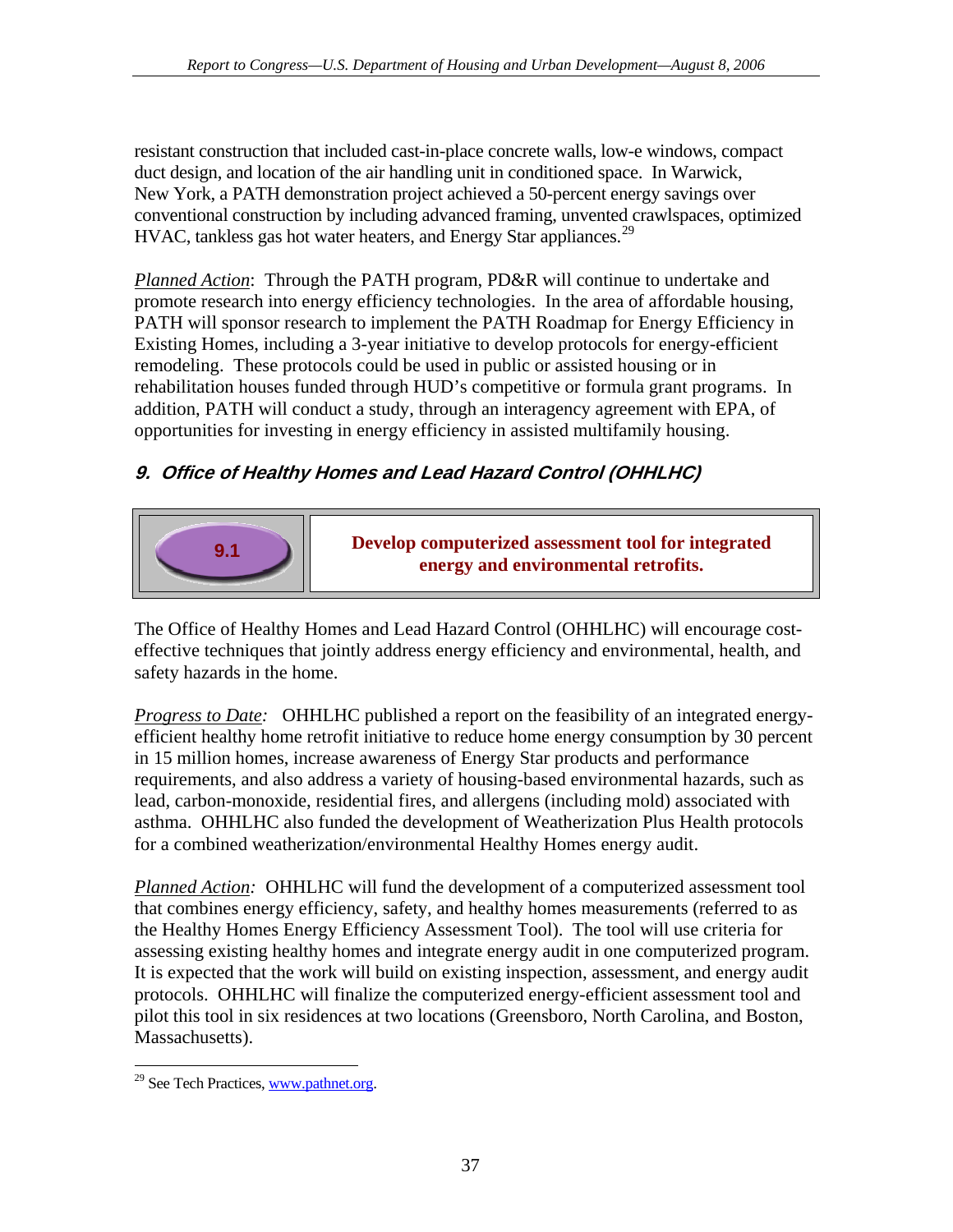resistant construction that included cast-in-place concrete walls, low-e windows, compact duct design, and location of the air handling unit in conditioned space. In Warwick, New York, a PATH demonstration project achieved a 50-percent energy savings over conventional construction by including advanced framing, unvented crawlspaces, optimized HVAC, tankless gas hot water heaters, and Energy Star appliances.[29]

*Planned Action*: Through the PATH program, PD&R will continue to undertake and promote research into energy efficiency technologies. In the area of affordable housing, PATH will sponsor research to implement the PATH Roadmap for Energy Efficiency in Existing Homes, including a 3-year initiative to develop protocols for energy-efficient remodeling. These protocols could be used in public or assisted housing or in rehabilitation houses funded through HUD's competitive or formula grant programs. In addition, PATH will conduct a study, through an interagency agreement with EPA, of opportunities for investing in energy efficiency in assisted multifamily housing.

### 9. Office of Healthy Homes and Lead Hazard Control (OHHLHC)

| 9.1 | **Develop computerized assessment tool for integrated energy and environmental retrofits.** |
|---|---|

The Office of Healthy Homes and Lead Hazard Control (OHHLHC) will encourage cost-effective techniques that jointly address energy efficiency and environmental, health, and safety hazards in the home.

*Progress to Date:* OHHLHC published a report on the feasibility of an integrated energy-efficient healthy home retrofit initiative to reduce home energy consumption by 30 percent in 15 million homes, increase awareness of Energy Star products and performance requirements, and also address a variety of housing-based environmental hazards, such as lead, carbon-monoxide, residential fires, and allergens (including mold) associated with asthma. OHHLHC also funded the development of Weatherization Plus Health protocols for a combined weatherization/environmental Healthy Homes energy audit.

*Planned Action:* OHHLHC will fund the development of a computerized assessment tool that combines energy efficiency, safety, and healthy homes measurements (referred to as the Healthy Homes Energy Efficiency Assessment Tool). The tool will use criteria for assessing existing healthy homes and integrate energy audit in one computerized program. It is expected that the work will build on existing inspection, assessment, and energy audit protocols. OHHLHC will finalize the computerized energy-efficient assessment tool and pilot this tool in six residences at two locations (Greensboro, North Carolina, and Boston, Massachusetts).

---

[29] See Tech Practices, www.pathnet.org.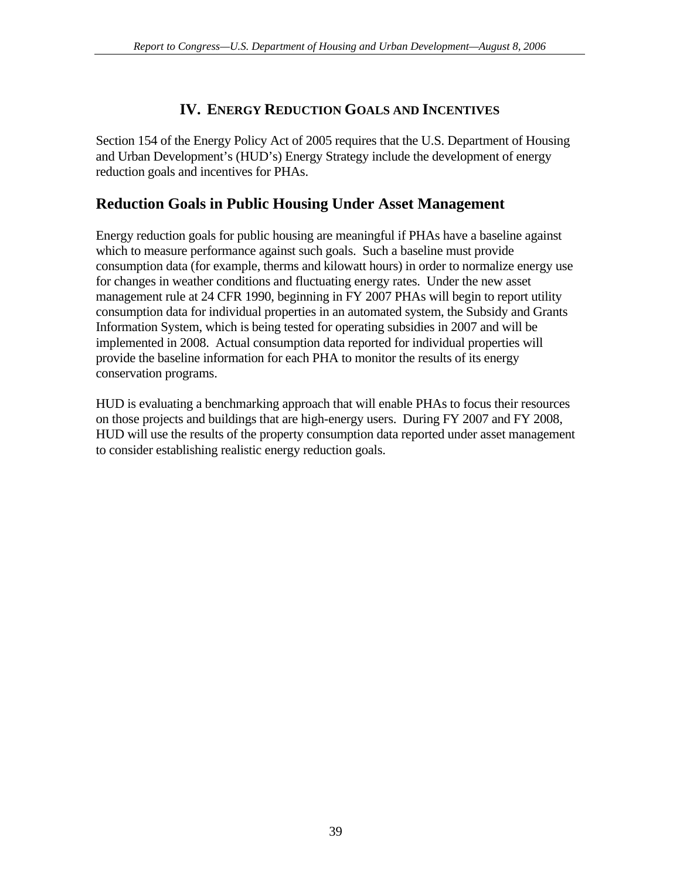## IV. ENERGY REDUCTION GOALS AND INCENTIVES

Section 154 of the Energy Policy Act of 2005 requires that the U.S. Department of Housing and Urban Development's (HUD's) Energy Strategy include the development of energy reduction goals and incentives for PHAs.

### Reduction Goals in Public Housing Under Asset Management

Energy reduction goals for public housing are meaningful if PHAs have a baseline against which to measure performance against such goals. Such a baseline must provide consumption data (for example, therms and kilowatt hours) in order to normalize energy use for changes in weather conditions and fluctuating energy rates. Under the new asset management rule at 24 CFR 1990, beginning in FY 2007 PHAs will begin to report utility consumption data for individual properties in an automated system, the Subsidy and Grants Information System, which is being tested for operating subsidies in 2007 and will be implemented in 2008. Actual consumption data reported for individual properties will provide the baseline information for each PHA to monitor the results of its energy conservation programs.

HUD is evaluating a benchmarking approach that will enable PHAs to focus their resources on those projects and buildings that are high-energy users. During FY 2007 and FY 2008, HUD will use the results of the property consumption data reported under asset management to consider establishing realistic energy reduction goals.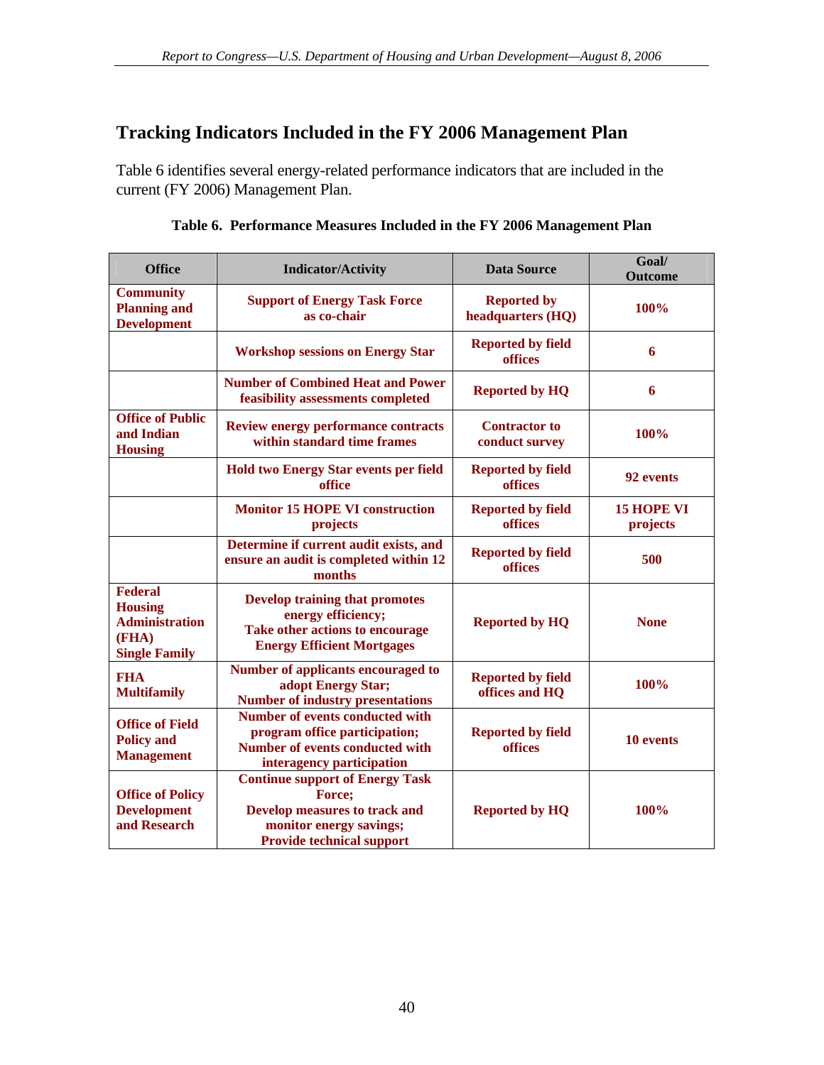## Tracking Indicators Included in the FY 2006 Management Plan

Table 6 identifies several energy-related performance indicators that are included in the current (FY 2006) Management Plan.

**Table 6. Performance Measures Included in the FY 2006 Management Plan**

| Office | Indicator/Activity | Data Source | Goal/ Outcome |
|---|---|---|---|
| Community Planning and Development | Support of Energy Task Force as co-chair | Reported by headquarters (HQ) | 100% |
| | Workshop sessions on Energy Star | Reported by field offices | 6 |
| | Number of Combined Heat and Power feasibility assessments completed | Reported by HQ | 6 |
| Office of Public and Indian Housing | Review energy performance contracts within standard time frames | Contractor to conduct survey | 100% |
| | Hold two Energy Star events per field office | Reported by field offices | 92 events |
| | Monitor 15 HOPE VI construction projects | Reported by field offices | 15 HOPE VI projects |
| | Determine if current audit exists, and ensure an audit is completed within 12 months | Reported by field offices | 500 |
| Federal Housing Administration (FHA) Single Family | Develop training that promotes energy efficiency; Take other actions to encourage Energy Efficient Mortgages | Reported by HQ | None |
| FHA Multifamily | Number of applicants encouraged to adopt Energy Star; Number of industry presentations | Reported by field offices and HQ | 100% |
| Office of Field Policy and Management | Number of events conducted with program office participation; Number of events conducted with interagency participation | Reported by field offices | 10 events |
| Office of Policy Development and Research | Continue support of Energy Task Force; Develop measures to track and monitor energy savings; Provide technical support | Reported by HQ | 100% |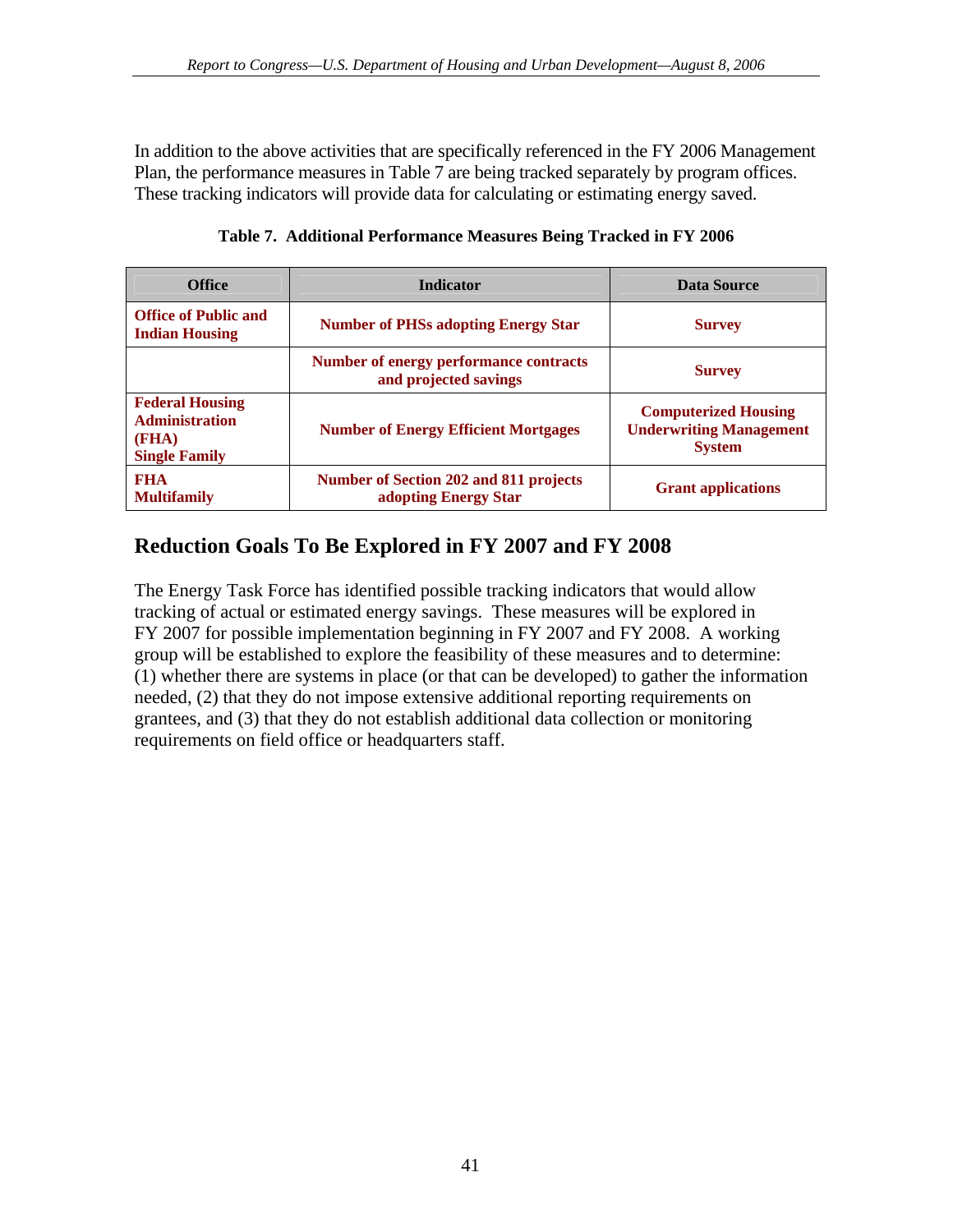In addition to the above activities that are specifically referenced in the FY 2006 Management Plan, the performance measures in Table 7 are being tracked separately by program offices. These tracking indicators will provide data for calculating or estimating energy saved.

**Table 7. Additional Performance Measures Being Tracked in FY 2006**

| Office | Indicator | Data Source |
|---|---|---|
| **Office of Public and Indian Housing** | **Number of PHSs adopting Energy Star** | **Survey** |
| | **Number of energy performance contracts and projected savings** | **Survey** |
| **Federal Housing Administration (FHA) Single Family** | **Number of Energy Efficient Mortgages** | **Computerized Housing Underwriting Management System** |
| **FHA Multifamily** | **Number of Section 202 and 811 projects adopting Energy Star** | **Grant applications** |

## Reduction Goals To Be Explored in FY 2007 and FY 2008

The Energy Task Force has identified possible tracking indicators that would allow tracking of actual or estimated energy savings. These measures will be explored in FY 2007 for possible implementation beginning in FY 2007 and FY 2008. A working group will be established to explore the feasibility of these measures and to determine: (1) whether there are systems in place (or that can be developed) to gather the information needed, (2) that they do not impose extensive additional reporting requirements on grantees, and (3) that they do not establish additional data collection or monitoring requirements on field office or headquarters staff.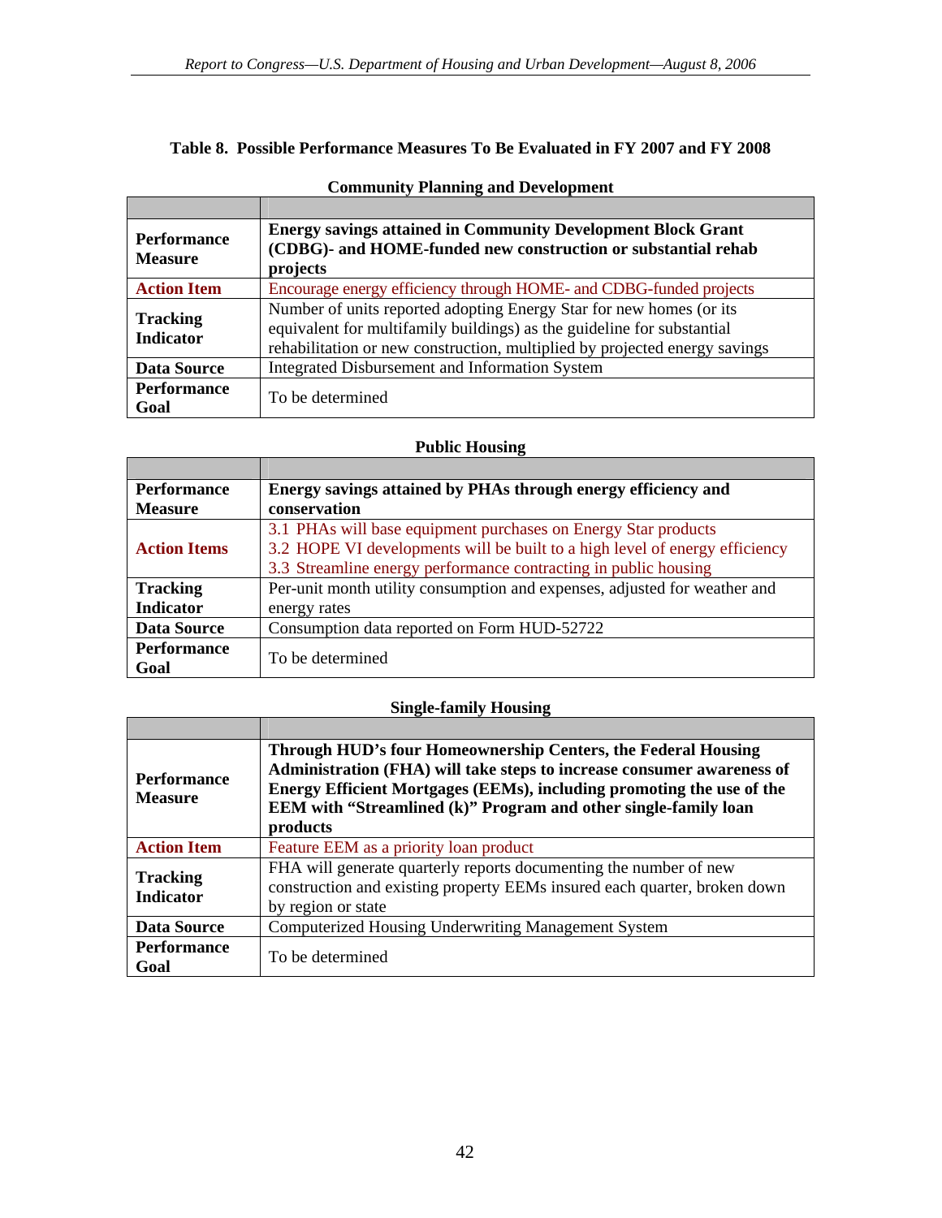**Table 8. Possible Performance Measures To Be Evaluated in FY 2007 and FY 2008**

**Community Planning and Development**

| | |
|---|---|
| **Performance Measure** | **Energy savings attained in Community Development Block Grant (CDBG)- and HOME-funded new construction or substantial rehab projects** |
| **Action Item** | Encourage energy efficiency through HOME- and CDBG-funded projects |
| **Tracking Indicator** | Number of units reported adopting Energy Star for new homes (or its equivalent for multifamily buildings) as the guideline for substantial rehabilitation or new construction, multiplied by projected energy savings |
| **Data Source** | Integrated Disbursement and Information System |
| **Performance Goal** | To be determined |

**Public Housing**

| | |
|---|---|
| **Performance Measure** | **Energy savings attained by PHAs through energy efficiency and conservation** |
| **Action Items** | 3.1 PHAs will base equipment purchases on Energy Star products<br>3.2 HOPE VI developments will be built to a high level of energy efficiency<br>3.3 Streamline energy performance contracting in public housing |
| **Tracking Indicator** | Per-unit month utility consumption and expenses, adjusted for weather and energy rates |
| **Data Source** | Consumption data reported on Form HUD-52722 |
| **Performance Goal** | To be determined |

**Single-family Housing**

| | |
|---|---|
| **Performance Measure** | **Through HUD's four Homeownership Centers, the Federal Housing Administration (FHA) will take steps to increase consumer awareness of Energy Efficient Mortgages (EEMs), including promoting the use of the EEM with "Streamlined (k)" Program and other single-family loan products** |
| **Action Item** | Feature EEM as a priority loan product |
| **Tracking Indicator** | FHA will generate quarterly reports documenting the number of new construction and existing property EEMs insured each quarter, broken down by region or state |
| **Data Source** | Computerized Housing Underwriting Management System |
| **Performance Goal** | To be determined |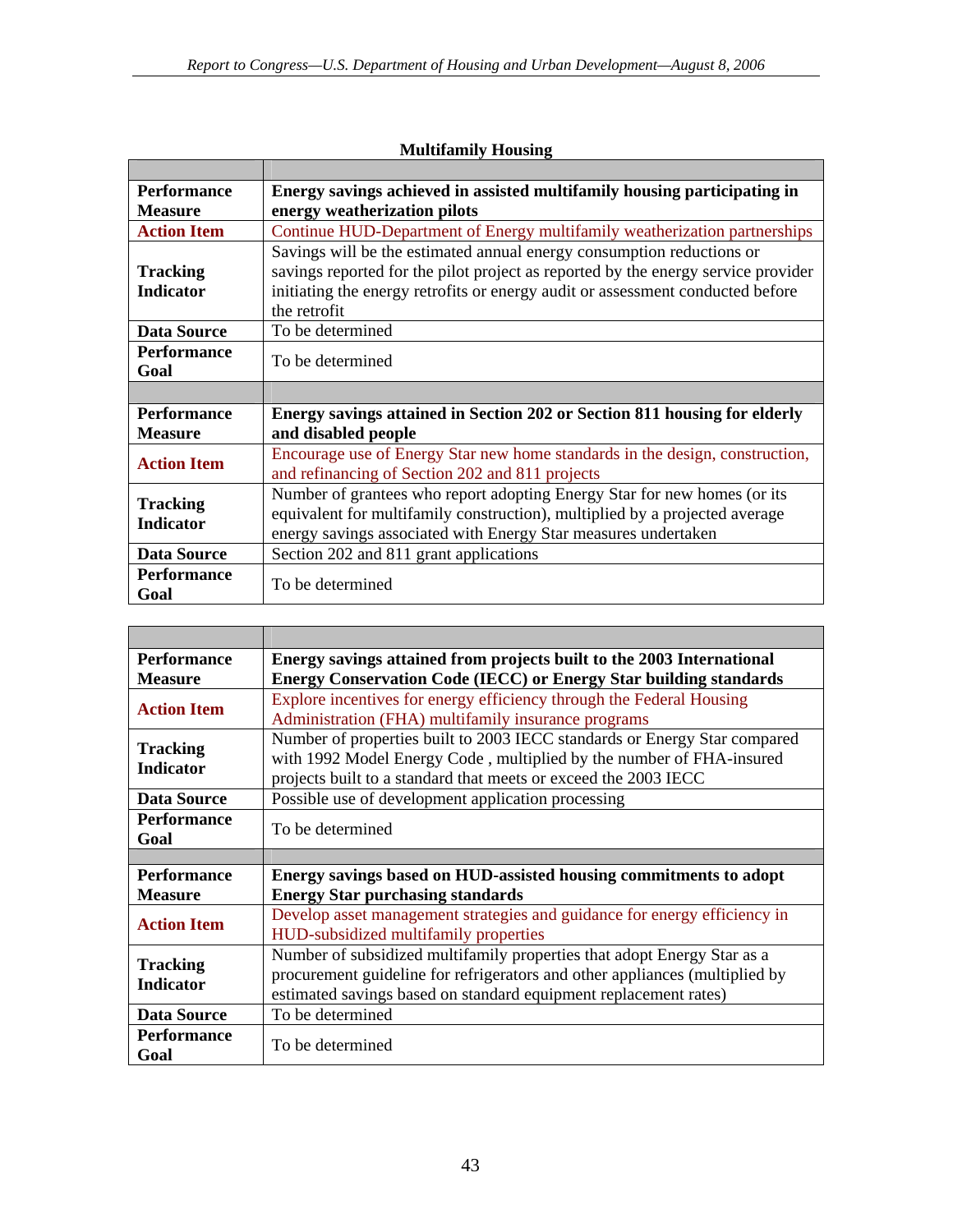**Multifamily Housing**

| | |
|---|---|
| **Performance Measure** | **Energy savings achieved in assisted multifamily housing participating in energy weatherization pilots** |
| **Action Item** | Continue HUD-Department of Energy multifamily weatherization partnerships |
| **Tracking Indicator** | Savings will be the estimated annual energy consumption reductions or savings reported for the pilot project as reported by the energy service provider initiating the energy retrofits or energy audit or assessment conducted before the retrofit |
| **Data Source** | To be determined |
| **Performance Goal** | To be determined |
| | |
| **Performance Measure** | **Energy savings attained in Section 202 or Section 811 housing for elderly and disabled people** |
| **Action Item** | Encourage use of Energy Star new home standards in the design, construction, and refinancing of Section 202 and 811 projects |
| **Tracking Indicator** | Number of grantees who report adopting Energy Star for new homes (or its equivalent for multifamily construction), multiplied by a projected average energy savings associated with Energy Star measures undertaken |
| **Data Source** | Section 202 and 811 grant applications |
| **Performance Goal** | To be determined |

| | |
|---|---|
| **Performance Measure** | **Energy savings attained from projects built to the 2003 International Energy Conservation Code (IECC) or Energy Star building standards** |
| **Action Item** | Explore incentives for energy efficiency through the Federal Housing Administration (FHA) multifamily insurance programs |
| **Tracking Indicator** | Number of properties built to 2003 IECC standards or Energy Star compared with 1992 Model Energy Code , multiplied by the number of FHA-insured projects built to a standard that meets or exceed the 2003 IECC |
| **Data Source** | Possible use of development application processing |
| **Performance Goal** | To be determined |
| | |
| **Performance Measure** | **Energy savings based on HUD-assisted housing commitments to adopt Energy Star purchasing standards** |
| **Action Item** | Develop asset management strategies and guidance for energy efficiency in HUD-subsidized multifamily properties |
| **Tracking Indicator** | Number of subsidized multifamily properties that adopt Energy Star as a procurement guideline for refrigerators and other appliances (multiplied by estimated savings based on standard equipment replacement rates) |
| **Data Source** | To be determined |
| **Performance Goal** | To be determined |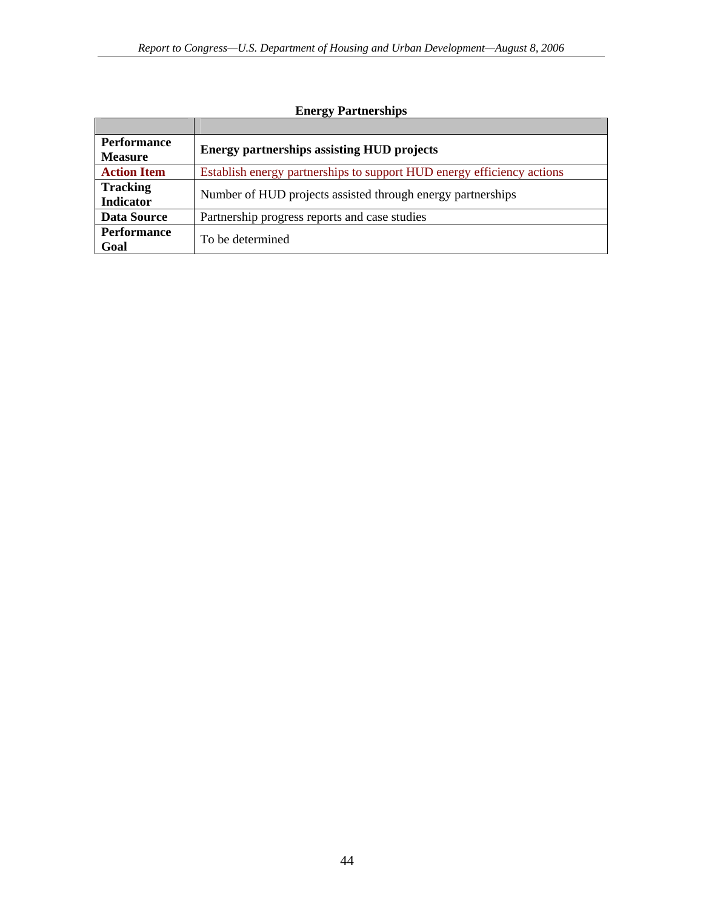**Energy Partnerships**

| | |
|---|---|
| **Performance Measure** | **Energy partnerships assisting HUD projects** |
| **Action Item** | Establish energy partnerships to support HUD energy efficiency actions |
| **Tracking Indicator** | Number of HUD projects assisted through energy partnerships |
| **Data Source** | Partnership progress reports and case studies |
| **Performance Goal** | To be determined |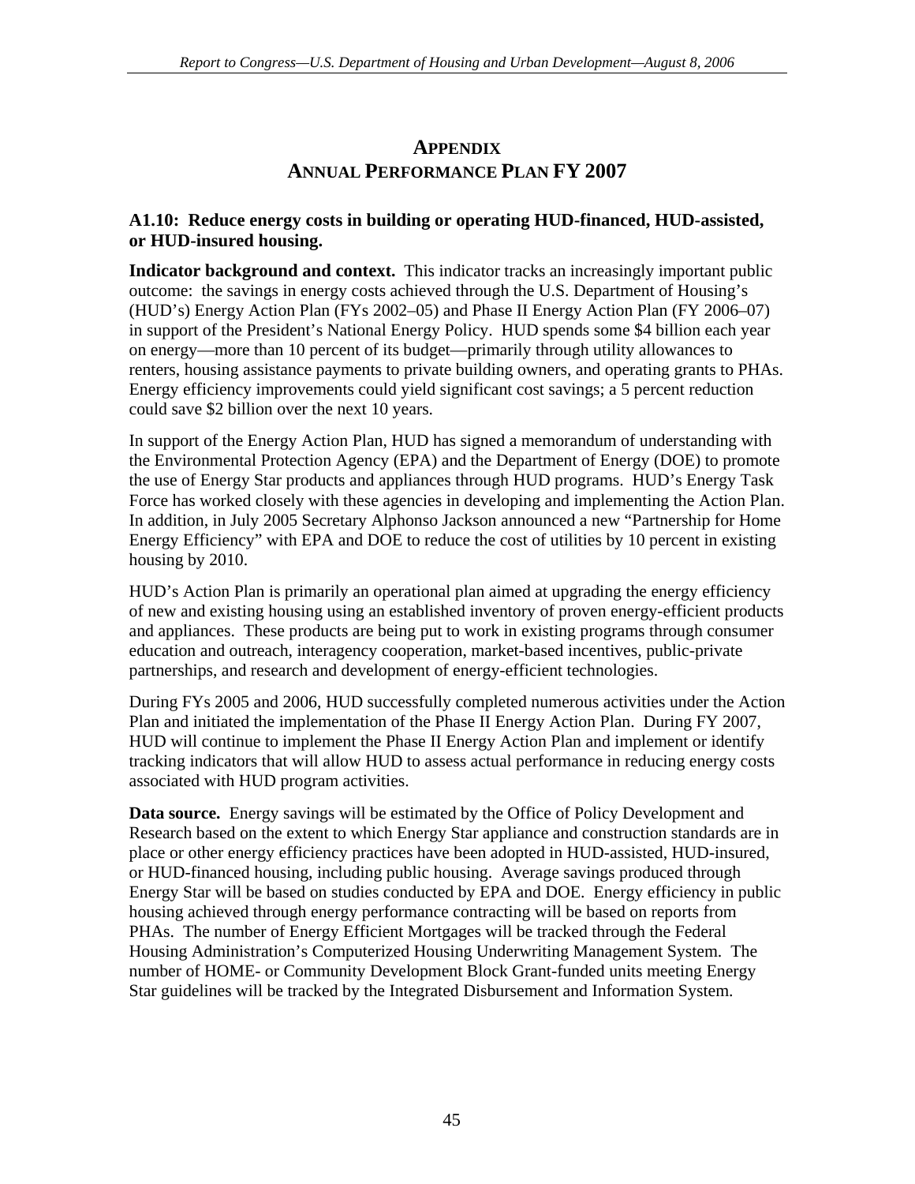# APPENDIX
# ANNUAL PERFORMANCE PLAN FY 2007

### A1.10: Reduce energy costs in building or operating HUD-financed, HUD-assisted, or HUD-insured housing.

**Indicator background and context.** This indicator tracks an increasingly important public outcome: the savings in energy costs achieved through the U.S. Department of Housing's (HUD's) Energy Action Plan (FYs 2002–05) and Phase II Energy Action Plan (FY 2006–07) in support of the President's National Energy Policy. HUD spends some $4 billion each year on energy—more than 10 percent of its budget—primarily through utility allowances to renters, housing assistance payments to private building owners, and operating grants to PHAs. Energy efficiency improvements could yield significant cost savings; a 5 percent reduction could save $2 billion over the next 10 years.

In support of the Energy Action Plan, HUD has signed a memorandum of understanding with the Environmental Protection Agency (EPA) and the Department of Energy (DOE) to promote the use of Energy Star products and appliances through HUD programs. HUD's Energy Task Force has worked closely with these agencies in developing and implementing the Action Plan. In addition, in July 2005 Secretary Alphonso Jackson announced a new "Partnership for Home Energy Efficiency" with EPA and DOE to reduce the cost of utilities by 10 percent in existing housing by 2010.

HUD's Action Plan is primarily an operational plan aimed at upgrading the energy efficiency of new and existing housing using an established inventory of proven energy-efficient products and appliances. These products are being put to work in existing programs through consumer education and outreach, interagency cooperation, market-based incentives, public-private partnerships, and research and development of energy-efficient technologies.

During FYs 2005 and 2006, HUD successfully completed numerous activities under the Action Plan and initiated the implementation of the Phase II Energy Action Plan. During FY 2007, HUD will continue to implement the Phase II Energy Action Plan and implement or identify tracking indicators that will allow HUD to assess actual performance in reducing energy costs associated with HUD program activities.

**Data source.** Energy savings will be estimated by the Office of Policy Development and Research based on the extent to which Energy Star appliance and construction standards are in place or other energy efficiency practices have been adopted in HUD-assisted, HUD-insured, or HUD-financed housing, including public housing. Average savings produced through Energy Star will be based on studies conducted by EPA and DOE. Energy efficiency in public housing achieved through energy performance contracting will be based on reports from PHAs. The number of Energy Efficient Mortgages will be tracked through the Federal Housing Administration's Computerized Housing Underwriting Management System. The number of HOME- or Community Development Block Grant-funded units meeting Energy Star guidelines will be tracked by the Integrated Disbursement and Information System.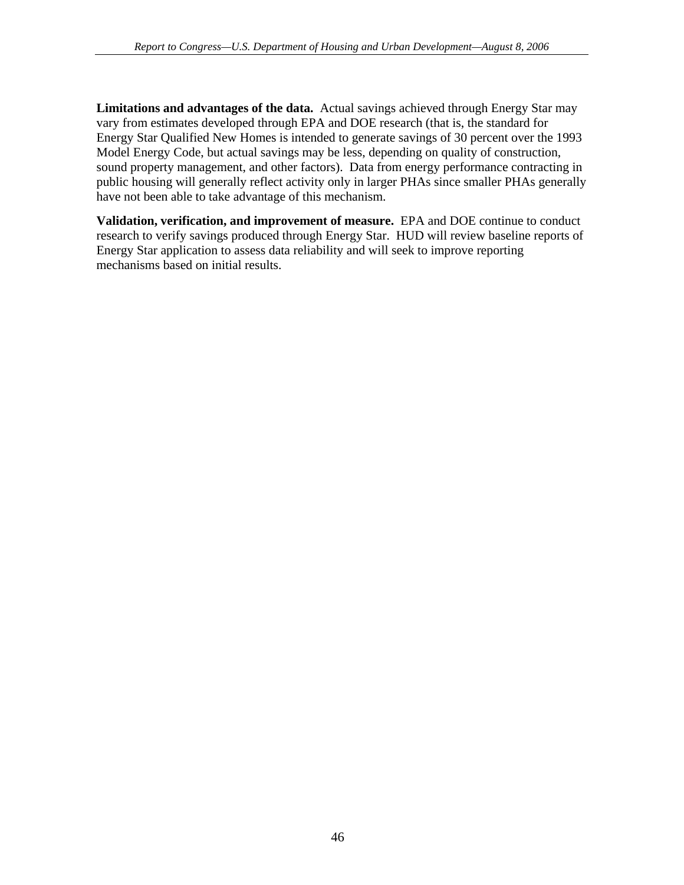**Limitations and advantages of the data.** Actual savings achieved through Energy Star may vary from estimates developed through EPA and DOE research (that is, the standard for Energy Star Qualified New Homes is intended to generate savings of 30 percent over the 1993 Model Energy Code, but actual savings may be less, depending on quality of construction, sound property management, and other factors). Data from energy performance contracting in public housing will generally reflect activity only in larger PHAs since smaller PHAs generally have not been able to take advantage of this mechanism.

**Validation, verification, and improvement of measure.** EPA and DOE continue to conduct research to verify savings produced through Energy Star. HUD will review baseline reports of Energy Star application to assess data reliability and will seek to improve reporting mechanisms based on initial results.